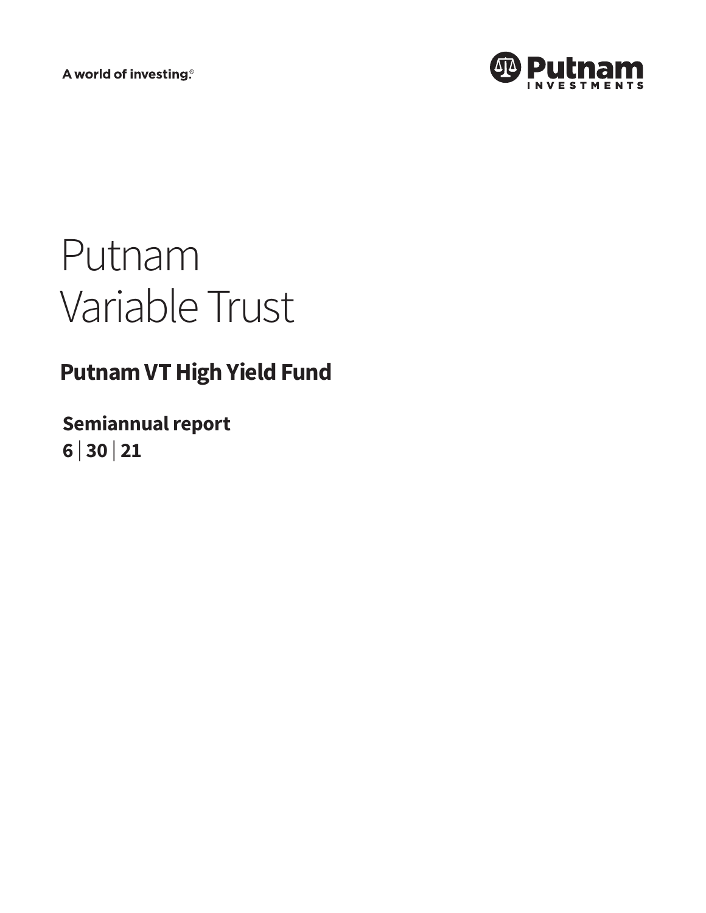A world of investing.®

Putnam Investments

# Putnam Variable Trust

## Putnam VT High Yield Fund

**Semiannual report**
**6 | 30 | 21**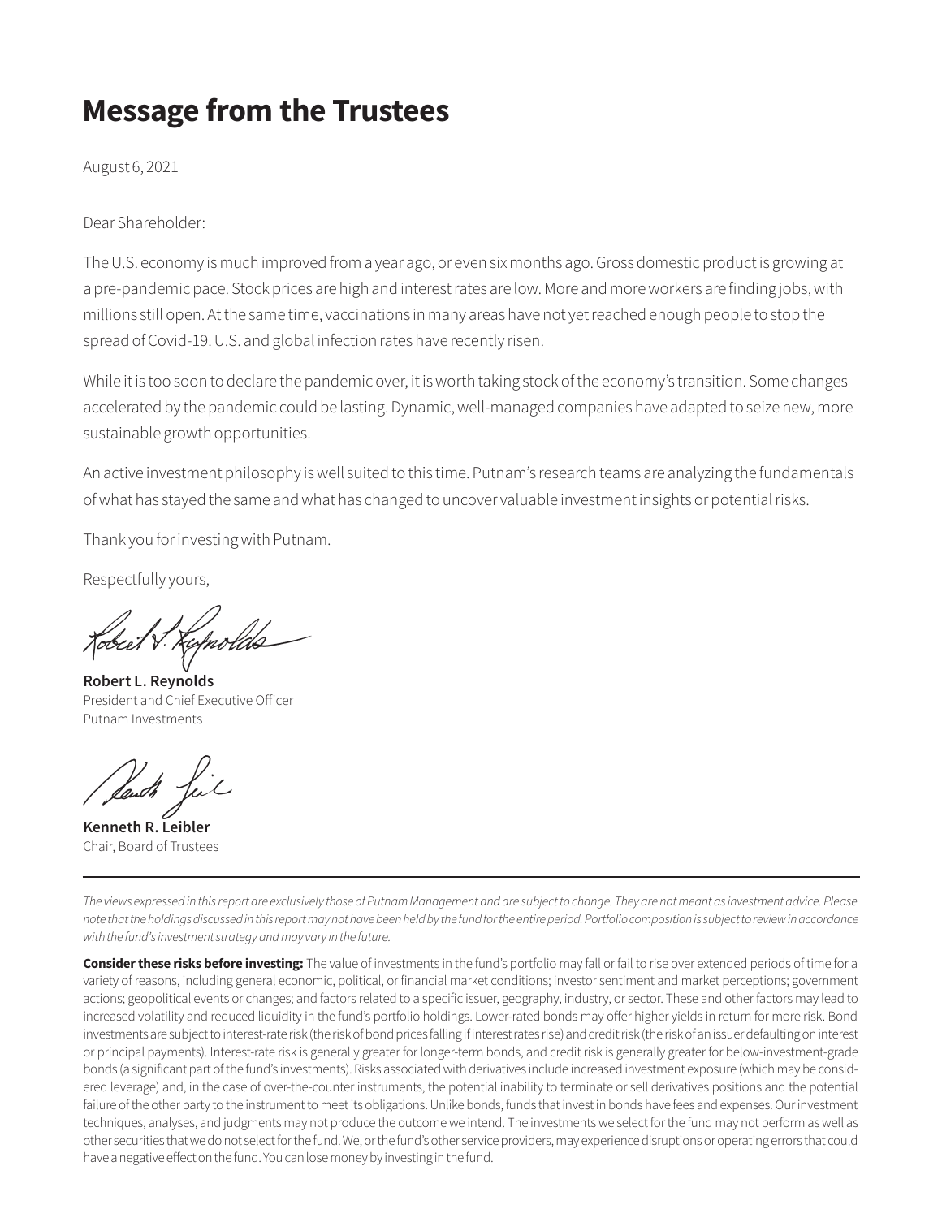# Message from the Trustees

August 6, 2021

Dear Shareholder:

The U.S. economy is much improved from a year ago, or even six months ago. Gross domestic product is growing at a pre-pandemic pace. Stock prices are high and interest rates are low. More and more workers are finding jobs, with millions still open. At the same time, vaccinations in many areas have not yet reached enough people to stop the spread of Covid-19. U.S. and global infection rates have recently risen.

While it is too soon to declare the pandemic over, it is worth taking stock of the economy's transition. Some changes accelerated by the pandemic could be lasting. Dynamic, well-managed companies have adapted to seize new, more sustainable growth opportunities.

An active investment philosophy is well suited to this time. Putnam's research teams are analyzing the fundamentals of what has stayed the same and what has changed to uncover valuable investment insights or potential risks.

Thank you for investing with Putnam.

Respectfully yours,

**Robert L. Reynolds**
President and Chief Executive Officer
Putnam Investments

**Kenneth R. Leibler**
Chair, Board of Trustees

---

*The views expressed in this report are exclusively those of Putnam Management and are subject to change. They are not meant as investment advice. Please note that the holdings discussed in this report may not have been held by the fund for the entire period. Portfolio composition is subject to review in accordance with the fund's investment strategy and may vary in the future.*

**Consider these risks before investing:** The value of investments in the fund's portfolio may fall or fail to rise over extended periods of time for a variety of reasons, including general economic, political, or financial market conditions; investor sentiment and market perceptions; government actions; geopolitical events or changes; and factors related to a specific issuer, geography, industry, or sector. These and other factors may lead to increased volatility and reduced liquidity in the fund's portfolio holdings. Lower-rated bonds may offer higher yields in return for more risk. Bond investments are subject to interest-rate risk (the risk of bond prices falling if interest rates rise) and credit risk (the risk of an issuer defaulting on interest or principal payments). Interest-rate risk is generally greater for longer-term bonds, and credit risk is generally greater for below-investment-grade bonds (a significant part of the fund's investments). Risks associated with derivatives include increased investment exposure (which may be considered leverage) and, in the case of over-the-counter instruments, the potential inability to terminate or sell derivatives positions and the potential failure of the other party to the instrument to meet its obligations. Unlike bonds, funds that invest in bonds have fees and expenses. Our investment techniques, analyses, and judgments may not produce the outcome we intend. The investments we select for the fund may not perform as well as other securities that we do not select for the fund. We, or the fund's other service providers, may experience disruptions or operating errors that could have a negative effect on the fund. You can lose money by investing in the fund.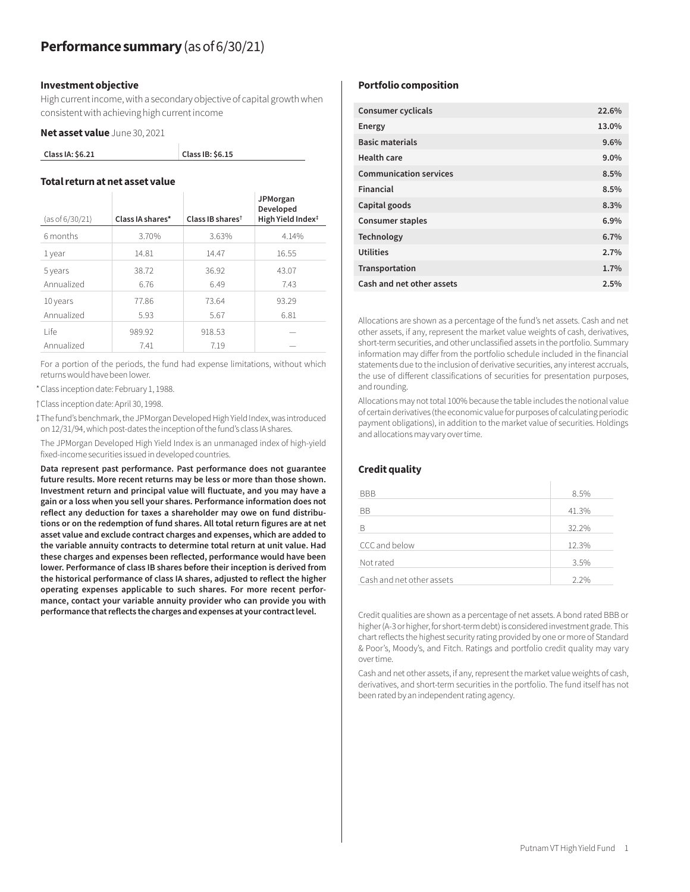# **Performance summary** (as of 6/30/21)

### Investment objective

High current income, with a secondary objective of capital growth when consistent with achieving high current income

**Net asset value** June 30, 2021

| Class IA: $6.21 | Class IB: $6.15 |
|---|---|

### Total return at net asset value

| (as of 6/30/21) | Class IA shares* | Class IB shares† | JPMorgan Developed High Yield Index‡ |
|---|---|---|---|
| 6 months | 3.70% | 3.63% | 4.14% |
| 1 year | 14.81 | 14.47 | 16.55 |
| 5 years | 38.72 | 36.92 | 43.07 |
| Annualized | 6.76 | 6.49 | 7.43 |
| 10 years | 77.86 | 73.64 | 93.29 |
| Annualized | 5.93 | 5.67 | 6.81 |
| Life | 989.92 | 918.53 | — |
| Annualized | 7.41 | 7.19 | — |

For a portion of the periods, the fund had expense limitations, without which returns would have been lower.

* Class inception date: February 1, 1988.

† Class inception date: April 30, 1998.

‡ The fund's benchmark, the JPMorgan Developed High Yield Index, was introduced on 12/31/94, which post-dates the inception of the fund's class IA shares.

The JPMorgan Developed High Yield Index is an unmanaged index of high-yield fixed-income securities issued in developed countries.

**Data represent past performance. Past performance does not guarantee future results. More recent returns may be less or more than those shown. Investment return and principal value will fluctuate, and you may have a gain or a loss when you sell your shares. Performance information does not reflect any deduction for taxes a shareholder may owe on fund distributions or on the redemption of fund shares. All total return figures are at net asset value and exclude contract charges and expenses, which are added to the variable annuity contracts to determine total return at unit value. Had these charges and expenses been reflected, performance would have been lower. Performance of class IB shares before their inception is derived from the historical performance of class IA shares, adjusted to reflect the higher operating expenses applicable to such shares. For more recent performance, contact your variable annuity provider who can provide you with performance that reflects the charges and expenses at your contract level.**

### Portfolio composition

| | |
|---|---|
| Consumer cyclicals | 22.6% |
| Energy | 13.0% |
| Basic materials | 9.6% |
| Health care | 9.0% |
| Communication services | 8.5% |
| Financial | 8.5% |
| Capital goods | 8.3% |
| Consumer staples | 6.9% |
| Technology | 6.7% |
| Utilities | 2.7% |
| Transportation | 1.7% |
| Cash and net other assets | 2.5% |

Allocations are shown as a percentage of the fund's net assets. Cash and net other assets, if any, represent the market value weights of cash, derivatives, short-term securities, and other unclassified assets in the portfolio. Summary information may differ from the portfolio schedule included in the financial statements due to the inclusion of derivative securities, any interest accruals, the use of different classifications of securities for presentation purposes, and rounding.

Allocations may not total 100% because the table includes the notional value of certain derivatives (the economic value for purposes of calculating periodic payment obligations), in addition to the market value of securities. Holdings and allocations may vary over time.

### Credit quality

| | |
|---|---|
| BBB | 8.5% |
| BB | 41.3% |
| B | 32.2% |
| CCC and below | 12.3% |
| Not rated | 3.5% |
| Cash and net other assets | 2.2% |

Credit qualities are shown as a percentage of net assets. A bond rated BBB or higher (A-3 or higher, for short-term debt) is considered investment grade. This chart reflects the highest security rating provided by one or more of Standard & Poor's, Moody's, and Fitch. Ratings and portfolio credit quality may vary over time.

Cash and net other assets, if any, represent the market value weights of cash, derivatives, and short-term securities in the portfolio. The fund itself has not been rated by an independent rating agency.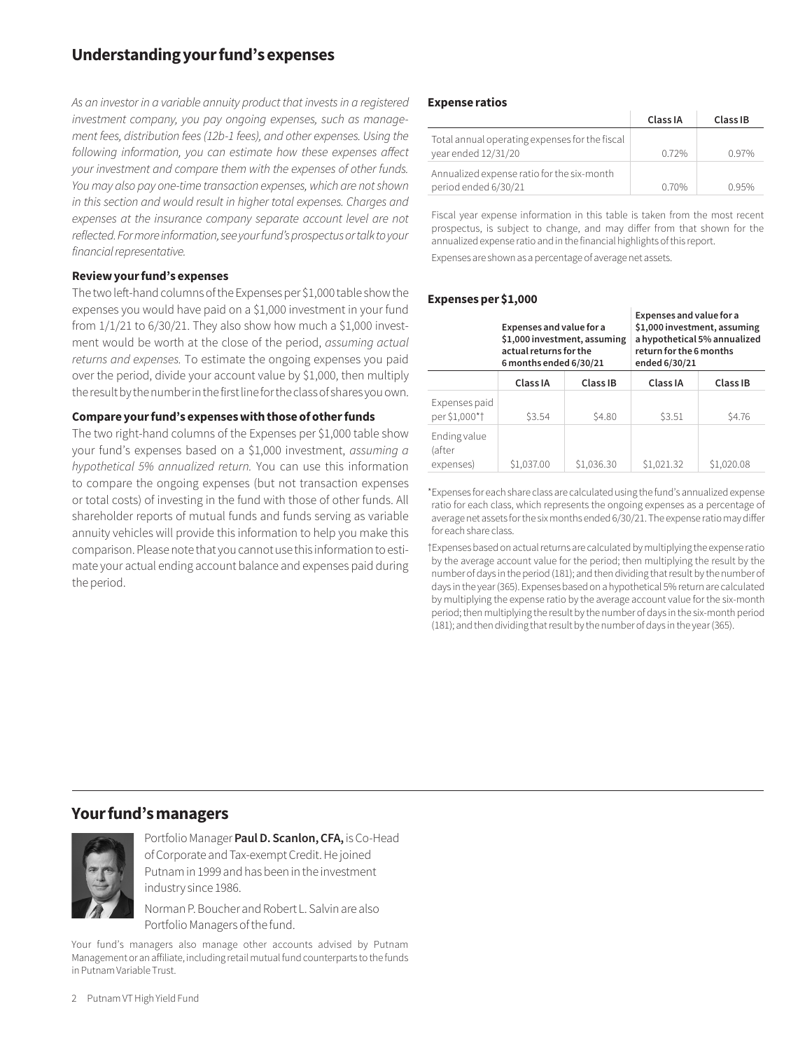## Understanding your fund's expenses

*As an investor in a variable annuity product that invests in a registered investment company, you pay ongoing expenses, such as management fees, distribution fees (12b-1 fees), and other expenses. Using the following information, you can estimate how these expenses affect your investment and compare them with the expenses of other funds. You may also pay one-time transaction expenses, which are not shown in this section and would result in higher total expenses. Charges and expenses at the insurance company separate account level are not reflected. For more information, see your fund's prospectus or talk to your financial representative.*

### Review your fund's expenses

The two left-hand columns of the Expenses per $1,000 table show the expenses you would have paid on a $1,000 investment in your fund from 1/1/21 to 6/30/21. They also show how much a $1,000 investment would be worth at the close of the period, *assuming actual returns and expenses.* To estimate the ongoing expenses you paid over the period, divide your account value by $1,000, then multiply the result by the number in the first line for the class of shares you own.

### Compare your fund's expenses with those of other funds

The two right-hand columns of the Expenses per $1,000 table show your fund's expenses based on a $1,000 investment, *assuming a hypothetical 5% annualized return.* You can use this information to compare the ongoing expenses (but not transaction expenses or total costs) of investing in the fund with those of other funds. All shareholder reports of mutual funds and funds serving as variable annuity vehicles will provide this information to help you make this comparison. Please note that you cannot use this information to estimate your actual ending account balance and expenses paid during the period.

### Expense ratios

| | Class IA | Class IB |
|---|---|---|
| Total annual operating expenses for the fiscal year ended 12/31/20 | 0.72% | 0.97% |
| Annualized expense ratio for the six-month period ended 6/30/21 | 0.70% | 0.95% |

Fiscal year expense information in this table is taken from the most recent prospectus, is subject to change, and may differ from that shown for the annualized expense ratio and in the financial highlights of this report.

Expenses are shown as a percentage of average net assets.

### Expenses per $1,000

| | **Expenses and value for a $1,000 investment, assuming actual returns for the 6 months ended 6/30/21** | | **Expenses and value for a $1,000 investment, assuming a hypothetical 5% annualized return for the 6 months ended 6/30/21** | |
|---|---|---|---|---|
| | **Class IA** | **Class IB** | **Class IA** | **Class IB** |
| Expenses paid per $1,000*† | $3.54 | $4.80 | $3.51 | $4.76 |
| Ending value (after expenses) | $1,037.00 | $1,036.30 | $1,021.32 | $1,020.08 |

*Expenses for each share class are calculated using the fund's annualized expense ratio for each class, which represents the ongoing expenses as a percentage of average net assets for the six months ended 6/30/21. The expense ratio may differ for each share class.

†Expenses based on actual returns are calculated by multiplying the expense ratio by the average account value for the period; then multiplying the result by the number of days in the period (181); and then dividing that result by the number of days in the year (365). Expenses based on a hypothetical 5% return are calculated by multiplying the expense ratio by the average account value for the six-month period; then multiplying the result by the number of days in the six-month period (181); and then dividing that result by the number of days in the year (365).

## Your fund's managers

Portfolio Manager **Paul D. Scanlon, CFA,** is Co-Head of Corporate and Tax-exempt Credit. He joined Putnam in 1999 and has been in the investment industry since 1986.

Norman P. Boucher and Robert L. Salvin are also Portfolio Managers of the fund.

Your fund's managers also manage other accounts advised by Putnam Management or an affiliate, including retail mutual fund counterparts to the funds in Putnam Variable Trust.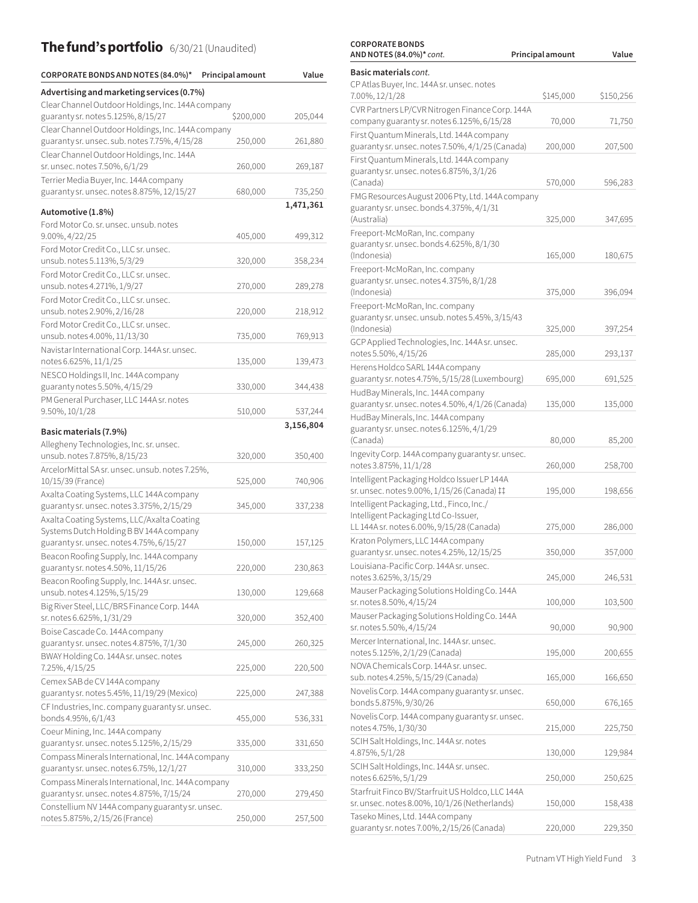# The fund's portfolio 6/30/21 (Unaudited)

| CORPORATE BONDS AND NOTES (84.0%)* | Principal amount | Value |
|---|---|---|
| **Advertising and marketing services (0.7%)** | | |
| Clear Channel Outdoor Holdings, Inc. 144A company guaranty sr. notes 5.125%, 8/15/27 | $200,000 | 205,044 |
| Clear Channel Outdoor Holdings, Inc. 144A company guaranty sr. unsec. sub. notes 7.75%, 4/15/28 | 250,000 | 261,880 |
| Clear Channel Outdoor Holdings, Inc. 144A sr. unsec. notes 7.50%, 6/1/29 | 260,000 | 269,187 |
| Terrier Media Buyer, Inc. 144A company guaranty sr. unsec. notes 8.875%, 12/15/27 | 680,000 | 735,250 |
| | | **1,471,361** |
| **Automotive (1.8%)** | | |
| Ford Motor Co. sr. unsec. unsub. notes 9.00%, 4/22/25 | 405,000 | 499,312 |
| Ford Motor Credit Co., LLC sr. unsec. unsub. notes 5.113%, 5/3/29 | 320,000 | 358,234 |
| Ford Motor Credit Co., LLC sr. unsec. unsub. notes 4.271%, 1/9/27 | 270,000 | 289,278 |
| Ford Motor Credit Co., LLC sr. unsec. unsub. notes 2.90%, 2/16/28 | 220,000 | 218,912 |
| Ford Motor Credit Co., LLC sr. unsec. unsub. notes 4.00%, 11/13/30 | 735,000 | 769,913 |
| Navistar International Corp. 144A sr. unsec. notes 6.625%, 11/1/25 | 135,000 | 139,473 |
| NESCO Holdings II, Inc. 144A company guaranty notes 5.50%, 4/15/29 | 330,000 | 344,438 |
| PM General Purchaser, LLC 144A sr. notes 9.50%, 10/1/28 | 510,000 | 537,244 |
| | | **3,156,804** |
| **Basic materials (7.9%)** | | |
| Allegheny Technologies, Inc. sr. unsec. unsub. notes 7.875%, 8/15/23 | 320,000 | 350,400 |
| ArcelorMittal SA sr. unsec. unsub. notes 7.25%, 10/15/39 (France) | 525,000 | 740,906 |
| Axalta Coating Systems, LLC 144A company guaranty sr. unsec. notes 3.375%, 2/15/29 | 345,000 | 337,238 |
| Axalta Coating Systems, LLC/Axalta Coating Systems Dutch Holding B BV 144A company guaranty sr. unsec. notes 4.75%, 6/15/27 | 150,000 | 157,125 |
| Beacon Roofing Supply, Inc. 144A company guaranty sr. notes 4.50%, 11/15/26 | 220,000 | 230,863 |
| Beacon Roofing Supply, Inc. 144A sr. unsec. unsub. notes 4.125%, 5/15/29 | 130,000 | 129,668 |
| Big River Steel, LLC/BRS Finance Corp. 144A sr. notes 6.625%, 1/31/29 | 320,000 | 352,400 |
| Boise Cascade Co. 144A company guaranty sr. unsec. notes 4.875%, 7/1/30 | 245,000 | 260,325 |
| BWAY Holding Co. 144A sr. unsec. notes 7.25%, 4/15/25 | 225,000 | 220,500 |
| Cemex SAB de CV 144A company guaranty sr. notes 5.45%, 11/19/29 (Mexico) | 225,000 | 247,388 |
| CF Industries, Inc. company guaranty sr. unsec. bonds 4.95%, 6/1/43 | 455,000 | 536,331 |
| Coeur Mining, Inc. 144A company guaranty sr. unsec. notes 5.125%, 2/15/29 | 335,000 | 331,650 |
| Compass Minerals International, Inc. 144A company guaranty sr. unsec. notes 6.75%, 12/1/27 | 310,000 | 333,250 |
| Compass Minerals International, Inc. 144A company guaranty sr. unsec. notes 4.875%, 7/15/24 | 270,000 | 279,450 |
| Constellium NV 144A company guaranty sr. unsec. notes 5.875%, 2/15/26 (France) | 250,000 | 257,500 |
| **Basic materials** *cont.* | | |
| CP Atlas Buyer, Inc. 144A sr. unsec. notes 7.00%, 12/1/28 | $145,000 | $150,256 |
| CVR Partners LP/CVR Nitrogen Finance Corp. 144A company guaranty sr. notes 6.125%, 6/15/28 | 70,000 | 71,750 |
| First Quantum Minerals, Ltd. 144A company guaranty sr. unsec. notes 7.50%, 4/1/25 (Canada) | 200,000 | 207,500 |
| First Quantum Minerals, Ltd. 144A company guaranty sr. unsec. notes 6.875%, 3/1/26 (Canada) | 570,000 | 596,283 |
| FMG Resources August 2006 Pty, Ltd. 144A company guaranty sr. unsec. bonds 4.375%, 4/1/31 (Australia) | 325,000 | 347,695 |
| Freeport-McMoRan, Inc. company guaranty sr. unsec. bonds 4.625%, 8/1/30 (Indonesia) | 165,000 | 180,675 |
| Freeport-McMoRan, Inc. company guaranty sr. unsec. notes 4.375%, 8/1/28 (Indonesia) | 375,000 | 396,094 |
| Freeport-McMoRan, Inc. company guaranty sr. unsec. unsub. notes 5.45%, 3/15/43 (Indonesia) | 325,000 | 397,254 |
| GCP Applied Technologies, Inc. 144A sr. unsec. notes 5.50%, 4/15/26 | 285,000 | 293,137 |
| Herens Holdco SARL 144A company guaranty sr. notes 4.75%, 5/15/28 (Luxembourg) | 695,000 | 691,525 |
| HudBay Minerals, Inc. 144A company guaranty sr. unsec. notes 4.50%, 4/1/26 (Canada) | 135,000 | 135,000 |
| HudBay Minerals, Inc. 144A company guaranty sr. unsec. notes 6.125%, 4/1/29 (Canada) | 80,000 | 85,200 |
| Ingevity Corp. 144A company guaranty sr. unsec. notes 3.875%, 11/1/28 | 260,000 | 258,700 |
| Intelligent Packaging Holdco Issuer LP 144A sr. unsec. notes 9.00%, 1/15/26 (Canada) ‡‡ | 195,000 | 198,656 |
| Intelligent Packaging, Ltd., Finco, Inc./ Intelligent Packaging Ltd Co-Issuer, LL 144A sr. notes 6.00%, 9/15/28 (Canada) | 275,000 | 286,000 |
| Kraton Polymers, LLC 144A company guaranty sr. unsec. notes 4.25%, 12/15/25 | 350,000 | 357,000 |
| Louisiana-Pacific Corp. 144A sr. unsec. notes 3.625%, 3/15/29 | 245,000 | 246,531 |
| Mauser Packaging Solutions Holding Co. 144A sr. notes 8.50%, 4/15/24 | 100,000 | 103,500 |
| Mauser Packaging Solutions Holding Co. 144A sr. notes 5.50%, 4/15/24 | 90,000 | 90,900 |
| Mercer International, Inc. 144A sr. unsec. notes 5.125%, 2/1/29 (Canada) | 195,000 | 200,655 |
| NOVA Chemicals Corp. 144A sr. unsec. sub. notes 4.25%, 5/15/29 (Canada) | 165,000 | 166,650 |
| Novelis Corp. 144A company guaranty sr. unsec. bonds 5.875%, 9/30/26 | 650,000 | 676,165 |
| Novelis Corp. 144A company guaranty sr. unsec. notes 4.75%, 1/30/30 | 215,000 | 225,750 |
| SCIH Salt Holdings, Inc. 144A sr. notes 4.875%, 5/1/28 | 130,000 | 129,984 |
| SCIH Salt Holdings, Inc. 144A sr. unsec. notes 6.625%, 5/1/29 | 250,000 | 250,625 |
| Starfruit Finco BV/Starfruit US Holdco, LLC 144A sr. unsec. notes 8.00%, 10/1/26 (Netherlands) | 150,000 | 158,438 |
| Taseko Mines, Ltd. 144A company guaranty sr. notes 7.00%, 2/15/26 (Canada) | 220,000 | 229,350 |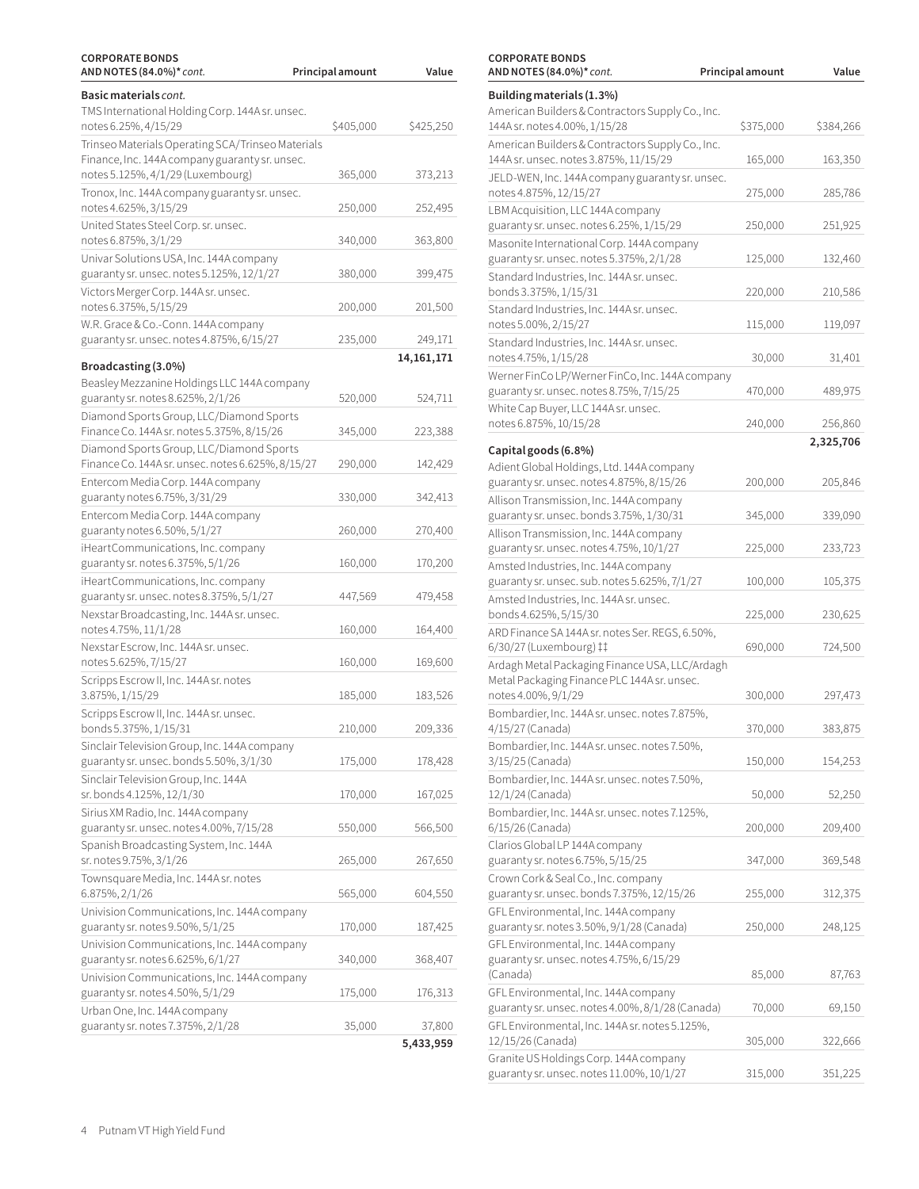| CORPORATE BONDS AND NOTES (84.0%)* *cont.* | Principal amount | Value |
|---|---|---|
| **Basic materials** *cont.* | | |
| TMS International Holding Corp. 144A sr. unsec. notes 6.25%, 4/15/29 | $405,000 | $425,250 |
| Trinseo Materials Operating SCA/Trinseo Materials Finance, Inc. 144A company guaranty sr. unsec. notes 5.125%, 4/1/29 (Luxembourg) | 365,000 | 373,213 |
| Tronox, Inc. 144A company guaranty sr. unsec. notes 4.625%, 3/15/29 | 250,000 | 252,495 |
| United States Steel Corp. sr. unsec. notes 6.875%, 3/1/29 | 340,000 | 363,800 |
| Univar Solutions USA, Inc. 144A company guaranty sr. unsec. notes 5.125%, 12/1/27 | 380,000 | 399,475 |
| Victors Merger Corp. 144A sr. unsec. notes 6.375%, 5/15/29 | 200,000 | 201,500 |
| W.R. Grace & Co.-Conn. 144A company guaranty sr. unsec. notes 4.875%, 6/15/27 | 235,000 | 249,171 |
| | | **14,161,171** |
| **Broadcasting (3.0%)** | | |
| Beasley Mezzanine Holdings LLC 144A company guaranty sr. notes 8.625%, 2/1/26 | 520,000 | 524,711 |
| Diamond Sports Group, LLC/Diamond Sports Finance Co. 144A sr. notes 5.375%, 8/15/26 | 345,000 | 223,388 |
| Diamond Sports Group, LLC/Diamond Sports Finance Co. 144A sr. unsec. notes 6.625%, 8/15/27 | 290,000 | 142,429 |
| Entercom Media Corp. 144A company guaranty notes 6.75%, 3/31/29 | 330,000 | 342,413 |
| Entercom Media Corp. 144A company guaranty notes 6.50%, 5/1/27 | 260,000 | 270,400 |
| iHeartCommunications, Inc. company guaranty sr. notes 6.375%, 5/1/26 | 160,000 | 170,200 |
| iHeartCommunications, Inc. company guaranty sr. unsec. notes 8.375%, 5/1/27 | 447,569 | 479,458 |
| Nexstar Broadcasting, Inc. 144A sr. unsec. notes 4.75%, 11/1/28 | 160,000 | 164,400 |
| Nexstar Escrow, Inc. 144A sr. unsec. notes 5.625%, 7/15/27 | 160,000 | 169,600 |
| Scripps Escrow II, Inc. 144A sr. notes 3.875%, 1/15/29 | 185,000 | 183,526 |
| Scripps Escrow II, Inc. 144A sr. unsec. bonds 5.375%, 1/15/31 | 210,000 | 209,336 |
| Sinclair Television Group, Inc. 144A company guaranty sr. unsec. bonds 5.50%, 3/1/30 | 175,000 | 178,428 |
| Sinclair Television Group, Inc. 144A sr. bonds 4.125%, 12/1/30 | 170,000 | 167,025 |
| Sirius XM Radio, Inc. 144A company guaranty sr. unsec. notes 4.00%, 7/15/28 | 550,000 | 566,500 |
| Spanish Broadcasting System, Inc. 144A sr. notes 9.75%, 3/1/26 | 265,000 | 267,650 |
| Townsquare Media, Inc. 144A sr. notes 6.875%, 2/1/26 | 565,000 | 604,550 |
| Univision Communications, Inc. 144A company guaranty sr. notes 9.50%, 5/1/25 | 170,000 | 187,425 |
| Univision Communications, Inc. 144A company guaranty sr. notes 6.625%, 6/1/27 | 340,000 | 368,407 |
| Univision Communications, Inc. 144A company guaranty sr. notes 4.50%, 5/1/29 | 175,000 | 176,313 |
| Urban One, Inc. 144A company guaranty sr. notes 7.375%, 2/1/28 | 35,000 | 37,800 |
| | | **5,433,959** |
| **Building materials (1.3%)** | | |
| American Builders & Contractors Supply Co., Inc. 144A sr. notes 4.00%, 1/15/28 | $375,000 | $384,266 |
| American Builders & Contractors Supply Co., Inc. 144A sr. unsec. notes 3.875%, 11/15/29 | 165,000 | 163,350 |
| JELD-WEN, Inc. 144A company guaranty sr. unsec. notes 4.875%, 12/15/27 | 275,000 | 285,786 |
| LBM Acquisition, LLC 144A company guaranty sr. unsec. notes 6.25%, 1/15/29 | 250,000 | 251,925 |
| Masonite International Corp. 144A company guaranty sr. unsec. notes 5.375%, 2/1/28 | 125,000 | 132,460 |
| Standard Industries, Inc. 144A sr. unsec. bonds 3.375%, 1/15/31 | 220,000 | 210,586 |
| Standard Industries, Inc. 144A sr. unsec. notes 5.00%, 2/15/27 | 115,000 | 119,097 |
| Standard Industries, Inc. 144A sr. unsec. notes 4.75%, 1/15/28 | 30,000 | 31,401 |
| Werner FinCo LP/Werner FinCo, Inc. 144A company guaranty sr. unsec. notes 8.75%, 7/15/25 | 470,000 | 489,975 |
| White Cap Buyer, LLC 144A sr. unsec. notes 6.875%, 10/15/28 | 240,000 | 256,860 |
| | | **2,325,706** |
| **Capital goods (6.8%)** | | |
| Adient Global Holdings, Ltd. 144A company guaranty sr. unsec. notes 4.875%, 8/15/26 | 200,000 | 205,846 |
| Allison Transmission, Inc. 144A company guaranty sr. unsec. bonds 3.75%, 1/30/31 | 345,000 | 339,090 |
| Allison Transmission, Inc. 144A company guaranty sr. unsec. notes 4.75%, 10/1/27 | 225,000 | 233,723 |
| Amsted Industries, Inc. 144A company guaranty sr. unsec. sub. notes 5.625%, 7/1/27 | 100,000 | 105,375 |
| Amsted Industries, Inc. 144A sr. unsec. bonds 4.625%, 5/15/30 | 225,000 | 230,625 |
| ARD Finance SA 144A sr. notes Ser. REGS, 6.50%, 6/30/27 (Luxembourg) ‡‡ | 690,000 | 724,500 |
| Ardagh Metal Packaging Finance USA, LLC/Ardagh Metal Packaging Finance PLC 144A sr. unsec. notes 4.00%, 9/1/29 | 300,000 | 297,473 |
| Bombardier, Inc. 144A sr. unsec. notes 7.875%, 4/15/27 (Canada) | 370,000 | 383,875 |
| Bombardier, Inc. 144A sr. unsec. notes 7.50%, 3/15/25 (Canada) | 150,000 | 154,253 |
| Bombardier, Inc. 144A sr. unsec. notes 7.50%, 12/1/24 (Canada) | 50,000 | 52,250 |
| Bombardier, Inc. 144A sr. unsec. notes 7.125%, 6/15/26 (Canada) | 200,000 | 209,400 |
| Clarios Global LP 144A company guaranty sr. notes 6.75%, 5/15/25 | 347,000 | 369,548 |
| Crown Cork & Seal Co., Inc. company guaranty sr. unsec. bonds 7.375%, 12/15/26 | 255,000 | 312,375 |
| GFL Environmental, Inc. 144A company guaranty sr. notes 3.50%, 9/1/28 (Canada) | 250,000 | 248,125 |
| GFL Environmental, Inc. 144A company guaranty sr. unsec. notes 4.75%, 6/15/29 (Canada) | 85,000 | 87,763 |
| GFL Environmental, Inc. 144A company guaranty sr. unsec. notes 4.00%, 8/1/28 (Canada) | 70,000 | 69,150 |
| GFL Environmental, Inc. 144A sr. notes 5.125%, 12/15/26 (Canada) | 305,000 | 322,666 |
| Granite US Holdings Corp. 144A company guaranty sr. unsec. notes 11.00%, 10/1/27 | 315,000 | 351,225 |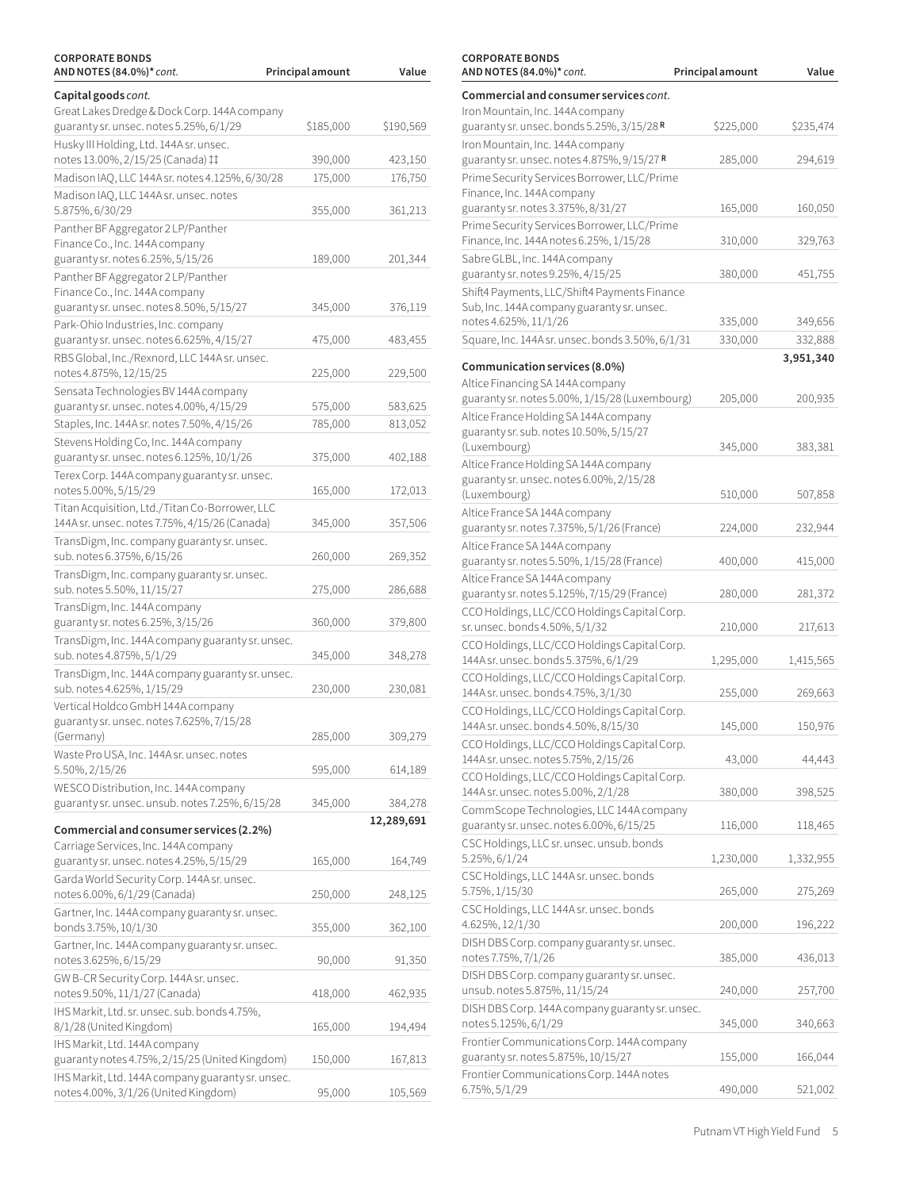| CORPORATE BONDS AND NOTES (84.0%)* *cont.* | Principal amount | Value |
|---|---|---|
| **Capital goods** *cont.* | | |
| Great Lakes Dredge & Dock Corp. 144A company guaranty sr. unsec. notes 5.25%, 6/1/29 | $185,000 | $190,569 |
| Husky III Holding, Ltd. 144A sr. unsec. notes 13.00%, 2/15/25 (Canada) ‡‡ | 390,000 | 423,150 |
| Madison IAQ, LLC 144A sr. notes 4.125%, 6/30/28 | 175,000 | 176,750 |
| Madison IAQ, LLC 144A sr. unsec. notes 5.875%, 6/30/29 | 355,000 | 361,213 |
| Panther BF Aggregator 2 LP/Panther Finance Co., Inc. 144A company guaranty sr. notes 6.25%, 5/15/26 | 189,000 | 201,344 |
| Panther BF Aggregator 2 LP/Panther Finance Co., Inc. 144A company guaranty sr. unsec. notes 8.50%, 5/15/27 | 345,000 | 376,119 |
| Park-Ohio Industries, Inc. company guaranty sr. unsec. notes 6.625%, 4/15/27 | 475,000 | 483,455 |
| RBS Global, Inc./Rexnord, LLC 144A sr. unsec. notes 4.875%, 12/15/25 | 225,000 | 229,500 |
| Sensata Technologies BV 144A company guaranty sr. unsec. notes 4.00%, 4/15/29 | 575,000 | 583,625 |
| Staples, Inc. 144A sr. notes 7.50%, 4/15/26 | 785,000 | 813,052 |
| Stevens Holding Co, Inc. 144A company guaranty sr. unsec. notes 6.125%, 10/1/26 | 375,000 | 402,188 |
| Terex Corp. 144A company guaranty sr. unsec. notes 5.00%, 5/15/29 | 165,000 | 172,013 |
| Titan Acquisition, Ltd./Titan Co-Borrower, LLC 144A sr. unsec. notes 7.75%, 4/15/26 (Canada) | 345,000 | 357,506 |
| TransDigm, Inc. company guaranty sr. unsec. sub. notes 6.375%, 6/15/26 | 260,000 | 269,352 |
| TransDigm, Inc. company guaranty sr. unsec. sub. notes 5.50%, 11/15/27 | 275,000 | 286,688 |
| TransDigm, Inc. 144A company guaranty sr. notes 6.25%, 3/15/26 | 360,000 | 379,800 |
| TransDigm, Inc. 144A company guaranty sr. unsec. sub. notes 4.875%, 5/1/29 | 345,000 | 348,278 |
| TransDigm, Inc. 144A company guaranty sr. unsec. sub. notes 4.625%, 1/15/29 | 230,000 | 230,081 |
| Vertical Holdco GmbH 144A company guaranty sr. unsec. notes 7.625%, 7/15/28 (Germany) | 285,000 | 309,279 |
| Waste Pro USA, Inc. 144A sr. unsec. notes 5.50%, 2/15/26 | 595,000 | 614,189 |
| WESCO Distribution, Inc. 144A company guaranty sr. unsec. unsub. notes 7.25%, 6/15/28 | 345,000 | 384,278 |
| | | **12,289,691** |
| **Commercial and consumer services (2.2%)** | | |
| Carriage Services, Inc. 144A company guaranty sr. unsec. notes 4.25%, 5/15/29 | 165,000 | 164,749 |
| Garda World Security Corp. 144A sr. unsec. notes 6.00%, 6/1/29 (Canada) | 250,000 | 248,125 |
| Gartner, Inc. 144A company guaranty sr. unsec. bonds 3.75%, 10/1/30 | 355,000 | 362,100 |
| Gartner, Inc. 144A company guaranty sr. unsec. notes 3.625%, 6/15/29 | 90,000 | 91,350 |
| GW B-CR Security Corp. 144A sr. unsec. notes 9.50%, 11/1/27 (Canada) | 418,000 | 462,935 |
| IHS Markit, Ltd. sr. unsec. sub. bonds 4.75%, 8/1/28 (United Kingdom) | 165,000 | 194,494 |
| IHS Markit, Ltd. 144A company guaranty notes 4.75%, 2/15/25 (United Kingdom) | 150,000 | 167,813 |
| IHS Markit, Ltd. 144A company guaranty sr. unsec. notes 4.00%, 3/1/26 (United Kingdom) | 95,000 | 105,569 |
| **Commercial and consumer services** *cont.* | | |
| Iron Mountain, Inc. 144A company guaranty sr. unsec. bonds 5.25%, 3/15/28 **R** | $225,000 | $235,474 |
| Iron Mountain, Inc. 144A company guaranty sr. unsec. notes 4.875%, 9/15/27 **R** | 285,000 | 294,619 |
| Prime Security Services Borrower, LLC/Prime Finance, Inc. 144A company guaranty sr. notes 3.375%, 8/31/27 | 165,000 | 160,050 |
| Prime Security Services Borrower, LLC/Prime Finance, Inc. 144A notes 6.25%, 1/15/28 | 310,000 | 329,763 |
| Sabre GLBL, Inc. 144A company guaranty sr. notes 9.25%, 4/15/25 | 380,000 | 451,755 |
| Shift4 Payments, LLC/Shift4 Payments Finance Sub, Inc. 144A company guaranty sr. unsec. notes 4.625%, 11/1/26 | 335,000 | 349,656 |
| Square, Inc. 144A sr. unsec. bonds 3.50%, 6/1/31 | 330,000 | 332,888 |
| | | **3,951,340** |
| **Communication services (8.0%)** | | |
| Altice Financing SA 144A company guaranty sr. notes 5.00%, 1/15/28 (Luxembourg) | 205,000 | 200,935 |
| Altice France Holding SA 144A company guaranty sr. sub. notes 10.50%, 5/15/27 (Luxembourg) | 345,000 | 383,381 |
| Altice France Holding SA 144A company guaranty sr. unsec. notes 6.00%, 2/15/28 (Luxembourg) | 510,000 | 507,858 |
| Altice France SA 144A company guaranty sr. notes 7.375%, 5/1/26 (France) | 224,000 | 232,944 |
| Altice France SA 144A company guaranty sr. notes 5.50%, 1/15/28 (France) | 400,000 | 415,000 |
| Altice France SA 144A company guaranty sr. notes 5.125%, 7/15/29 (France) | 280,000 | 281,372 |
| CCO Holdings, LLC/CCO Holdings Capital Corp. sr. unsec. bonds 4.50%, 5/1/32 | 210,000 | 217,613 |
| CCO Holdings, LLC/CCO Holdings Capital Corp. 144A sr. unsec. bonds 5.375%, 6/1/29 | 1,295,000 | 1,415,565 |
| CCO Holdings, LLC/CCO Holdings Capital Corp. 144A sr. unsec. bonds 4.75%, 3/1/30 | 255,000 | 269,663 |
| CCO Holdings, LLC/CCO Holdings Capital Corp. 144A sr. unsec. bonds 4.50%, 8/15/30 | 145,000 | 150,976 |
| CCO Holdings, LLC/CCO Holdings Capital Corp. 144A sr. unsec. notes 5.75%, 2/15/26 | 43,000 | 44,443 |
| CCO Holdings, LLC/CCO Holdings Capital Corp. 144A sr. unsec. notes 5.00%, 2/1/28 | 380,000 | 398,525 |
| CommScope Technologies, LLC 144A company guaranty sr. unsec. notes 6.00%, 6/15/25 | 116,000 | 118,465 |
| CSC Holdings, LLC sr. unsec. unsub. bonds 5.25%, 6/1/24 | 1,230,000 | 1,332,955 |
| CSC Holdings, LLC 144A sr. unsec. bonds 5.75%, 1/15/30 | 265,000 | 275,269 |
| CSC Holdings, LLC 144A sr. unsec. bonds 4.625%, 12/1/30 | 200,000 | 196,222 |
| DISH DBS Corp. company guaranty sr. unsec. notes 7.75%, 7/1/26 | 385,000 | 436,013 |
| DISH DBS Corp. company guaranty sr. unsec. unsub. notes 5.875%, 11/15/24 | 240,000 | 257,700 |
| DISH DBS Corp. 144A company guaranty sr. unsec. notes 5.125%, 6/1/29 | 345,000 | 340,663 |
| Frontier Communications Corp. 144A company guaranty sr. notes 5.875%, 10/15/27 | 155,000 | 166,044 |
| Frontier Communications Corp. 144A notes 6.75%, 5/1/29 | 490,000 | 521,002 |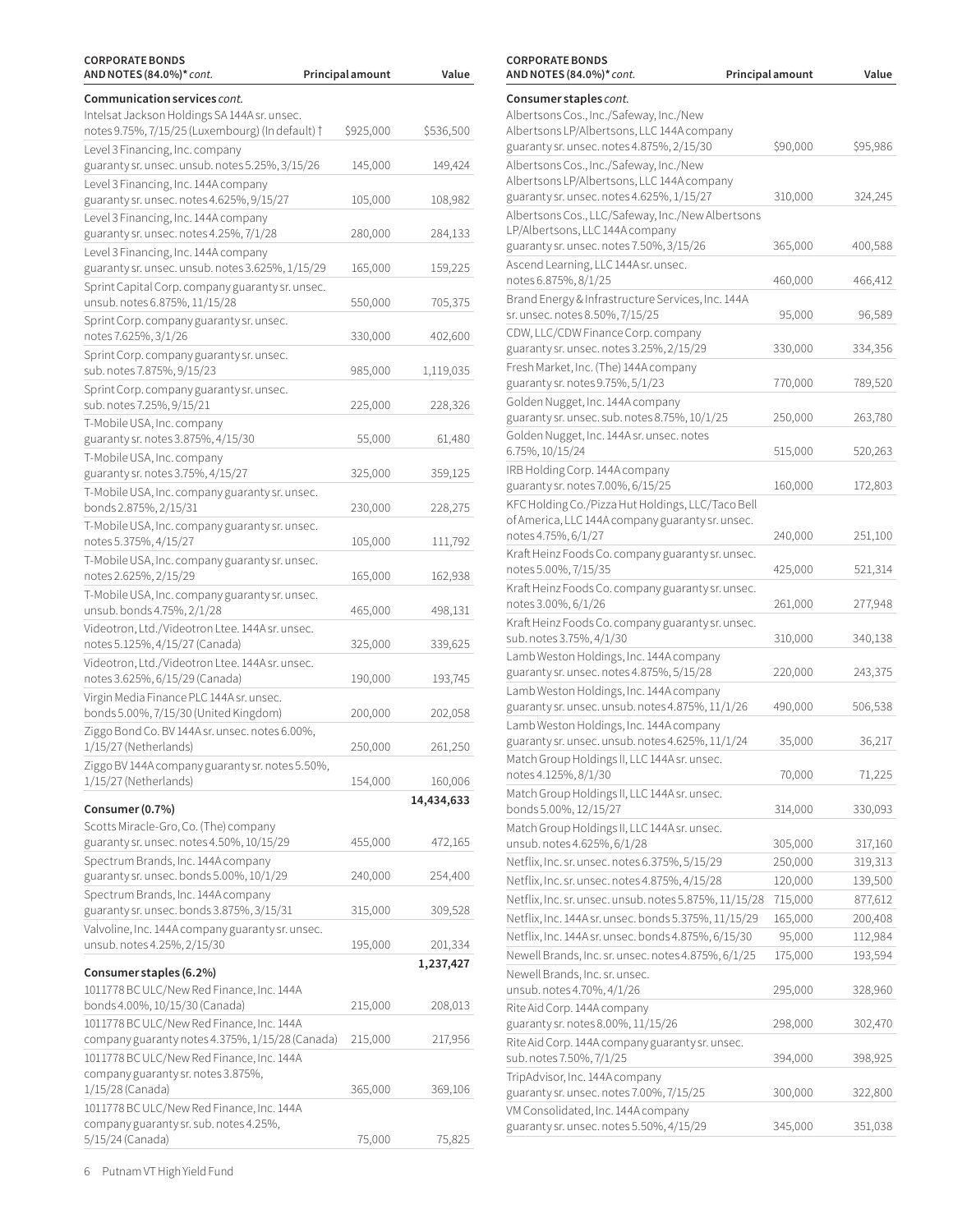| CORPORATE BONDS AND NOTES (84.0%)* *cont.* | Principal amount | Value |
|---|---|---|
| **Communication services** *cont.* | | |
| Intelsat Jackson Holdings SA 144A sr. unsec. notes 9.75%, 7/15/25 (Luxembourg) (In default) † | $925,000 | $536,500 |
| Level 3 Financing, Inc. company guaranty sr. unsec. unsub. notes 5.25%, 3/15/26 | 145,000 | 149,424 |
| Level 3 Financing, Inc. 144A company guaranty sr. unsec. notes 4.625%, 9/15/27 | 105,000 | 108,982 |
| Level 3 Financing, Inc. 144A company guaranty sr. unsec. notes 4.25%, 7/1/28 | 280,000 | 284,133 |
| Level 3 Financing, Inc. 144A company guaranty sr. unsec. unsub. notes 3.625%, 1/15/29 | 165,000 | 159,225 |
| Sprint Capital Corp. company guaranty sr. unsec. unsub. notes 6.875%, 11/15/28 | 550,000 | 705,375 |
| Sprint Corp. company guaranty sr. unsec. notes 7.625%, 3/1/26 | 330,000 | 402,600 |
| Sprint Corp. company guaranty sr. unsec. sub. notes 7.875%, 9/15/23 | 985,000 | 1,119,035 |
| Sprint Corp. company guaranty sr. unsec. sub. notes 7.25%, 9/15/21 | 225,000 | 228,326 |
| T-Mobile USA, Inc. company guaranty sr. notes 3.875%, 4/15/30 | 55,000 | 61,480 |
| T-Mobile USA, Inc. company guaranty sr. notes 3.75%, 4/15/27 | 325,000 | 359,125 |
| T-Mobile USA, Inc. company guaranty sr. unsec. bonds 2.875%, 2/15/31 | 230,000 | 228,275 |
| T-Mobile USA, Inc. company guaranty sr. unsec. notes 5.375%, 4/15/27 | 105,000 | 111,792 |
| T-Mobile USA, Inc. company guaranty sr. unsec. notes 2.625%, 2/15/29 | 165,000 | 162,938 |
| T-Mobile USA, Inc. company guaranty sr. unsec. unsub. bonds 4.75%, 2/1/28 | 465,000 | 498,131 |
| Videotron, Ltd./Videotron Ltee. 144A sr. unsec. notes 5.125%, 4/15/27 (Canada) | 325,000 | 339,625 |
| Videotron, Ltd./Videotron Ltee. 144A sr. unsec. notes 3.625%, 6/15/29 (Canada) | 190,000 | 193,745 |
| Virgin Media Finance PLC 144A sr. unsec. bonds 5.00%, 7/15/30 (United Kingdom) | 200,000 | 202,058 |
| Ziggo Bond Co. BV 144A sr. unsec. notes 6.00%, 1/15/27 (Netherlands) | 250,000 | 261,250 |
| Ziggo BV 144A company guaranty sr. notes 5.50%, 1/15/27 (Netherlands) | 154,000 | 160,006 |
| | | **14,434,633** |
| **Consumer (0.7%)** | | |
| Scotts Miracle-Gro, Co. (The) company guaranty sr. unsec. notes 4.50%, 10/15/29 | 455,000 | 472,165 |
| Spectrum Brands, Inc. 144A company guaranty sr. unsec. bonds 5.00%, 10/1/29 | 240,000 | 254,400 |
| Spectrum Brands, Inc. 144A company guaranty sr. unsec. bonds 3.875%, 3/15/31 | 315,000 | 309,528 |
| Valvoline, Inc. 144A company guaranty sr. unsec. unsub. notes 4.25%, 2/15/30 | 195,000 | 201,334 |
| | | **1,237,427** |
| **Consumer staples (6.2%)** | | |
| 1011778 BC ULC/New Red Finance, Inc. 144A bonds 4.00%, 10/15/30 (Canada) | 215,000 | 208,013 |
| 1011778 BC ULC/New Red Finance, Inc. 144A company guaranty notes 4.375%, 1/15/28 (Canada) | 215,000 | 217,956 |
| 1011778 BC ULC/New Red Finance, Inc. 144A company guaranty sr. notes 3.875%, 1/15/28 (Canada) | 365,000 | 369,106 |
| 1011778 BC ULC/New Red Finance, Inc. 144A company guaranty sr. sub. notes 4.25%, 5/15/24 (Canada) | 75,000 | 75,825 |
| Albertsons Cos., Inc./Safeway, Inc./New Albertsons LP/Albertsons, LLC 144A company guaranty sr. unsec. notes 4.875%, 2/15/30 | $90,000 | $95,986 |
| Albertsons Cos., Inc./Safeway, Inc./New Albertsons LP/Albertsons, LLC 144A company guaranty sr. unsec. notes 4.625%, 1/15/27 | 310,000 | 324,245 |
| Albertsons Cos., LLC/Safeway, Inc./New Albertsons LP/Albertsons, LLC 144A company guaranty sr. unsec. notes 7.50%, 3/15/26 | 365,000 | 400,588 |
| Ascend Learning, LLC 144A sr. unsec. notes 6.875%, 8/1/25 | 460,000 | 466,412 |
| Brand Energy & Infrastructure Services, Inc. 144A sr. unsec. notes 8.50%, 7/15/25 | 95,000 | 96,589 |
| CDW, LLC/CDW Finance Corp. company guaranty sr. unsec. notes 3.25%, 2/15/29 | 330,000 | 334,356 |
| Fresh Market, Inc. (The) 144A company guaranty sr. notes 9.75%, 5/1/23 | 770,000 | 789,520 |
| Golden Nugget, Inc. 144A company guaranty sr. unsec. sub. notes 8.75%, 10/1/25 | 250,000 | 263,780 |
| Golden Nugget, Inc. 144A sr. unsec. notes 6.75%, 10/15/24 | 515,000 | 520,263 |
| IRB Holding Corp. 144A company guaranty sr. notes 7.00%, 6/15/25 | 160,000 | 172,803 |
| KFC Holding Co./Pizza Hut Holdings, LLC/Taco Bell of America, LLC 144A company guaranty sr. unsec. notes 4.75%, 6/1/27 | 240,000 | 251,100 |
| Kraft Heinz Foods Co. company guaranty sr. unsec. notes 5.00%, 7/15/35 | 425,000 | 521,314 |
| Kraft Heinz Foods Co. company guaranty sr. unsec. notes 3.00%, 6/1/26 | 261,000 | 277,948 |
| Kraft Heinz Foods Co. company guaranty sr. unsec. sub. notes 3.75%, 4/1/30 | 310,000 | 340,138 |
| Lamb Weston Holdings, Inc. 144A company guaranty sr. unsec. notes 4.875%, 5/15/28 | 220,000 | 243,375 |
| Lamb Weston Holdings, Inc. 144A company guaranty sr. unsec. unsub. notes 4.875%, 11/1/26 | 490,000 | 506,538 |
| Lamb Weston Holdings, Inc. 144A company guaranty sr. unsec. unsub. notes 4.625%, 11/1/24 | 35,000 | 36,217 |
| Match Group Holdings II, LLC 144A sr. unsec. notes 4.125%, 8/1/30 | 70,000 | 71,225 |
| Match Group Holdings II, LLC 144A sr. unsec. bonds 5.00%, 12/15/27 | 314,000 | 330,093 |
| Match Group Holdings II, LLC 144A sr. unsec. unsub. notes 4.625%, 6/1/28 | 305,000 | 317,160 |
| Netflix, Inc. sr. unsec. notes 6.375%, 5/15/29 | 250,000 | 319,313 |
| Netflix, Inc. sr. unsec. notes 4.875%, 4/15/28 | 120,000 | 139,500 |
| Netflix, Inc. sr. unsec. unsub. notes 5.875%, 11/15/28 | 715,000 | 877,612 |
| Netflix, Inc. 144A sr. unsec. bonds 5.375%, 11/15/29 | 165,000 | 200,408 |
| Netflix, Inc. 144A sr. unsec. bonds 4.875%, 6/15/30 | 95,000 | 112,984 |
| Newell Brands, Inc. sr. unsec. notes 4.875%, 6/1/25 | 175,000 | 193,594 |
| Newell Brands, Inc. sr. unsec. unsub. notes 4.70%, 4/1/26 | 295,000 | 328,960 |
| Rite Aid Corp. 144A company guaranty sr. notes 8.00%, 11/15/26 | 298,000 | 302,470 |
| Rite Aid Corp. 144A company guaranty sr. unsec. sub. notes 7.50%, 7/1/25 | 394,000 | 398,925 |
| TripAdvisor, Inc. 144A company guaranty sr. unsec. notes 7.00%, 7/15/25 | 300,000 | 322,800 |
| VM Consolidated, Inc. 144A company guaranty sr. unsec. notes 5.50%, 4/15/29 | 345,000 | 351,038 |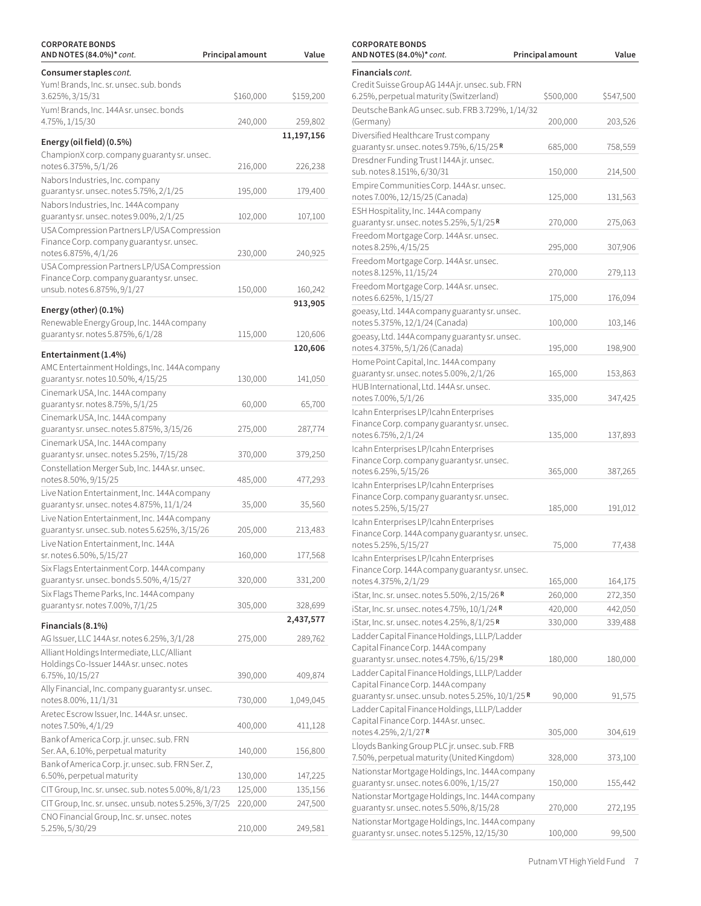| CORPORATE BONDS AND NOTES (84.0%)* *cont.* | Principal amount | Value |
|---|---|---|
| **Consumer staples** *cont.* | | |
| Yum! Brands, Inc. sr. unsec. sub. bonds 3.625%, 3/15/31 | $160,000 | $159,200 |
| Yum! Brands, Inc. 144A sr. unsec. bonds 4.75%, 1/15/30 | 240,000 | 259,802 |
| | | **11,197,156** |
| **Energy (oil field) (0.5%)** | | |
| ChampionX corp. company guaranty sr. unsec. notes 6.375%, 5/1/26 | 216,000 | 226,238 |
| Nabors Industries, Inc. company guaranty sr. unsec. notes 5.75%, 2/1/25 | 195,000 | 179,400 |
| Nabors Industries, Inc. 144A company guaranty sr. unsec. notes 9.00%, 2/1/25 | 102,000 | 107,100 |
| USA Compression Partners LP/USA Compression Finance Corp. company guaranty sr. unsec. notes 6.875%, 4/1/26 | 230,000 | 240,925 |
| USA Compression Partners LP/USA Compression Finance Corp. company guaranty sr. unsec. unsub. notes 6.875%, 9/1/27 | 150,000 | 160,242 |
| | | **913,905** |
| **Energy (other) (0.1%)** | | |
| Renewable Energy Group, Inc. 144A company guaranty sr. notes 5.875%, 6/1/28 | 115,000 | 120,606 |
| | | **120,606** |
| **Entertainment (1.4%)** | | |
| AMC Entertainment Holdings, Inc. 144A company guaranty sr. notes 10.50%, 4/15/25 | 130,000 | 141,050 |
| Cinemark USA, Inc. 144A company guaranty sr. notes 8.75%, 5/1/25 | 60,000 | 65,700 |
| Cinemark USA, Inc. 144A company guaranty sr. unsec. notes 5.875%, 3/15/26 | 275,000 | 287,774 |
| Cinemark USA, Inc. 144A company guaranty sr. unsec. notes 5.25%, 7/15/28 | 370,000 | 379,250 |
| Constellation Merger Sub, Inc. 144A sr. unsec. notes 8.50%, 9/15/25 | 485,000 | 477,293 |
| Live Nation Entertainment, Inc. 144A company guaranty sr. unsec. notes 4.875%, 11/1/24 | 35,000 | 35,560 |
| Live Nation Entertainment, Inc. 144A company guaranty sr. unsec. sub. notes 5.625%, 3/15/26 | 205,000 | 213,483 |
| Live Nation Entertainment, Inc. 144A sr. notes 6.50%, 5/15/27 | 160,000 | 177,568 |
| Six Flags Entertainment Corp. 144A company guaranty sr. unsec. bonds 5.50%, 4/15/27 | 320,000 | 331,200 |
| Six Flags Theme Parks, Inc. 144A company guaranty sr. notes 7.00%, 7/1/25 | 305,000 | 328,699 |
| | | **2,437,577** |
| **Financials (8.1%)** | | |
| AG Issuer, LLC 144A sr. notes 6.25%, 3/1/28 | 275,000 | 289,762 |
| Alliant Holdings Intermediate, LLC/Alliant Holdings Co-Issuer 144A sr. unsec. notes 6.75%, 10/15/27 | 390,000 | 409,874 |
| Ally Financial, Inc. company guaranty sr. unsec. notes 8.00%, 11/1/31 | 730,000 | 1,049,045 |
| Aretec Escrow Issuer, Inc. 144A sr. unsec. notes 7.50%, 4/1/29 | 400,000 | 411,128 |
| Bank of America Corp. jr. unsec. sub. FRN Ser. AA, 6.10%, perpetual maturity | 140,000 | 156,800 |
| Bank of America Corp. jr. unsec. sub. FRN Ser. Z, 6.50%, perpetual maturity | 130,000 | 147,225 |
| CIT Group, Inc. sr. unsec. sub. notes 5.00%, 8/1/23 | 125,000 | 135,156 |
| CIT Group, Inc. sr. unsec. unsub. notes 5.25%, 3/7/25 | 220,000 | 247,500 |
| CNO Financial Group, Inc. sr. unsec. notes 5.25%, 5/30/29 | 210,000 | 249,581 |
| **Financials** *cont.* | | |
| Credit Suisse Group AG 144A jr. unsec. sub. FRN 6.25%, perpetual maturity (Switzerland) | $500,000 | $547,500 |
| Deutsche Bank AG unsec. sub. FRB 3.729%, 1/14/32 (Germany) | 200,000 | 203,526 |
| Diversified Healthcare Trust company guaranty sr. unsec. notes 9.75%, 6/15/25 R | 685,000 | 758,559 |
| Dresdner Funding Trust I 144A jr. unsec. sub. notes 8.151%, 6/30/31 | 150,000 | 214,500 |
| Empire Communities Corp. 144A sr. unsec. notes 7.00%, 12/15/25 (Canada) | 125,000 | 131,563 |
| ESH Hospitality, Inc. 144A company guaranty sr. unsec. notes 5.25%, 5/1/25 R | 270,000 | 275,063 |
| Freedom Mortgage Corp. 144A sr. unsec. notes 8.25%, 4/15/25 | 295,000 | 307,906 |
| Freedom Mortgage Corp. 144A sr. unsec. notes 8.125%, 11/15/24 | 270,000 | 279,113 |
| Freedom Mortgage Corp. 144A sr. unsec. notes 6.625%, 1/15/27 | 175,000 | 176,094 |
| goeasy, Ltd. 144A company guaranty sr. unsec. notes 5.375%, 12/1/24 (Canada) | 100,000 | 103,146 |
| goeasy, Ltd. 144A company guaranty sr. unsec. notes 4.375%, 5/1/26 (Canada) | 195,000 | 198,900 |
| Home Point Capital, Inc. 144A company guaranty sr. unsec. notes 5.00%, 2/1/26 | 165,000 | 153,863 |
| HUB International, Ltd. 144A sr. unsec. notes 7.00%, 5/1/26 | 335,000 | 347,425 |
| Icahn Enterprises LP/Icahn Enterprises Finance Corp. company guaranty sr. unsec. notes 6.75%, 2/1/24 | 135,000 | 137,893 |
| Icahn Enterprises LP/Icahn Enterprises Finance Corp. company guaranty sr. unsec. notes 6.25%, 5/15/26 | 365,000 | 387,265 |
| Icahn Enterprises LP/Icahn Enterprises Finance Corp. company guaranty sr. unsec. notes 5.25%, 5/15/27 | 185,000 | 191,012 |
| Icahn Enterprises LP/Icahn Enterprises Finance Corp. 144A company guaranty sr. unsec. notes 5.25%, 5/15/27 | 75,000 | 77,438 |
| Icahn Enterprises LP/Icahn Enterprises Finance Corp. 144A company guaranty sr. unsec. notes 4.375%, 2/1/29 | 165,000 | 164,175 |
| iStar, Inc. sr. unsec. notes 5.50%, 2/15/26 R | 260,000 | 272,350 |
| iStar, Inc. sr. unsec. notes 4.75%, 10/1/24 R | 420,000 | 442,050 |
| iStar, Inc. sr. unsec. notes 4.25%, 8/1/25 R | 330,000 | 339,488 |
| Ladder Capital Finance Holdings, LLLP/Ladder Capital Finance Corp. 144A company guaranty sr. unsec. notes 4.75%, 6/15/29 R | 180,000 | 180,000 |
| Ladder Capital Finance Holdings, LLLP/Ladder Capital Finance Corp. 144A company guaranty sr. unsec. unsub. notes 5.25%, 10/1/25 R | 90,000 | 91,575 |
| Ladder Capital Finance Holdings, LLLP/Ladder Capital Finance Corp. 144A sr. unsec. notes 4.25%, 2/1/27 R | 305,000 | 304,619 |
| Lloyds Banking Group PLC jr. unsec. sub. FRB 7.50%, perpetual maturity (United Kingdom) | 328,000 | 373,100 |
| Nationstar Mortgage Holdings, Inc. 144A company guaranty sr. unsec. notes 6.00%, 1/15/27 | 150,000 | 155,442 |
| Nationstar Mortgage Holdings, Inc. 144A company guaranty sr. unsec. notes 5.50%, 8/15/28 | 270,000 | 272,195 |
| Nationstar Mortgage Holdings, Inc. 144A company guaranty sr. unsec. notes 5.125%, 12/15/30 | 100,000 | 99,500 |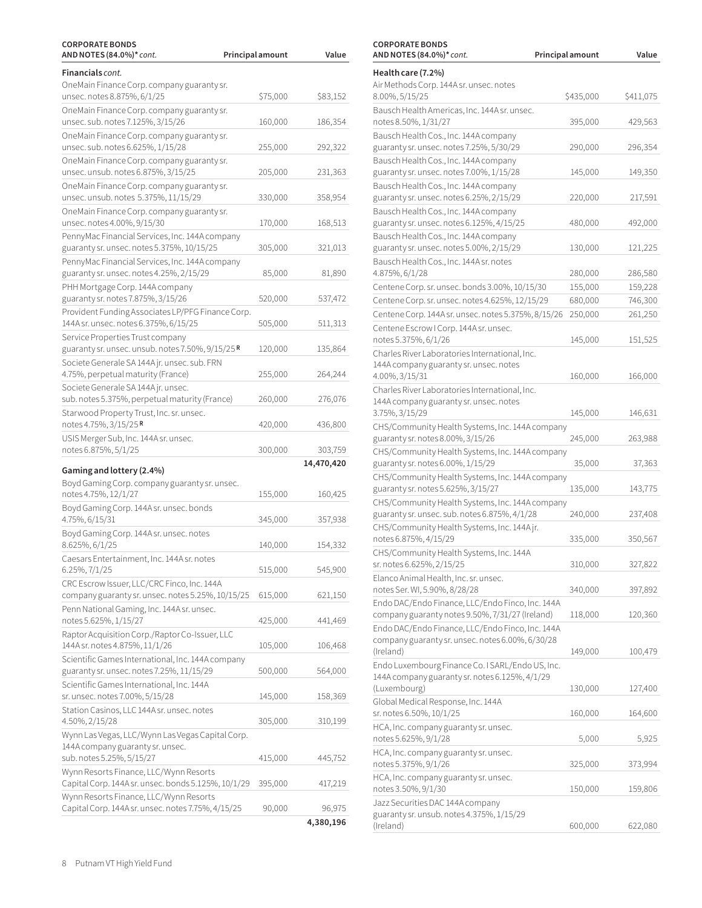| CORPORATE BONDS AND NOTES (84.0%)* *cont.* | Principal amount | Value |
|---|---|---|
| **Financials** *cont.* | | |
| OneMain Finance Corp. company guaranty sr. unsec. notes 8.875%, 6/1/25 | $75,000 | $83,152 |
| OneMain Finance Corp. company guaranty sr. unsec. sub. notes 7.125%, 3/15/26 | 160,000 | 186,354 |
| OneMain Finance Corp. company guaranty sr. unsec. sub. notes 6.625%, 1/15/28 | 255,000 | 292,322 |
| OneMain Finance Corp. company guaranty sr. unsec. unsub. notes 6.875%, 3/15/25 | 205,000 | 231,363 |
| OneMain Finance Corp. company guaranty sr. unsec. unsub. notes 5.375%, 11/15/29 | 330,000 | 358,954 |
| OneMain Finance Corp. company guaranty sr. unsec. notes 4.00%, 9/15/30 | 170,000 | 168,513 |
| PennyMac Financial Services, Inc. 144A company guaranty sr. unsec. notes 5.375%, 10/15/25 | 305,000 | 321,013 |
| PennyMac Financial Services, Inc. 144A company guaranty sr. unsec. notes 4.25%, 2/15/29 | 85,000 | 81,890 |
| PHH Mortgage Corp. 144A company guaranty sr. notes 7.875%, 3/15/26 | 520,000 | 537,472 |
| Provident Funding Associates LP/PFG Finance Corp. 144A sr. unsec. notes 6.375%, 6/15/25 | 505,000 | 511,313 |
| Service Properties Trust company guaranty sr. unsec. unsub. notes 7.50%, 9/15/25 **R** | 120,000 | 135,864 |
| Societe Generale SA 144A jr. unsec. sub. FRN 4.75%, perpetual maturity (France) | 255,000 | 264,244 |
| Societe Generale SA 144A jr. unsec. sub. notes 5.375%, perpetual maturity (France) | 260,000 | 276,076 |
| Starwood Property Trust, Inc. sr. unsec. notes 4.75%, 3/15/25 **R** | 420,000 | 436,800 |
| USIS Merger Sub, Inc. 144A sr. unsec. notes 6.875%, 5/1/25 | 300,000 | 303,759 |
| | | **14,470,420** |
| **Gaming and lottery (2.4%)** | | |
| Boyd Gaming Corp. company guaranty sr. unsec. notes 4.75%, 12/1/27 | 155,000 | 160,425 |
| Boyd Gaming Corp. 144A sr. unsec. bonds 4.75%, 6/15/31 | 345,000 | 357,938 |
| Boyd Gaming Corp. 144A sr. unsec. notes 8.625%, 6/1/25 | 140,000 | 154,332 |
| Caesars Entertainment, Inc. 144A sr. notes 6.25%, 7/1/25 | 515,000 | 545,900 |
| CRC Escrow Issuer, LLC/CRC Finco, Inc. 144A company guaranty sr. unsec. notes 5.25%, 10/15/25 | 615,000 | 621,150 |
| Penn National Gaming, Inc. 144A sr. unsec. notes 5.625%, 1/15/27 | 425,000 | 441,469 |
| Raptor Acquisition Corp./Raptor Co-Issuer, LLC 144A sr. notes 4.875%, 11/1/26 | 105,000 | 106,468 |
| Scientific Games International, Inc. 144A company guaranty sr. unsec. notes 7.25%, 11/15/29 | 500,000 | 564,000 |
| Scientific Games International, Inc. 144A sr. unsec. notes 7.00%, 5/15/28 | 145,000 | 158,369 |
| Station Casinos, LLC 144A sr. unsec. notes 4.50%, 2/15/28 | 305,000 | 310,199 |
| Wynn Las Vegas, LLC/Wynn Las Vegas Capital Corp. 144A company guaranty sr. unsec. sub. notes 5.25%, 5/15/27 | 415,000 | 445,752 |
| Wynn Resorts Finance, LLC/Wynn Resorts Capital Corp. 144A sr. unsec. bonds 5.125%, 10/1/29 | 395,000 | 417,219 |
| Wynn Resorts Finance, LLC/Wynn Resorts Capital Corp. 144A sr. unsec. notes 7.75%, 4/15/25 | 90,000 | 96,975 |
| | | **4,380,196** |

| CORPORATE BONDS AND NOTES (84.0%)* *cont.* | Principal amount | Value |
|---|---|---|
| **Health care (7.2%)** | | |
| Air Methods Corp. 144A sr. unsec. notes 8.00%, 5/15/25 | $435,000 | $411,075 |
| Bausch Health Americas, Inc. 144A sr. unsec. notes 8.50%, 1/31/27 | 395,000 | 429,563 |
| Bausch Health Cos., Inc. 144A company guaranty sr. unsec. notes 7.25%, 5/30/29 | 290,000 | 296,354 |
| Bausch Health Cos., Inc. 144A company guaranty sr. unsec. notes 7.00%, 1/15/28 | 145,000 | 149,350 |
| Bausch Health Cos., Inc. 144A company guaranty sr. unsec. notes 6.25%, 2/15/29 | 220,000 | 217,591 |
| Bausch Health Cos., Inc. 144A company guaranty sr. unsec. notes 6.125%, 4/15/25 | 480,000 | 492,000 |
| Bausch Health Cos., Inc. 144A company guaranty sr. unsec. notes 5.00%, 2/15/29 | 130,000 | 121,225 |
| Bausch Health Cos., Inc. 144A sr. notes 4.875%, 6/1/28 | 280,000 | 286,580 |
| Centene Corp. sr. unsec. bonds 3.00%, 10/15/30 | 155,000 | 159,228 |
| Centene Corp. sr. unsec. notes 4.625%, 12/15/29 | 680,000 | 746,300 |
| Centene Corp. 144A sr. unsec. notes 5.375%, 8/15/26 | 250,000 | 261,250 |
| Centene Escrow I Corp. 144A sr. unsec. notes 5.375%, 6/1/26 | 145,000 | 151,525 |
| Charles River Laboratories International, Inc. 144A company guaranty sr. unsec. notes 4.00%, 3/15/31 | 160,000 | 166,000 |
| Charles River Laboratories International, Inc. 144A company guaranty sr. unsec. notes 3.75%, 3/15/29 | 145,000 | 146,631 |
| CHS/Community Health Systems, Inc. 144A company guaranty sr. notes 8.00%, 3/15/26 | 245,000 | 263,988 |
| CHS/Community Health Systems, Inc. 144A company guaranty sr. notes 6.00%, 1/15/29 | 35,000 | 37,363 |
| CHS/Community Health Systems, Inc. 144A company guaranty sr. notes 5.625%, 3/15/27 | 135,000 | 143,775 |
| CHS/Community Health Systems, Inc. 144A company guaranty sr. unsec. sub. notes 6.875%, 4/1/28 | 240,000 | 237,408 |
| CHS/Community Health Systems, Inc. 144A jr. notes 6.875%, 4/15/29 | 335,000 | 350,567 |
| CHS/Community Health Systems, Inc. 144A sr. notes 6.625%, 2/15/25 | 310,000 | 327,822 |
| Elanco Animal Health, Inc. sr. unsec. notes Ser. WI, 5.90%, 8/28/28 | 340,000 | 397,892 |
| Endo DAC/Endo Finance, LLC/Endo Finco, Inc. 144A company guaranty notes 9.50%, 7/31/27 (Ireland) | 118,000 | 120,360 |
| Endo DAC/Endo Finance, LLC/Endo Finco, Inc. 144A company guaranty sr. unsec. notes 6.00%, 6/30/28 (Ireland) | 149,000 | 100,479 |
| Endo Luxembourg Finance Co. I SARL/Endo US, Inc. 144A company guaranty sr. notes 6.125%, 4/1/29 (Luxembourg) | 130,000 | 127,400 |
| Global Medical Response, Inc. 144A sr. notes 6.50%, 10/1/25 | 160,000 | 164,600 |
| HCA, Inc. company guaranty sr. unsec. notes 5.625%, 9/1/28 | 5,000 | 5,925 |
| HCA, Inc. company guaranty sr. unsec. notes 5.375%, 9/1/26 | 325,000 | 373,994 |
| HCA, Inc. company guaranty sr. unsec. notes 3.50%, 9/1/30 | 150,000 | 159,806 |
| Jazz Securities DAC 144A company guaranty sr. unsub. notes 4.375%, 1/15/29 (Ireland) | 600,000 | 622,080 |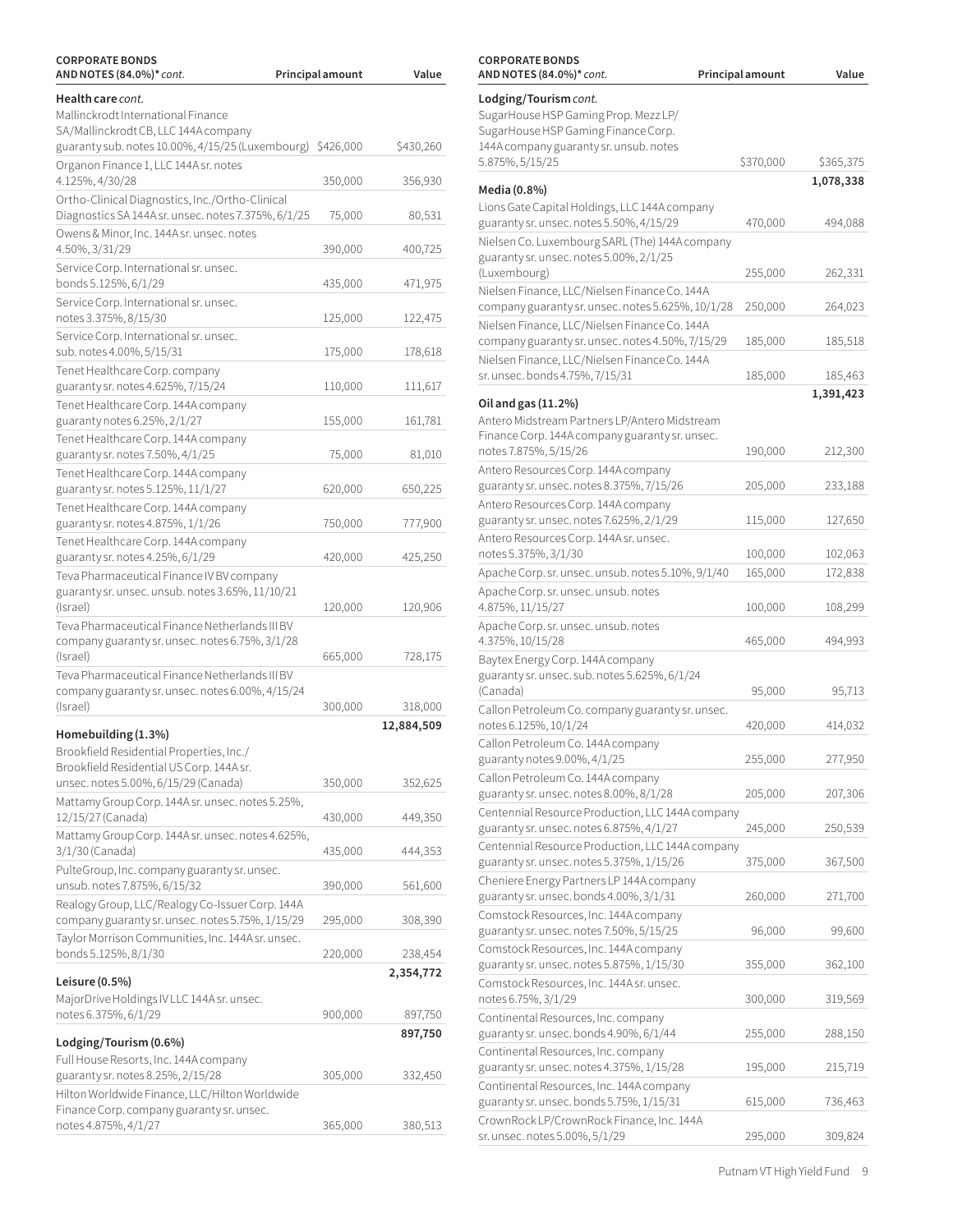| CORPORATE BONDS AND NOTES (84.0%)* *cont.* | Principal amount | Value |
|---|---|---|
| **Health care** *cont.* | | |
| Mallinckrodt International Finance SA/Mallinckrodt CB, LLC 144A company guaranty sub. notes 10.00%, 4/15/25 (Luxembourg) | $426,000 | $430,260 |
| Organon Finance 1, LLC 144A sr. notes 4.125%, 4/30/28 | 350,000 | 356,930 |
| Ortho-Clinical Diagnostics, Inc./Ortho-Clinical Diagnostics SA 144A sr. unsec. notes 7.375%, 6/1/25 | 75,000 | 80,531 |
| Owens & Minor, Inc. 144A sr. unsec. notes 4.50%, 3/31/29 | 390,000 | 400,725 |
| Service Corp. International sr. unsec. bonds 5.125%, 6/1/29 | 435,000 | 471,975 |
| Service Corp. International sr. unsec. notes 3.375%, 8/15/30 | 125,000 | 122,475 |
| Service Corp. International sr. unsec. sub. notes 4.00%, 5/15/31 | 175,000 | 178,618 |
| Tenet Healthcare Corp. company guaranty sr. notes 4.625%, 7/15/24 | 110,000 | 111,617 |
| Tenet Healthcare Corp. 144A company guaranty notes 6.25%, 2/1/27 | 155,000 | 161,781 |
| Tenet Healthcare Corp. 144A company guaranty sr. notes 7.50%, 4/1/25 | 75,000 | 81,010 |
| Tenet Healthcare Corp. 144A company guaranty sr. notes 5.125%, 11/1/27 | 620,000 | 650,225 |
| Tenet Healthcare Corp. 144A company guaranty sr. notes 4.875%, 1/1/26 | 750,000 | 777,900 |
| Tenet Healthcare Corp. 144A company guaranty sr. notes 4.25%, 6/1/29 | 420,000 | 425,250 |
| Teva Pharmaceutical Finance IV BV company guaranty sr. unsec. unsub. notes 3.65%, 11/10/21 (Israel) | 120,000 | 120,906 |
| Teva Pharmaceutical Finance Netherlands III BV company guaranty sr. unsec. notes 6.75%, 3/1/28 (Israel) | 665,000 | 728,175 |
| Teva Pharmaceutical Finance Netherlands III BV company guaranty sr. unsec. notes 6.00%, 4/15/24 (Israel) | 300,000 | 318,000 |
| | | **12,884,509** |
| **Homebuilding (1.3%)** | | |
| Brookfield Residential Properties, Inc./Brookfield Residential US Corp. 144A sr. unsec. notes 5.00%, 6/15/29 (Canada) | 350,000 | 352,625 |
| Mattamy Group Corp. 144A sr. unsec. notes 5.25%, 12/15/27 (Canada) | 430,000 | 449,350 |
| Mattamy Group Corp. 144A sr. unsec. notes 4.625%, 3/1/30 (Canada) | 435,000 | 444,353 |
| PulteGroup, Inc. company guaranty sr. unsec. unsub. notes 7.875%, 6/15/32 | 390,000 | 561,600 |
| Realogy Group, LLC/Realogy Co-Issuer Corp. 144A company guaranty sr. unsec. notes 5.75%, 1/15/29 | 295,000 | 308,390 |
| Taylor Morrison Communities, Inc. 144A sr. unsec. bonds 5.125%, 8/1/30 | 220,000 | 238,454 |
| | | **2,354,772** |
| **Leisure (0.5%)** | | |
| MajorDrive Holdings IV LLC 144A sr. unsec. notes 6.375%, 6/1/29 | 900,000 | 897,750 |
| | | **897,750** |
| **Lodging/Tourism (0.6%)** | | |
| Full House Resorts, Inc. 144A company guaranty sr. notes 8.25%, 2/15/28 | 305,000 | 332,450 |
| Hilton Worldwide Finance, LLC/Hilton Worldwide Finance Corp. company guaranty sr. unsec. notes 4.875%, 4/1/27 | 365,000 | 380,513 |
| SugarHouse HSP Gaming Prop. Mezz LP/SugarHouse HSP Gaming Finance Corp. 144A company guaranty sr. unsub. notes 5.875%, 5/15/25 | $370,000 | $365,375 |
| | | **1,078,338** |
| **Media (0.8%)** | | |
| Lions Gate Capital Holdings, LLC 144A company guaranty sr. unsec. notes 5.50%, 4/15/29 | 470,000 | 494,088 |
| Nielsen Co. Luxembourg SARL (The) 144A company guaranty sr. unsec. notes 5.00%, 2/1/25 (Luxembourg) | 255,000 | 262,331 |
| Nielsen Finance, LLC/Nielsen Finance Co. 144A company guaranty sr. unsec. notes 5.625%, 10/1/28 | 250,000 | 264,023 |
| Nielsen Finance, LLC/Nielsen Finance Co. 144A company guaranty sr. unsec. notes 4.50%, 7/15/29 | 185,000 | 185,518 |
| Nielsen Finance, LLC/Nielsen Finance Co. 144A sr. unsec. bonds 4.75%, 7/15/31 | 185,000 | 185,463 |
| | | **1,391,423** |
| **Oil and gas (11.2%)** | | |
| Antero Midstream Partners LP/Antero Midstream Finance Corp. 144A company guaranty sr. unsec. notes 7.875%, 5/15/26 | 190,000 | 212,300 |
| Antero Resources Corp. 144A company guaranty sr. unsec. notes 8.375%, 7/15/26 | 205,000 | 233,188 |
| Antero Resources Corp. 144A company guaranty sr. unsec. notes 7.625%, 2/1/29 | 115,000 | 127,650 |
| Antero Resources Corp. 144A sr. unsec. notes 5.375%, 3/1/30 | 100,000 | 102,063 |
| Apache Corp. sr. unsec. unsub. notes 5.10%, 9/1/40 | 165,000 | 172,838 |
| Apache Corp. sr. unsec. unsub. notes 4.875%, 11/15/27 | 100,000 | 108,299 |
| Apache Corp. sr. unsec. unsub. notes 4.375%, 10/15/28 | 465,000 | 494,993 |
| Baytex Energy Corp. 144A company guaranty sr. unsec. sub. notes 5.625%, 6/1/24 (Canada) | 95,000 | 95,713 |
| Callon Petroleum Co. company guaranty sr. unsec. notes 6.125%, 10/1/24 | 420,000 | 414,032 |
| Callon Petroleum Co. 144A company guaranty notes 9.00%, 4/1/25 | 255,000 | 277,950 |
| Callon Petroleum Co. 144A company guaranty sr. unsec. notes 8.00%, 8/1/28 | 205,000 | 207,306 |
| Centennial Resource Production, LLC 144A company guaranty sr. unsec. notes 6.875%, 4/1/27 | 245,000 | 250,539 |
| Centennial Resource Production, LLC 144A company guaranty sr. unsec. notes 5.375%, 1/15/26 | 375,000 | 367,500 |
| Cheniere Energy Partners LP 144A company guaranty sr. unsec. bonds 4.00%, 3/1/31 | 260,000 | 271,700 |
| Comstock Resources, Inc. 144A company guaranty sr. unsec. notes 7.50%, 5/15/25 | 96,000 | 99,600 |
| Comstock Resources, Inc. 144A company guaranty sr. unsec. notes 5.875%, 1/15/30 | 355,000 | 362,100 |
| Comstock Resources, Inc. 144A sr. unsec. notes 6.75%, 3/1/29 | 300,000 | 319,569 |
| Continental Resources, Inc. company guaranty sr. unsec. bonds 4.90%, 6/1/44 | 255,000 | 288,150 |
| Continental Resources, Inc. company guaranty sr. unsec. notes 4.375%, 1/15/28 | 195,000 | 215,719 |
| Continental Resources, Inc. 144A company guaranty sr. unsec. bonds 5.75%, 1/15/31 | 615,000 | 736,463 |
| CrownRock LP/CrownRock Finance, Inc. 144A sr. unsec. notes 5.00%, 5/1/29 | 295,000 | 309,824 |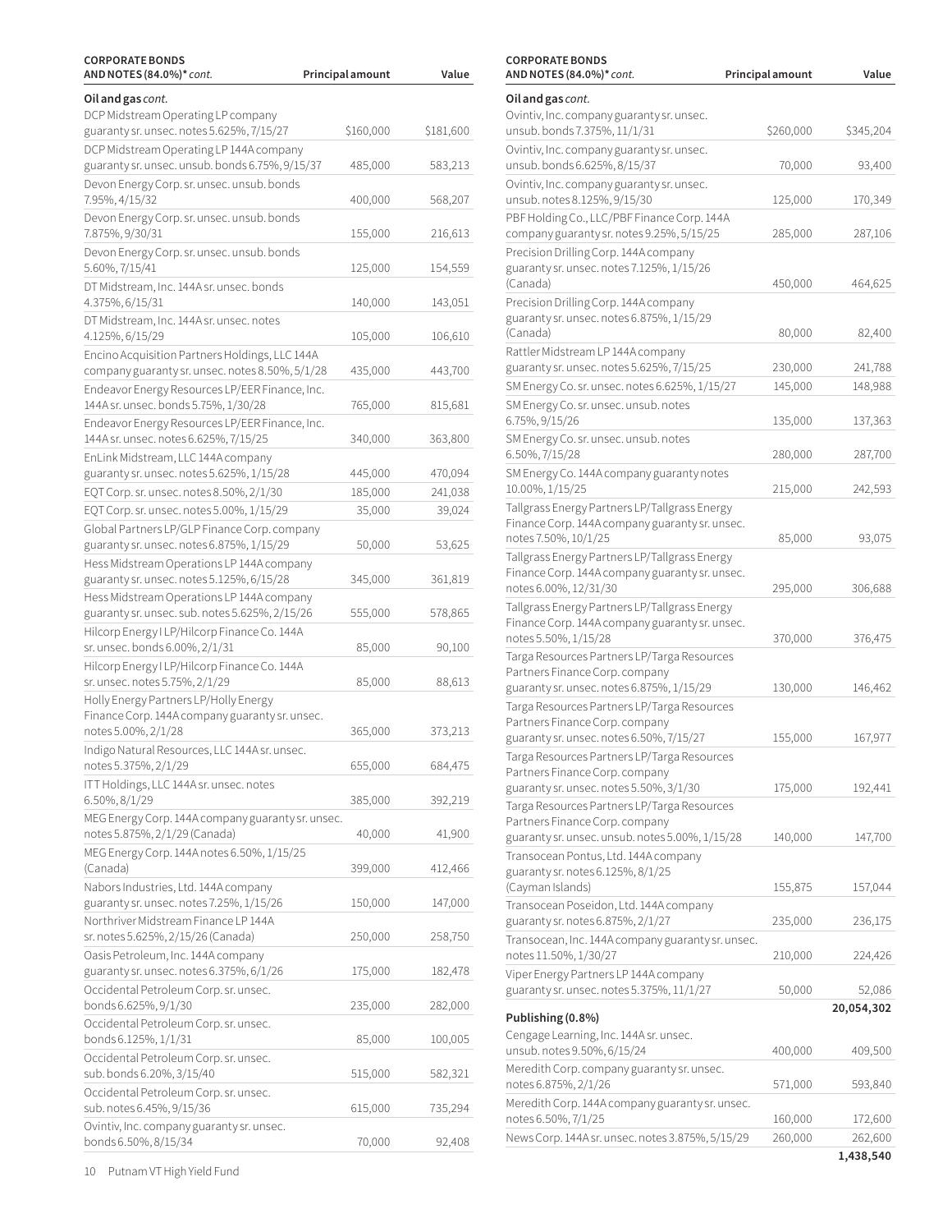| CORPORATE BONDS AND NOTES (84.0%)* *cont.* | Principal amount | Value |
|---|---|---|
| **Oil and gas** *cont.* | | |
| DCP Midstream Operating LP company guaranty sr. unsec. notes 5.625%, 7/15/27 | $160,000 | $181,600 |
| DCP Midstream Operating LP 144A company guaranty sr. unsec. unsub. bonds 6.75%, 9/15/37 | 485,000 | 583,213 |
| Devon Energy Corp. sr. unsec. unsub. bonds 7.95%, 4/15/32 | 400,000 | 568,207 |
| Devon Energy Corp. sr. unsec. unsub. bonds 7.875%, 9/30/31 | 155,000 | 216,613 |
| Devon Energy Corp. sr. unsec. unsub. bonds 5.60%, 7/15/41 | 125,000 | 154,559 |
| DT Midstream, Inc. 144A sr. unsec. bonds 4.375%, 6/15/31 | 140,000 | 143,051 |
| DT Midstream, Inc. 144A sr. unsec. notes 4.125%, 6/15/29 | 105,000 | 106,610 |
| Encino Acquisition Partners Holdings, LLC 144A company guaranty sr. unsec. notes 8.50%, 5/1/28 | 435,000 | 443,700 |
| Endeavor Energy Resources LP/EER Finance, Inc. 144A sr. unsec. bonds 5.75%, 1/30/28 | 765,000 | 815,681 |
| Endeavor Energy Resources LP/EER Finance, Inc. 144A sr. unsec. notes 6.625%, 7/15/25 | 340,000 | 363,800 |
| EnLink Midstream, LLC 144A company guaranty sr. unsec. notes 5.625%, 1/15/28 | 445,000 | 470,094 |
| EQT Corp. sr. unsec. notes 8.50%, 2/1/30 | 185,000 | 241,038 |
| EQT Corp. sr. unsec. notes 5.00%, 1/15/29 | 35,000 | 39,024 |
| Global Partners LP/GLP Finance Corp. company guaranty sr. unsec. notes 6.875%, 1/15/29 | 50,000 | 53,625 |
| Hess Midstream Operations LP 144A company guaranty sr. unsec. notes 5.125%, 6/15/28 | 345,000 | 361,819 |
| Hess Midstream Operations LP 144A company guaranty sr. unsec. sub. notes 5.625%, 2/15/26 | 555,000 | 578,865 |
| Hilcorp Energy I LP/Hilcorp Finance Co. 144A sr. unsec. bonds 6.00%, 2/1/31 | 85,000 | 90,100 |
| Hilcorp Energy I LP/Hilcorp Finance Co. 144A sr. unsec. notes 5.75%, 2/1/29 | 85,000 | 88,613 |
| Holly Energy Partners LP/Holly Energy Finance Corp. 144A company guaranty sr. unsec. notes 5.00%, 2/1/28 | 365,000 | 373,213 |
| Indigo Natural Resources, LLC 144A sr. unsec. notes 5.375%, 2/1/29 | 655,000 | 684,475 |
| ITT Holdings, LLC 144A sr. unsec. notes 6.50%, 8/1/29 | 385,000 | 392,219 |
| MEG Energy Corp. 144A company guaranty sr. unsec. notes 5.875%, 2/1/29 (Canada) | 40,000 | 41,900 |
| MEG Energy Corp. 144A notes 6.50%, 1/15/25 (Canada) | 399,000 | 412,466 |
| Nabors Industries, Ltd. 144A company guaranty sr. unsec. notes 7.25%, 1/15/26 | 150,000 | 147,000 |
| Northriver Midstream Finance LP 144A sr. notes 5.625%, 2/15/26 (Canada) | 250,000 | 258,750 |
| Oasis Petroleum, Inc. 144A company guaranty sr. unsec. notes 6.375%, 6/1/26 | 175,000 | 182,478 |
| Occidental Petroleum Corp. sr. unsec. bonds 6.625%, 9/1/30 | 235,000 | 282,000 |
| Occidental Petroleum Corp. sr. unsec. bonds 6.125%, 1/1/31 | 85,000 | 100,005 |
| Occidental Petroleum Corp. sr. unsec. sub. bonds 6.20%, 3/15/40 | 515,000 | 582,321 |
| Occidental Petroleum Corp. sr. unsec. sub. notes 6.45%, 9/15/36 | 615,000 | 735,294 |
| Ovintiv, Inc. company guaranty sr. unsec. bonds 6.50%, 8/15/34 | 70,000 | 92,408 |
| Ovintiv, Inc. company guaranty sr. unsec. unsub. bonds 7.375%, 11/1/31 | $260,000 | $345,204 |
| Ovintiv, Inc. company guaranty sr. unsec. unsub. bonds 6.625%, 8/15/37 | 70,000 | 93,400 |
| Ovintiv, Inc. company guaranty sr. unsec. unsub. notes 8.125%, 9/15/30 | 125,000 | 170,349 |
| PBF Holding Co., LLC/PBF Finance Corp. 144A company guaranty sr. notes 9.25%, 5/15/25 | 285,000 | 287,106 |
| Precision Drilling Corp. 144A company guaranty sr. unsec. notes 7.125%, 1/15/26 (Canada) | 450,000 | 464,625 |
| Precision Drilling Corp. 144A company guaranty sr. unsec. notes 6.875%, 1/15/29 (Canada) | 80,000 | 82,400 |
| Rattler Midstream LP 144A company guaranty sr. unsec. notes 5.625%, 7/15/25 | 230,000 | 241,788 |
| SM Energy Co. sr. unsec. notes 6.625%, 1/15/27 | 145,000 | 148,988 |
| SM Energy Co. sr. unsec. unsub. notes 6.75%, 9/15/26 | 135,000 | 137,363 |
| SM Energy Co. sr. unsec. unsub. notes 6.50%, 7/15/28 | 280,000 | 287,700 |
| SM Energy Co. 144A company guaranty notes 10.00%, 1/15/25 | 215,000 | 242,593 |
| Tallgrass Energy Partners LP/Tallgrass Energy Finance Corp. 144A company guaranty sr. unsec. notes 7.50%, 10/1/25 | 85,000 | 93,075 |
| Tallgrass Energy Partners LP/Tallgrass Energy Finance Corp. 144A company guaranty sr. unsec. notes 6.00%, 12/31/30 | 295,000 | 306,688 |
| Tallgrass Energy Partners LP/Tallgrass Energy Finance Corp. 144A company guaranty sr. unsec. notes 5.50%, 1/15/28 | 370,000 | 376,475 |
| Targa Resources Partners LP/Targa Resources Partners Finance Corp. company guaranty sr. unsec. notes 6.875%, 1/15/29 | 130,000 | 146,462 |
| Targa Resources Partners LP/Targa Resources Partners Finance Corp. company guaranty sr. unsec. notes 6.50%, 7/15/27 | 155,000 | 167,977 |
| Targa Resources Partners LP/Targa Resources Partners Finance Corp. company guaranty sr. unsec. notes 5.50%, 3/1/30 | 175,000 | 192,441 |
| Targa Resources Partners LP/Targa Resources Partners Finance Corp. company guaranty sr. unsec. unsub. notes 5.00%, 1/15/28 | 140,000 | 147,700 |
| Transocean Pontus, Ltd. 144A company guaranty sr. notes 6.125%, 8/1/25 (Cayman Islands) | 155,875 | 157,044 |
| Transocean Poseidon, Ltd. 144A company guaranty sr. notes 6.875%, 2/1/27 | 235,000 | 236,175 |
| Transocean, Inc. 144A company guaranty sr. unsec. notes 11.50%, 1/30/27 | 210,000 | 224,426 |
| Viper Energy Partners LP 144A company guaranty sr. unsec. notes 5.375%, 11/1/27 | 50,000 | 52,086 |
| | | **20,054,302** |
| **Publishing (0.8%)** | | |
| Cengage Learning, Inc. 144A sr. unsec. unsub. notes 9.50%, 6/15/24 | 400,000 | 409,500 |
| Meredith Corp. company guaranty sr. unsec. notes 6.875%, 2/1/26 | 571,000 | 593,840 |
| Meredith Corp. 144A company guaranty sr. unsec. notes 6.50%, 7/1/25 | 160,000 | 172,600 |
| News Corp. 144A sr. unsec. notes 3.875%, 5/15/29 | 260,000 | 262,600 |
| | | **1,438,540** |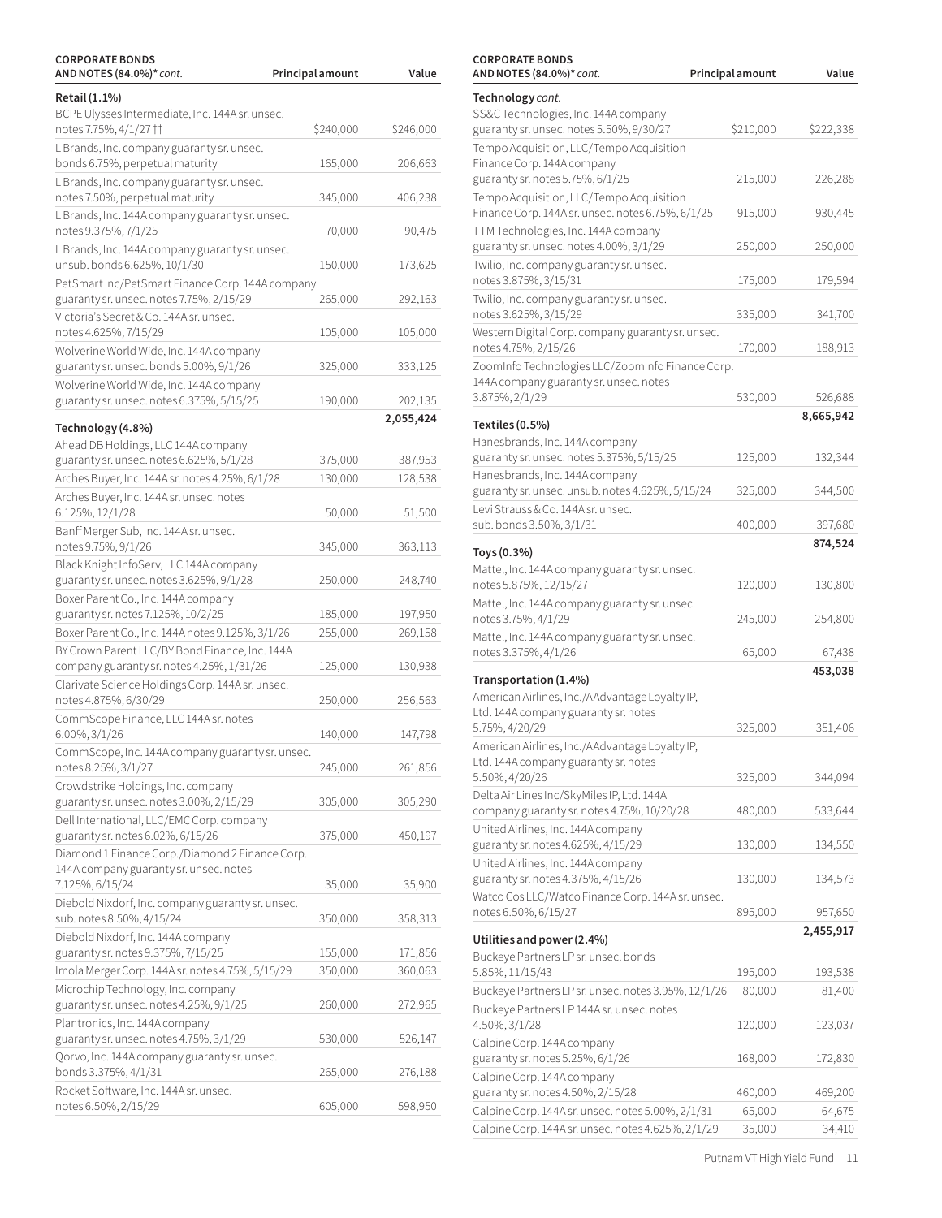| CORPORATE BONDS AND NOTES (84.0%)* *cont.* | Principal amount | Value |
|---|---|---|
| **Retail (1.1%)** | | |
| BCPE Ulysses Intermediate, Inc. 144A sr. unsec. notes 7.75%, 4/1/27 ‡‡ | $240,000 | $246,000 |
| L Brands, Inc. company guaranty sr. unsec. bonds 6.75%, perpetual maturity | 165,000 | 206,663 |
| L Brands, Inc. company guaranty sr. unsec. notes 7.50%, perpetual maturity | 345,000 | 406,238 |
| L Brands, Inc. 144A company guaranty sr. unsec. notes 9.375%, 7/1/25 | 70,000 | 90,475 |
| L Brands, Inc. 144A company guaranty sr. unsec. unsub. bonds 6.625%, 10/1/30 | 150,000 | 173,625 |
| PetSmart Inc/PetSmart Finance Corp. 144A company guaranty sr. unsec. notes 7.75%, 2/15/29 | 265,000 | 292,163 |
| Victoria's Secret & Co. 144A sr. unsec. notes 4.625%, 7/15/29 | 105,000 | 105,000 |
| Wolverine World Wide, Inc. 144A company guaranty sr. unsec. bonds 5.00%, 9/1/26 | 325,000 | 333,125 |
| Wolverine World Wide, Inc. 144A company guaranty sr. unsec. notes 6.375%, 5/15/25 | 190,000 | 202,135 |
| | | **2,055,424** |
| **Technology (4.8%)** | | |
| Ahead DB Holdings, LLC 144A company guaranty sr. unsec. notes 6.625%, 5/1/28 | 375,000 | 387,953 |
| Arches Buyer, Inc. 144A sr. notes 4.25%, 6/1/28 | 130,000 | 128,538 |
| Arches Buyer, Inc. 144A sr. unsec. notes 6.125%, 12/1/28 | 50,000 | 51,500 |
| Banff Merger Sub, Inc. 144A sr. unsec. notes 9.75%, 9/1/26 | 345,000 | 363,113 |
| Black Knight InfoServ, LLC 144A company guaranty sr. unsec. notes 3.625%, 9/1/28 | 250,000 | 248,740 |
| Boxer Parent Co., Inc. 144A company guaranty sr. notes 7.125%, 10/2/25 | 185,000 | 197,950 |
| Boxer Parent Co., Inc. 144A notes 9.125%, 3/1/26 | 255,000 | 269,158 |
| BY Crown Parent LLC/BY Bond Finance, Inc. 144A company guaranty sr. notes 4.25%, 1/31/26 | 125,000 | 130,938 |
| Clarivate Science Holdings Corp. 144A sr. unsec. notes 4.875%, 6/30/29 | 250,000 | 256,563 |
| CommScope Finance, LLC 144A sr. notes 6.00%, 3/1/26 | 140,000 | 147,798 |
| CommScope, Inc. 144A company guaranty sr. unsec. notes 8.25%, 3/1/27 | 245,000 | 261,856 |
| Crowdstrike Holdings, Inc. company guaranty sr. unsec. notes 3.00%, 2/15/29 | 305,000 | 305,290 |
| Dell International, LLC/EMC Corp. company guaranty sr. notes 6.02%, 6/15/26 | 375,000 | 450,197 |
| Diamond 1 Finance Corp./Diamond 2 Finance Corp. 144A company guaranty sr. unsec. notes 7.125%, 6/15/24 | 35,000 | 35,900 |
| Diebold Nixdorf, Inc. company guaranty sr. unsec. sub. notes 8.50%, 4/15/24 | 350,000 | 358,313 |
| Diebold Nixdorf, Inc. 144A company guaranty sr. notes 9.375%, 7/15/25 | 155,000 | 171,856 |
| Imola Merger Corp. 144A sr. notes 4.75%, 5/15/29 | 350,000 | 360,063 |
| Microchip Technology, Inc. company guaranty sr. unsec. notes 4.25%, 9/1/25 | 260,000 | 272,965 |
| Plantronics, Inc. 144A company guaranty sr. unsec. notes 4.75%, 3/1/29 | 530,000 | 526,147 |
| Qorvo, Inc. 144A company guaranty sr. unsec. bonds 3.375%, 4/1/31 | 265,000 | 276,188 |
| Rocket Software, Inc. 144A sr. unsec. notes 6.50%, 2/15/29 | 605,000 | 598,950 |
| SS&C Technologies, Inc. 144A company guaranty sr. unsec. notes 5.50%, 9/30/27 | $210,000 | $222,338 |
| Tempo Acquisition, LLC/Tempo Acquisition Finance Corp. 144A company guaranty sr. notes 5.75%, 6/1/25 | 215,000 | 226,288 |
| Tempo Acquisition, LLC/Tempo Acquisition Finance Corp. 144A sr. unsec. notes 6.75%, 6/1/25 | 915,000 | 930,445 |
| TTM Technologies, Inc. 144A company guaranty sr. unsec. notes 4.00%, 3/1/29 | 250,000 | 250,000 |
| Twilio, Inc. company guaranty sr. unsec. notes 3.875%, 3/15/31 | 175,000 | 179,594 |
| Twilio, Inc. company guaranty sr. unsec. notes 3.625%, 3/15/29 | 335,000 | 341,700 |
| Western Digital Corp. company guaranty sr. unsec. notes 4.75%, 2/15/26 | 170,000 | 188,913 |
| ZoomInfo Technologies LLC/ZoomInfo Finance Corp. 144A company guaranty sr. unsec. notes 3.875%, 2/1/29 | 530,000 | 526,688 |
| | | **8,665,942** |
| **Textiles (0.5%)** | | |
| Hanesbrands, Inc. 144A company guaranty sr. unsec. notes 5.375%, 5/15/25 | 125,000 | 132,344 |
| Hanesbrands, Inc. 144A company guaranty sr. unsec. unsub. notes 4.625%, 5/15/24 | 325,000 | 344,500 |
| Levi Strauss & Co. 144A sr. unsec. sub. bonds 3.50%, 3/1/31 | 400,000 | 397,680 |
| | | **874,524** |
| **Toys (0.3%)** | | |
| Mattel, Inc. 144A company guaranty sr. unsec. notes 5.875%, 12/15/27 | 120,000 | 130,800 |
| Mattel, Inc. 144A company guaranty sr. unsec. notes 3.75%, 4/1/29 | 245,000 | 254,800 |
| Mattel, Inc. 144A company guaranty sr. unsec. notes 3.375%, 4/1/26 | 65,000 | 67,438 |
| | | **453,038** |
| **Transportation (1.4%)** | | |
| American Airlines, Inc./AAdvantage Loyalty IP, Ltd. 144A company guaranty sr. notes 5.75%, 4/20/29 | 325,000 | 351,406 |
| American Airlines, Inc./AAdvantage Loyalty IP, Ltd. 144A company guaranty sr. notes 5.50%, 4/20/26 | 325,000 | 344,094 |
| Delta Air Lines Inc/SkyMiles IP, Ltd. 144A company guaranty sr. notes 4.75%, 10/20/28 | 480,000 | 533,644 |
| United Airlines, Inc. 144A company guaranty sr. notes 4.625%, 4/15/29 | 130,000 | 134,550 |
| United Airlines, Inc. 144A company guaranty sr. notes 4.375%, 4/15/26 | 130,000 | 134,573 |
| Watco Cos LLC/Watco Finance Corp. 144A sr. unsec. notes 6.50%, 6/15/27 | 895,000 | 957,650 |
| | | **2,455,917** |
| **Utilities and power (2.4%)** | | |
| Buckeye Partners LP sr. unsec. bonds 5.85%, 11/15/43 | 195,000 | 193,538 |
| Buckeye Partners LP sr. unsec. notes 3.95%, 12/1/26 | 80,000 | 81,400 |
| Buckeye Partners LP 144A sr. unsec. notes 4.50%, 3/1/28 | 120,000 | 123,037 |
| Calpine Corp. 144A company guaranty sr. notes 5.25%, 6/1/26 | 168,000 | 172,830 |
| Calpine Corp. 144A company guaranty sr. notes 4.50%, 2/15/28 | 460,000 | 469,200 |
| Calpine Corp. 144A sr. unsec. notes 5.00%, 2/1/31 | 65,000 | 64,675 |
| Calpine Corp. 144A sr. unsec. notes 4.625%, 2/1/29 | 35,000 | 34,410 |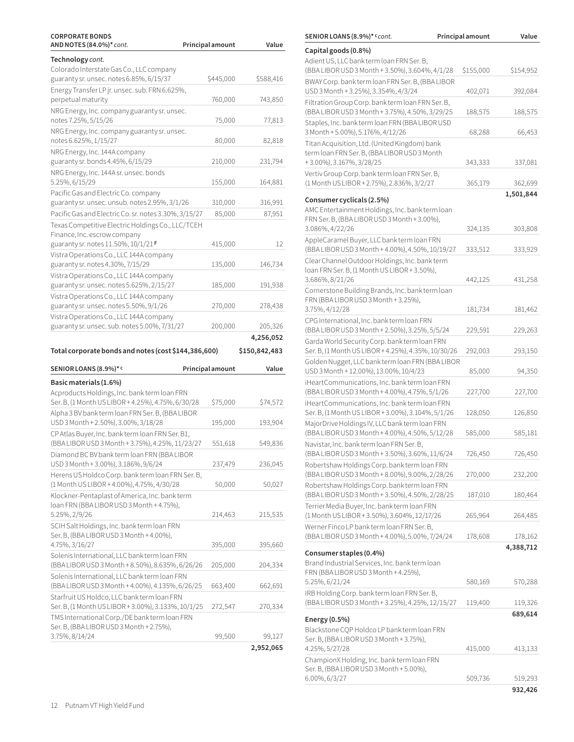| CORPORATE BONDS AND NOTES (84.0%)* *cont.* | Principal amount | Value |
|---|---|---|
| **Technology** *cont.* | | |
| Colorado Interstate Gas Co., LLC company guaranty sr. unsec. notes 6.85%, 6/15/37 | $445,000 | $588,416 |
| Energy Transfer LP jr. unsec. sub. FRN 6.625%, perpetual maturity | 760,000 | 743,850 |
| NRG Energy, Inc. company guaranty sr. unsec. notes 7.25%, 5/15/26 | 75,000 | 77,813 |
| NRG Energy, Inc. company guaranty sr. unsec. notes 6.625%, 1/15/27 | 80,000 | 82,818 |
| NRG Energy, Inc. 144A company guaranty sr. bonds 4.45%, 6/15/29 | 210,000 | 231,794 |
| NRG Energy, Inc. 144A sr. unsec. bonds 5.25%, 6/15/29 | 155,000 | 164,881 |
| Pacific Gas and Electric Co. company guaranty sr. unsec. unsub. notes 2.95%, 3/1/26 | 310,000 | 316,991 |
| Pacific Gas and Electric Co. sr. notes 3.30%, 3/15/27 | 85,000 | 87,951 |
| Texas Competitive Electric Holdings Co., LLC/TCEH Finance, Inc. escrow company guaranty sr. notes 11.50%, 10/1/21 F | 415,000 | 12 |
| Vistra Operations Co., LLC 144A company guaranty sr. notes 4.30%, 7/15/29 | 135,000 | 146,734 |
| Vistra Operations Co., LLC 144A company guaranty sr. unsec. notes 5.625%, 2/15/27 | 185,000 | 191,938 |
| Vistra Operations Co., LLC 144A company guaranty sr. unsec. notes 5.50%, 9/1/26 | 270,000 | 278,438 |
| Vistra Operations Co., LLC 144A company guaranty sr. unsec. sub. notes 5.00%, 7/31/27 | 200,000 | 205,326 |
| | | **4,256,052** |
| **Total corporate bonds and notes (cost $144,386,600)** | | **$150,842,483** |

| SENIOR LOANS (8.9%)* c | Principal amount | Value |
|---|---|---|
| **Basic materials (1.6%)** | | |
| Acproducts Holdings, Inc. bank term loan FRN Ser. B, (1 Month US LIBOR + 4.25%), 4.75%, 6/30/28 | $75,000 | $74,572 |
| Alpha 3 BV bank term loan FRN Ser. B, (BBA LIBOR USD 3 Month + 2.50%), 3.00%, 3/18/28 | 195,000 | 193,904 |
| CP Atlas Buyer, Inc. bank term loan FRN Ser. B1, (BBA LIBOR USD 3 Month + 3.75%), 4.25%, 11/23/27 | 551,618 | 549,836 |
| Diamond BC BV bank term loan FRN (BBA LIBOR USD 3 Month + 3.00%), 3.186%, 9/6/24 | 237,479 | 236,045 |
| Herens US Holdco Corp. bank term loan FRN Ser. B, (1 Month US LIBOR + 4.00%), 4.75%, 4/30/28 | 50,000 | 50,027 |
| Klockner-Pentaplast of America, Inc. bank term loan FRN (BBA LIBOR USD 3 Month + 4.75%), 5.25%, 2/9/26 | 214,463 | 215,535 |
| SCIH Salt Holdings, Inc. bank term loan FRN Ser. B, (BBA LIBOR USD 3 Month + 4.00%), 4.75%, 3/16/27 | 395,000 | 395,660 |
| Solenis International, LLC bank term loan FRN (BBA LIBOR USD 3 Month + 8.50%), 8.635%, 6/26/26 | 205,000 | 204,334 |
| Solenis International, LLC bank term loan FRN (BBA LIBOR USD 3 Month + 4.00%), 4.135%, 6/26/25 | 663,400 | 662,691 |
| Starfruit US Holdco, LLC bank term loan FRN Ser. B, (1 Month US LIBOR + 3.00%), 3.133%, 10/1/25 | 272,547 | 270,334 |
| TMS International Corp./DE bank term loan FRN Ser. B, (BBA LIBOR USD 3 Month + 2.75%), 3.75%, 8/14/24 | 99,500 | 99,127 |
| | | **2,952,065** |
| **Capital goods (0.8%)** | | |
| Adient US, LLC bank term loan FRN Ser. B, (BBA LIBOR USD 3 Month + 3.50%), 3.604%, 4/1/28 | $155,000 | $154,952 |
| BWAY Corp. bank term loan FRN Ser. B, (BBA LIBOR USD 3 Month + 3.25%), 3.354%, 4/3/24 | 402,071 | 392,084 |
| Filtration Group Corp. bank term loan FRN Ser. B, (BBA LIBOR USD 3 Month + 3.75%), 4.50%, 3/29/25 | 188,575 | 188,575 |
| Staples, Inc. bank term loan FRN (BBA LIBOR USD 3 Month + 5.00%), 5.176%, 4/12/26 | 68,288 | 66,453 |
| Titan Acquisition, Ltd. (United Kingdom) bank term loan FRN Ser. B, (BBA LIBOR USD 3 Month + 3.00%), 3.167%, 3/28/25 | 343,333 | 337,081 |
| Vertiv Group Corp. bank term loan FRN Ser. B, (1 Month US LIBOR + 2.75%), 2.836%, 3/2/27 | 365,179 | 362,699 |
| | | **1,501,844** |
| **Consumer cyclicals (2.5%)** | | |
| AMC Entertainment Holdings, Inc. bank term loan FRN Ser. B, (BBA LIBOR USD 3 Month + 3.00%), 3.086%, 4/22/26 | 324,135 | 303,808 |
| AppleCaramel Buyer, LLC bank term loan FRN (BBA LIBOR USD 3 Month + 4.00%), 4.50%, 10/19/27 | 333,512 | 333,929 |
| Clear Channel Outdoor Holdings, Inc. bank term loan FRN Ser. B, (1 Month US LIBOR + 3.50%), 3.686%, 8/21/26 | 442,125 | 431,258 |
| Cornerstone Building Brands, Inc. bank term loan FRN (BBA LIBOR USD 3 Month + 3.25%), 3.75%, 4/12/28 | 181,734 | 181,462 |
| CPG International, Inc. bank term loan FRN (BBA LIBOR USD 3 Month + 2.50%), 3.25%, 5/5/24 | 229,591 | 229,263 |
| Garda World Security Corp. bank term loan FRN Ser. B, (1 Month US LIBOR + 4.25%), 4.35%, 10/30/26 | 292,003 | 293,150 |
| Golden Nugget, LLC bank term loan FRN (BBA LIBOR USD 3 Month + 12.00%), 13.00%, 10/4/23 | 85,000 | 94,350 |
| iHeartCommunications, Inc. bank term loan FRN (BBA LIBOR USD 3 Month + 4.00%), 4.75%, 5/1/26 | 227,700 | 227,700 |
| iHeartCommunications, Inc. bank term loan FRN Ser. B, (1 Month US LIBOR + 3.00%), 3.104%, 5/1/26 | 128,050 | 126,850 |
| MajorDrive Holdings IV, LLC bank term loan FRN (BBA LIBOR USD 3 Month + 4.00%), 4.50%, 5/12/28 | 585,000 | 585,181 |
| Navistar, Inc. bank term loan FRN Ser. B, (BBA LIBOR USD 3 Month + 3.50%), 3.60%, 11/6/24 | 726,450 | 726,450 |
| Robertshaw Holdings Corp. bank term loan FRN (BBA LIBOR USD 3 Month + 8.00%), 9.00%, 2/28/26 | 270,000 | 232,200 |
| Robertshaw Holdings Corp. bank term loan FRN (BBA LIBOR USD 3 Month + 3.50%), 4.50%, 2/28/25 | 187,010 | 180,464 |
| Terrier Media Buyer, Inc. bank term loan FRN (1 Month US LIBOR + 3.50%), 3.604%, 12/17/26 | 265,964 | 264,485 |
| Werner Finco LP bank term loan FRN Ser. B, (BBA LIBOR USD 3 Month + 4.00%), 5.00%, 7/24/24 | 178,608 | 178,162 |
| | | **4,388,712** |
| **Consumer staples (0.4%)** | | |
| Brand Industrial Services, Inc. bank term loan FRN (BBA LIBOR USD 3 Month + 4.25%), 5.25%, 6/21/24 | 580,169 | 570,288 |
| IRB Holding Corp. bank term loan FRN Ser. B, (BBA LIBOR USD 3 Month + 3.25%), 4.25%, 12/15/27 | 119,400 | 119,326 |
| | | **689,614** |
| **Energy (0.5%)** | | |
| Blackstone CQP Holdco LP bank term loan FRN Ser. B, (BBA LIBOR USD 3 Month + 3.75%), 4.25%, 5/27/28 | 415,000 | 413,133 |
| ChampionX Holding, Inc. bank term loan FRN Ser. B, (BBA LIBOR USD 3 Month + 5.00%), 6.00%, 6/3/27 | 509,736 | 519,293 |
| | | **932,426** |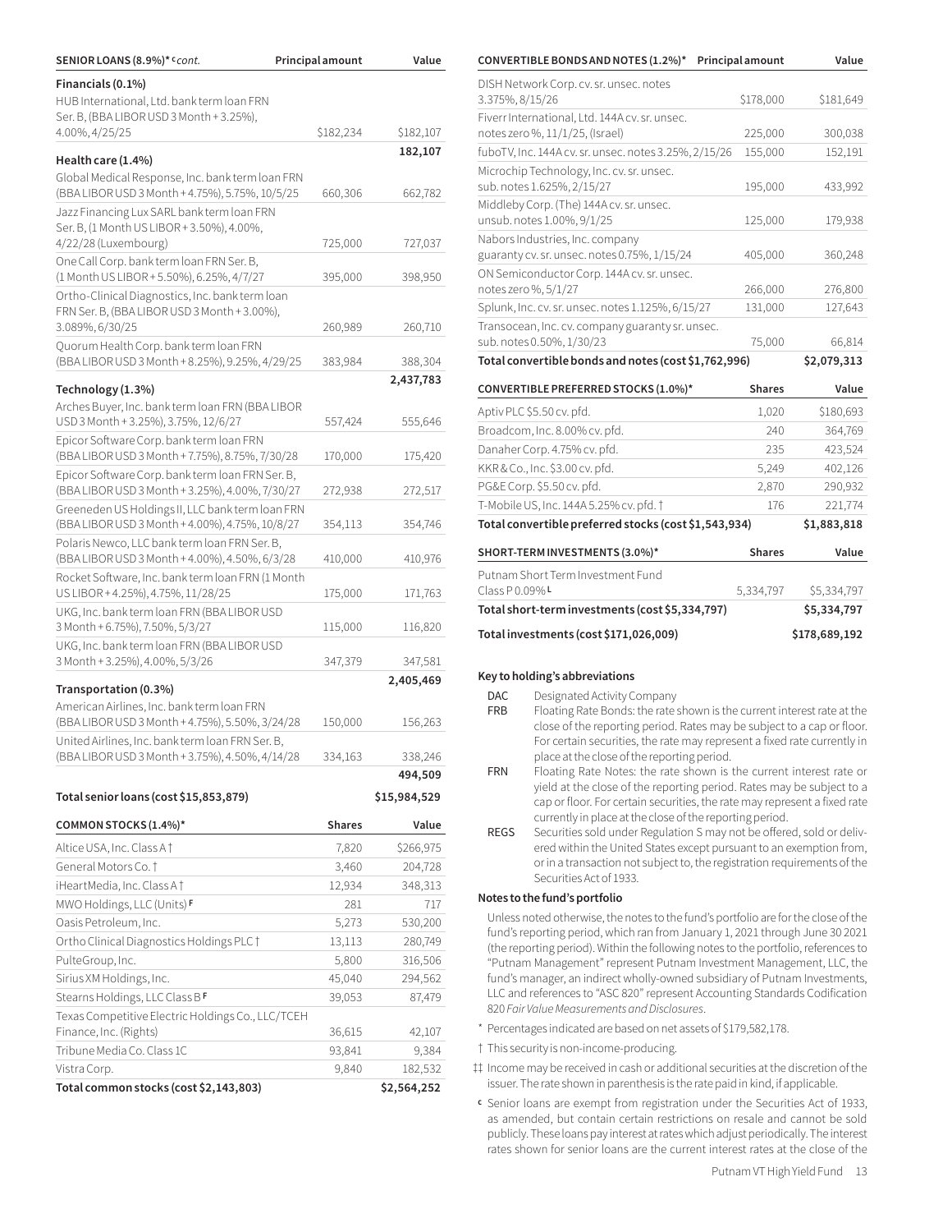| SENIOR LOANS (8.9%)* ᶜ *cont.* | Principal amount | Value |
|---|---|---|
| **Financials (0.1%)** | | |
| HUB International, Ltd. bank term loan FRN Ser. B, (BBA LIBOR USD 3 Month + 3.25%), 4.00%, 4/25/25 | $182,234 | $182,107 |
| | | **182,107** |
| **Health care (1.4%)** | | |
| Global Medical Response, Inc. bank term loan FRN (BBA LIBOR USD 3 Month + 4.75%), 5.75%, 10/5/25 | 660,306 | 662,782 |
| Jazz Financing Lux SARL bank term loan FRN Ser. B, (1 Month US LIBOR + 3.50%), 4.00%, 4/22/28 (Luxembourg) | 725,000 | 727,037 |
| One Call Corp. bank term loan FRN Ser. B, (1 Month US LIBOR + 5.50%), 6.25%, 4/7/27 | 395,000 | 398,950 |
| Ortho-Clinical Diagnostics, Inc. bank term loan FRN Ser. B, (BBA LIBOR USD 3 Month + 3.00%), 3.089%, 6/30/25 | 260,989 | 260,710 |
| Quorum Health Corp. bank term loan FRN (BBA LIBOR USD 3 Month + 8.25%), 9.25%, 4/29/25 | 383,984 | 388,304 |
| | | **2,437,783** |
| **Technology (1.3%)** | | |
| Arches Buyer, Inc. bank term loan FRN (BBA LIBOR USD 3 Month + 3.25%), 3.75%, 12/6/27 | 557,424 | 555,646 |
| Epicor Software Corp. bank term loan FRN (BBA LIBOR USD 3 Month + 7.75%), 8.75%, 7/30/28 | 170,000 | 175,420 |
| Epicor Software Corp. bank term loan FRN Ser. B, (BBA LIBOR USD 3 Month + 3.25%), 4.00%, 7/30/27 | 272,938 | 272,517 |
| Greeneden US Holdings II, LLC bank term loan FRN (BBA LIBOR USD 3 Month + 4.00%), 4.75%, 10/8/27 | 354,113 | 354,746 |
| Polaris Newco, LLC bank term loan FRN Ser. B, (BBA LIBOR USD 3 Month + 4.00%), 4.50%, 6/3/28 | 410,000 | 410,976 |
| Rocket Software, Inc. bank term loan FRN (1 Month US LIBOR + 4.25%), 4.75%, 11/28/25 | 175,000 | 171,763 |
| UKG, Inc. bank term loan FRN (BBA LIBOR USD 3 Month + 6.75%), 7.50%, 5/3/27 | 115,000 | 116,820 |
| UKG, Inc. bank term loan FRN (BBA LIBOR USD 3 Month + 3.25%), 4.00%, 5/3/26 | 347,379 | 347,581 |
| | | **2,405,469** |
| **Transportation (0.3%)** | | |
| American Airlines, Inc. bank term loan FRN (BBA LIBOR USD 3 Month + 4.75%), 5.50%, 3/24/28 | 150,000 | 156,263 |
| United Airlines, Inc. bank term loan FRN Ser. B, (BBA LIBOR USD 3 Month + 3.75%), 4.50%, 4/14/28 | 334,163 | 338,246 |
| | | **494,509** |
| **Total senior loans (cost $15,853,879)** | | **$15,984,529** |

| COMMON STOCKS (1.4%)* | Shares | Value |
|---|---|---|
| Altice USA, Inc. Class A † | 7,820 | $266,975 |
| General Motors Co. † | 3,460 | 204,728 |
| iHeartMedia, Inc. Class A † | 12,934 | 348,313 |
| MWO Holdings, LLC (Units) F | 281 | 717 |
| Oasis Petroleum, Inc. | 5,273 | 530,200 |
| Ortho Clinical Diagnostics Holdings PLC † | 13,113 | 280,749 |
| PulteGroup, Inc. | 5,800 | 316,506 |
| Sirius XM Holdings, Inc. | 45,040 | 294,562 |
| Stearns Holdings, LLC Class B F | 39,053 | 87,479 |
| Texas Competitive Electric Holdings Co., LLC/TCEH Finance, Inc. (Rights) | 36,615 | 42,107 |
| Tribune Media Co. Class 1C | 93,841 | 9,384 |
| Vistra Corp. | 9,840 | 182,532 |
| **Total common stocks (cost $2,143,803)** | | **$2,564,252** |

| CONVERTIBLE BONDS AND NOTES (1.2%)* | Principal amount | Value |
|---|---|---|
| DISH Network Corp. cv. sr. unsec. notes 3.375%, 8/15/26 | $178,000 | $181,649 |
| Fiverr International, Ltd. 144A cv. sr. unsec. notes zero %, 11/1/25, (Israel) | 225,000 | 300,038 |
| fuboTV, Inc. 144A cv. sr. unsec. notes 3.25%, 2/15/26 | 155,000 | 152,191 |
| Microchip Technology, Inc. cv. sr. unsec. sub. notes 1.625%, 2/15/27 | 195,000 | 433,992 |
| Middleby Corp. (The) 144A cv. sr. unsec. unsub. notes 1.00%, 9/1/25 | 125,000 | 179,938 |
| Nabors Industries, Inc. company guaranty cv. sr. unsec. notes 0.75%, 1/15/24 | 405,000 | 360,248 |
| ON Semiconductor Corp. 144A cv. sr. unsec. notes zero %, 5/1/27 | 266,000 | 276,800 |
| Splunk, Inc. cv. sr. unsec. notes 1.125%, 6/15/27 | 131,000 | 127,643 |
| Transocean, Inc. cv. company guaranty sr. unsec. sub. notes 0.50%, 1/30/23 | 75,000 | 66,814 |
| **Total convertible bonds and notes (cost $1,762,996)** | | **$2,079,313** |

| CONVERTIBLE PREFERRED STOCKS (1.0%)* | Shares | Value |
|---|---|---|
| Aptiv PLC $5.50 cv. pfd. | 1,020 | $180,693 |
| Broadcom, Inc. 8.00% cv. pfd. | 240 | 364,769 |
| Danaher Corp. 4.75% cv. pfd. | 235 | 423,524 |
| KKR & Co., Inc. $3.00 cv. pfd. | 5,249 | 402,126 |
| PG&E Corp. $5.50 cv. pfd. | 2,870 | 290,932 |
| T-Mobile US, Inc. 144A 5.25% cv. pfd. † | 176 | 221,774 |
| **Total convertible preferred stocks (cost $1,543,934)** | | **$1,883,818** |

| SHORT-TERM INVESTMENTS (3.0%)* | Shares | Value |
|---|---|---|
| Putnam Short Term Investment Fund Class P 0.09% L | 5,334,797 | $5,334,797 |
| **Total short-term investments (cost $5,334,797)** | | **$5,334,797** |
| **Total investments (cost $171,026,009)** | | **$178,689,192** |

**Key to holding's abbreviations**

- DAC — Designated Activity Company
- FRB — Floating Rate Bonds: the rate shown is the current interest rate at the close of the reporting period. Rates may be subject to a cap or floor. For certain securities, the rate may represent a fixed rate currently in place at the close of the reporting period.
- FRN — Floating Rate Notes: the rate shown is the current interest rate or yield at the close of the reporting period. Rates may be subject to a cap or floor. For certain securities, the rate may represent a fixed rate currently in place at the close of the reporting period.
- REGS — Securities sold under Regulation S may not be offered, sold or delivered within the United States except pursuant to an exemption from, or in a transaction not subject to, the registration requirements of the Securities Act of 1933.

**Notes to the fund's portfolio**

Unless noted otherwise, the notes to the fund's portfolio are for the close of the fund's reporting period, which ran from January 1, 2021 through June 30 2021 (the reporting period). Within the following notes to the portfolio, references to "Putnam Management" represent Putnam Investment Management, LLC, the fund's manager, an indirect wholly-owned subsidiary of Putnam Investments, LLC and references to "ASC 820" represent Accounting Standards Codification 820 *Fair Value Measurements and Disclosures*.

\* Percentages indicated are based on net assets of $179,582,178.

† This security is non-income-producing.

‡‡ Income may be received in cash or additional securities at the discretion of the issuer. The rate shown in parenthesis is the rate paid in kind, if applicable.

ᶜ Senior loans are exempt from registration under the Securities Act of 1933, as amended, but contain certain restrictions on resale and cannot be sold publicly. These loans pay interest at rates which adjust periodically. The interest rates shown for senior loans are the current interest rates at the close of the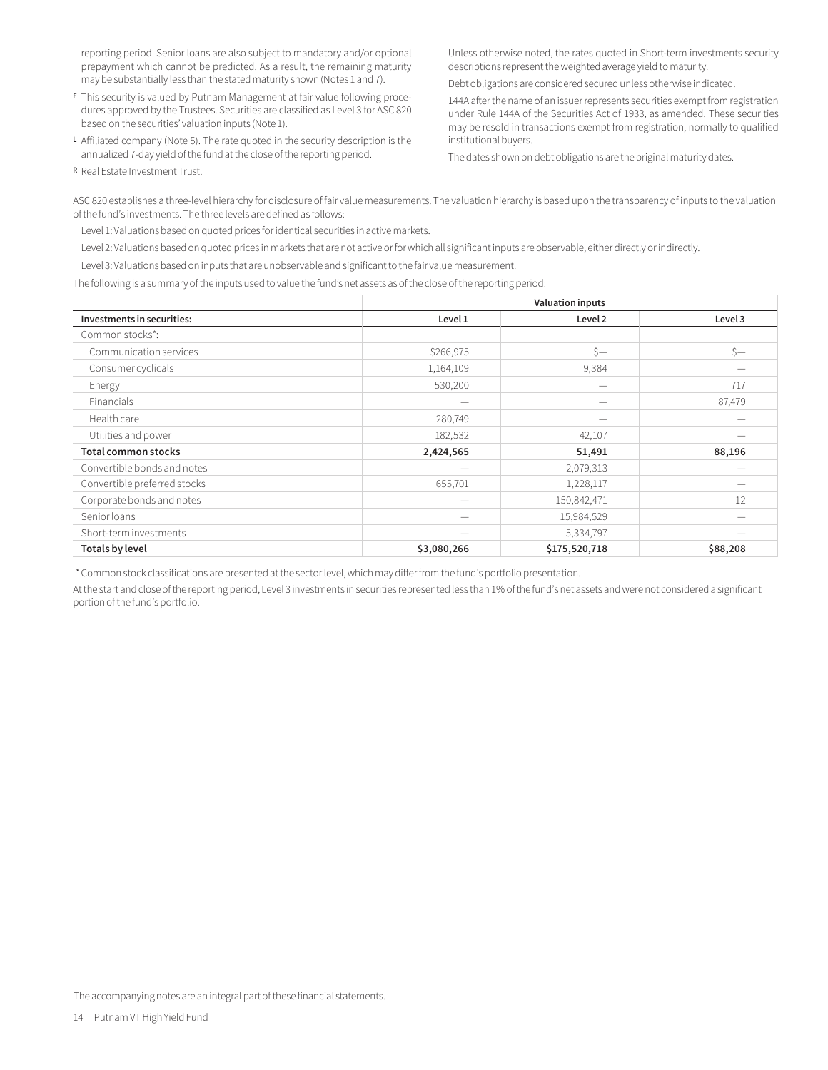reporting period. Senior loans are also subject to mandatory and/or optional prepayment which cannot be predicted. As a result, the remaining maturity may be substantially less than the stated maturity shown (Notes 1 and 7).

**F** This security is valued by Putnam Management at fair value following procedures approved by the Trustees. Securities are classified as Level 3 for ASC 820 based on the securities' valuation inputs (Note 1).

**L** Affiliated company (Note 5). The rate quoted in the security description is the annualized 7-day yield of the fund at the close of the reporting period.

**R** Real Estate Investment Trust.

Unless otherwise noted, the rates quoted in Short-term investments security descriptions represent the weighted average yield to maturity.

Debt obligations are considered secured unless otherwise indicated.

144A after the name of an issuer represents securities exempt from registration under Rule 144A of the Securities Act of 1933, as amended. These securities may be resold in transactions exempt from registration, normally to qualified institutional buyers.

The dates shown on debt obligations are the original maturity dates.

ASC 820 establishes a three-level hierarchy for disclosure of fair value measurements. The valuation hierarchy is based upon the transparency of inputs to the valuation of the fund's investments. The three levels are defined as follows:

Level 1: Valuations based on quoted prices for identical securities in active markets.

Level 2: Valuations based on quoted prices in markets that are not active or for which all significant inputs are observable, either directly or indirectly.

Level 3: Valuations based on inputs that are unobservable and significant to the fair value measurement.

The following is a summary of the inputs used to value the fund's net assets as of the close of the reporting period:

| | Valuation inputs | | |
|---|---|---|---|
| **Investments in securities:** | **Level 1** | **Level 2** | **Level 3** |
| Common stocks*: | | | |
| Communication services | $266,975 | $— | $— |
| Consumer cyclicals | 1,164,109 | 9,384 | — |
| Energy | 530,200 | — | 717 |
| Financials | — | — | 87,479 |
| Health care | 280,749 | — | — |
| Utilities and power | 182,532 | 42,107 | — |
| **Total common stocks** | **2,424,565** | **51,491** | **88,196** |
| Convertible bonds and notes | — | 2,079,313 | — |
| Convertible preferred stocks | 655,701 | 1,228,117 | — |
| Corporate bonds and notes | — | 150,842,471 | 12 |
| Senior loans | — | 15,984,529 | — |
| Short-term investments | — | 5,334,797 | — |
| **Totals by level** | **$3,080,266** | **$175,520,718** | **$88,208** |

\* Common stock classifications are presented at the sector level, which may differ from the fund's portfolio presentation.

At the start and close of the reporting period, Level 3 investments in securities represented less than 1% of the fund's net assets and were not considered a significant portion of the fund's portfolio.

The accompanying notes are an integral part of these financial statements.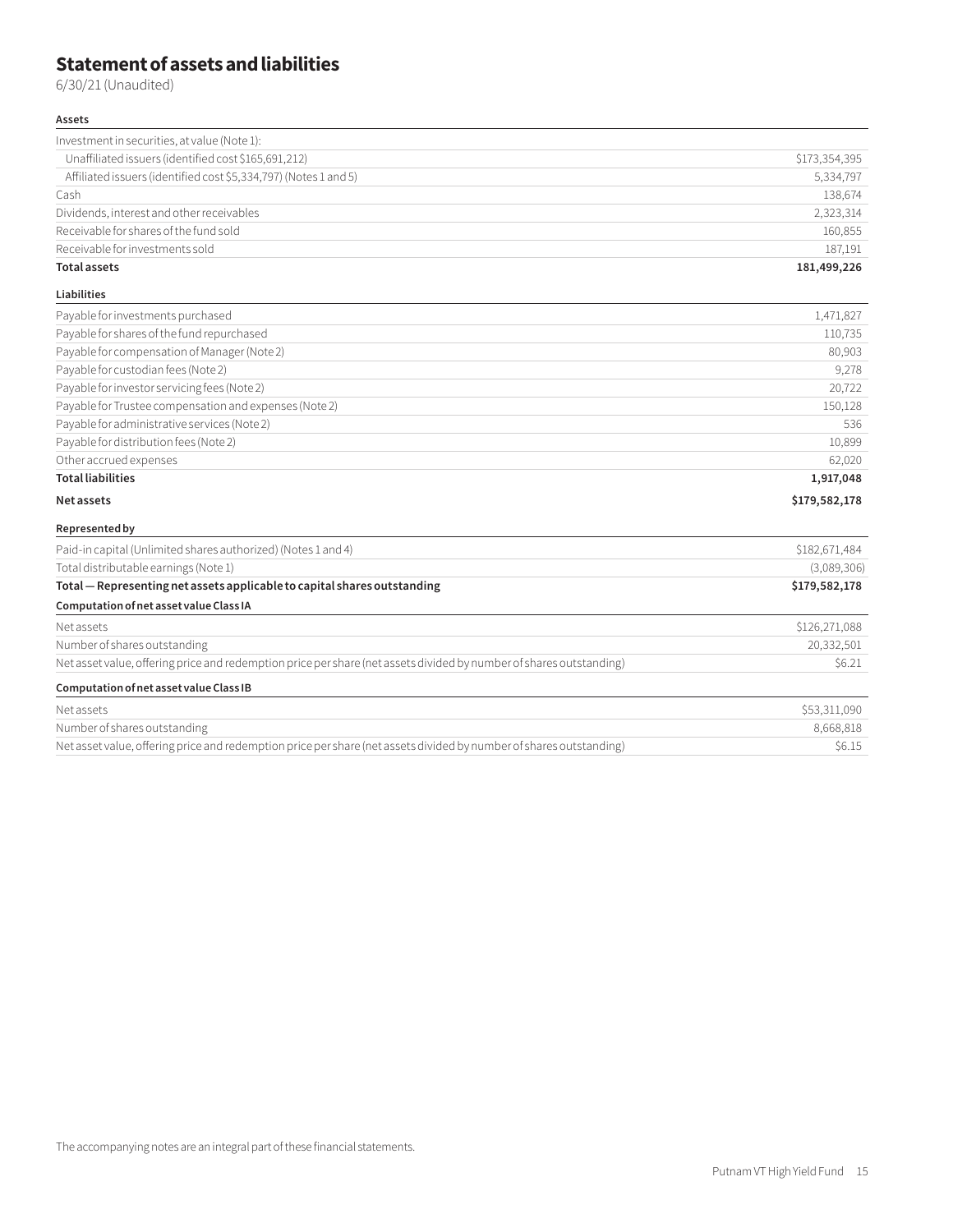# Statement of assets and liabilities

6/30/21 (Unaudited)

| **Assets** | |
|---|---|
| Investment in securities, at value (Note 1): | |
| Unaffiliated issuers (identified cost $165,691,212) | $173,354,395 |
| Affiliated issuers (identified cost $5,334,797) (Notes 1 and 5) | 5,334,797 |
| Cash | 138,674 |
| Dividends, interest and other receivables | 2,323,314 |
| Receivable for shares of the fund sold | 160,855 |
| Receivable for investments sold | 187,191 |
| **Total assets** | **181,499,226** |
| **Liabilities** | |
| Payable for investments purchased | 1,471,827 |
| Payable for shares of the fund repurchased | 110,735 |
| Payable for compensation of Manager (Note 2) | 80,903 |
| Payable for custodian fees (Note 2) | 9,278 |
| Payable for investor servicing fees (Note 2) | 20,722 |
| Payable for Trustee compensation and expenses (Note 2) | 150,128 |
| Payable for administrative services (Note 2) | 536 |
| Payable for distribution fees (Note 2) | 10,899 |
| Other accrued expenses | 62,020 |
| **Total liabilities** | **1,917,048** |
| **Net assets** | **$179,582,178** |
| **Represented by** | |
| Paid-in capital (Unlimited shares authorized) (Notes 1 and 4) | $182,671,484 |
| Total distributable earnings (Note 1) | (3,089,306) |
| **Total — Representing net assets applicable to capital shares outstanding** | **$179,582,178** |
| **Computation of net asset value Class IA** | |
| Net assets | $126,271,088 |
| Number of shares outstanding | 20,332,501 |
| Net asset value, offering price and redemption price per share (net assets divided by number of shares outstanding) | $6.21 |
| **Computation of net asset value Class IB** | |
| Net assets | $53,311,090 |
| Number of shares outstanding | 8,668,818 |
| Net asset value, offering price and redemption price per share (net assets divided by number of shares outstanding) | $6.15 |

The accompanying notes are an integral part of these financial statements.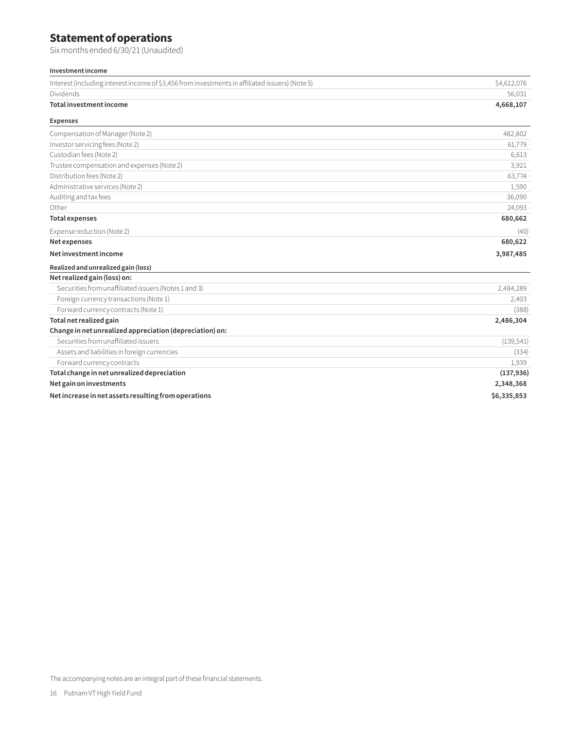# Statement of operations

Six months ended 6/30/21 (Unaudited)

| **Investment income** | |
|---|---|
| Interest (including interest income of $3,456 from investments in affiliated issuers) (Note 5) | $4,612,076 |
| Dividends | 56,031 |
| **Total investment income** | **4,668,107** |
| **Expenses** | |
| Compensation of Manager (Note 2) | 482,802 |
| Investor servicing fees (Note 2) | 61,779 |
| Custodian fees (Note 2) | 6,613 |
| Trustee compensation and expenses (Note 2) | 3,921 |
| Distribution fees (Note 2) | 63,774 |
| Administrative services (Note 2) | 1,590 |
| Auditing and tax fees | 36,090 |
| Other | 24,093 |
| **Total expenses** | **680,662** |
| Expense reduction (Note 2) | (40) |
| **Net expenses** | **680,622** |
| **Net investment income** | **3,987,485** |
| **Realized and unrealized gain (loss)** | |
| **Net realized gain (loss) on:** | |
| Securities from unaffiliated issuers (Notes 1 and 3) | 2,484,289 |
| Foreign currency transactions (Note 1) | 2,403 |
| Forward currency contracts (Note 1) | (388) |
| **Total net realized gain** | **2,486,304** |
| **Change in net unrealized appreciation (depreciation) on:** | |
| Securities from unaffiliated issuers | (139,541) |
| Assets and liabilities in foreign currencies | (334) |
| Forward currency contracts | 1,939 |
| **Total change in net unrealized depreciation** | **(137,936)** |
| **Net gain on investments** | **2,348,368** |
| **Net increase in net assets resulting from operations** | **$6,335,853** |

The accompanying notes are an integral part of these financial statements.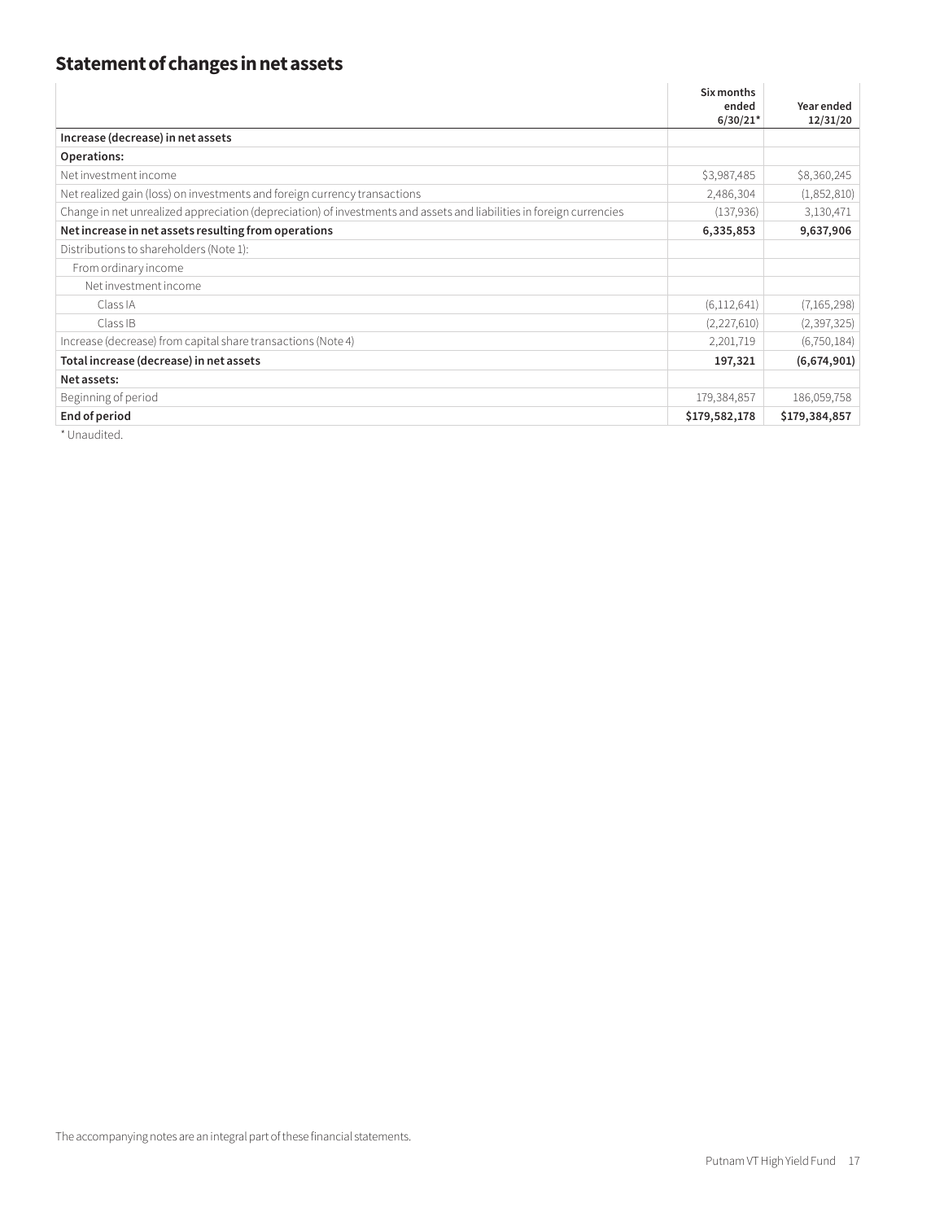## Statement of changes in net assets

| | Six months ended 6/30/21* | Year ended 12/31/20 |
|---|---|---|
| **Increase (decrease) in net assets** | | |
| **Operations:** | | |
| Net investment income | $3,987,485 | $8,360,245 |
| Net realized gain (loss) on investments and foreign currency transactions | 2,486,304 | (1,852,810) |
| Change in net unrealized appreciation (depreciation) of investments and assets and liabilities in foreign currencies | (137,936) | 3,130,471 |
| **Net increase in net assets resulting from operations** | **6,335,853** | **9,637,906** |
| Distributions to shareholders (Note 1): | | |
| From ordinary income | | |
| Net investment income | | |
| Class IA | (6,112,641) | (7,165,298) |
| Class IB | (2,227,610) | (2,397,325) |
| Increase (decrease) from capital share transactions (Note 4) | 2,201,719 | (6,750,184) |
| **Total increase (decrease) in net assets** | **197,321** | **(6,674,901)** |
| **Net assets:** | | |
| Beginning of period | 179,384,857 | 186,059,758 |
| **End of period** | **$179,582,178** | **$179,384,857** |

\* Unaudited.

The accompanying notes are an integral part of these financial statements.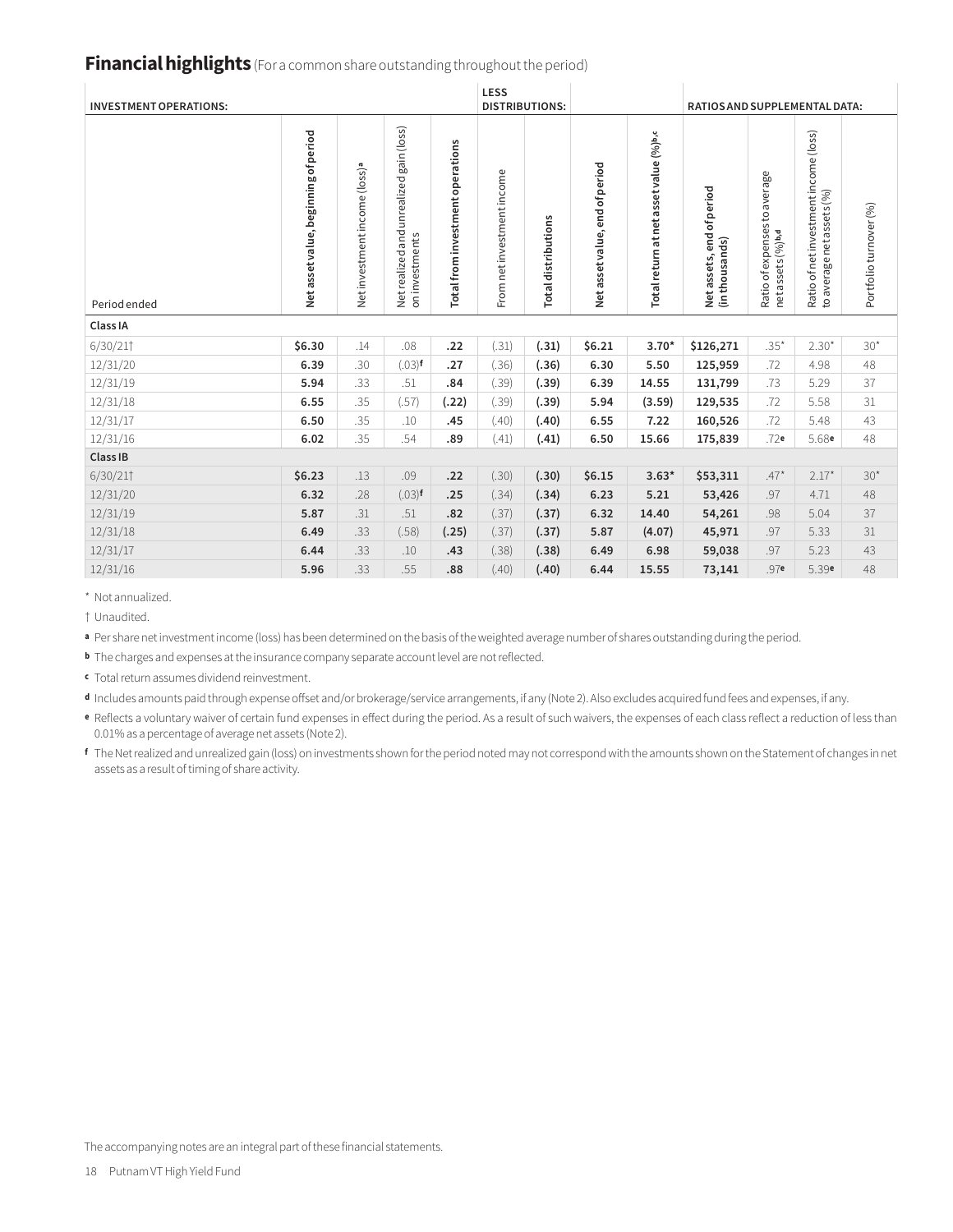## Financial highlights (For a common share outstanding throughout the period)

| INVESTMENT OPERATIONS: | | | | | LESS DISTRIBUTIONS: | | | | RATIOS AND SUPPLEMENTAL DATA: | | | |
|---|---|---|---|---|---|---|---|---|---|---|---|---|
| Period ended | Net asset value, beginning of period | Net investment income (loss)[a] | Net realized and unrealized gain (loss) on investments | Total from investment operations | From net investment income | Total distributions | Net asset value, end of period | Total return at net asset value (%)[b,c] | Net assets, end of period (in thousands) | Ratio of expenses to average net assets (%)[b,d] | Ratio of net investment income (loss) to average net assets (%) | Portfolio turnover (%) |
| **Class IA** | | | | | | | | | | | | |
| 6/30/21† | **$6.30** | .14 | .08 | **.22** | (.31) | **(.31)** | **$6.21** | **3.70*** | **$126,271** | .35* | 2.30* | 30* |
| 12/31/20 | **6.39** | .30 | (.03)[f] | **.27** | (.36) | **(.36)** | **6.30** | **5.50** | **125,959** | .72 | 4.98 | 48 |
| 12/31/19 | **5.94** | .33 | .51 | **.84** | (.39) | **(.39)** | **6.39** | **14.55** | **131,799** | .73 | 5.29 | 37 |
| 12/31/18 | **6.55** | .35 | (.57) | **(.22)** | (.39) | **(.39)** | **5.94** | **(3.59)** | **129,535** | .72 | 5.58 | 31 |
| 12/31/17 | **6.50** | .35 | .10 | **.45** | (.40) | **(.40)** | **6.55** | **7.22** | **160,526** | .72 | 5.48 | 43 |
| 12/31/16 | **6.02** | .35 | .54 | **.89** | (.41) | **(.41)** | **6.50** | **15.66** | **175,839** | .72[e] | 5.68[e] | 48 |
| **Class IB** | | | | | | | | | | | | |
| 6/30/21† | **$6.23** | .13 | .09 | **.22** | (.30) | **(.30)** | **$6.15** | **3.63*** | **$53,311** | .47* | 2.17* | 30* |
| 12/31/20 | **6.32** | .28 | (.03)[f] | **.25** | (.34) | **(.34)** | **6.23** | **5.21** | **53,426** | .97 | 4.71 | 48 |
| 12/31/19 | **5.87** | .31 | .51 | **.82** | (.37) | **(.37)** | **6.32** | **14.40** | **54,261** | .98 | 5.04 | 37 |
| 12/31/18 | **6.49** | .33 | (.58) | **(.25)** | (.37) | **(.37)** | **5.87** | **(4.07)** | **45,971** | .97 | 5.33 | 31 |
| 12/31/17 | **6.44** | .33 | .10 | **.43** | (.38) | **(.38)** | **6.49** | **6.98** | **59,038** | .97 | 5.23 | 43 |
| 12/31/16 | **5.96** | .33 | .55 | **.88** | (.40) | **(.40)** | **6.44** | **15.55** | **73,141** | .97[e] | 5.39[e] | 48 |

\* Not annualized.

† Unaudited.

[a] Per share net investment income (loss) has been determined on the basis of the weighted average number of shares outstanding during the period.

[b] The charges and expenses at the insurance company separate account level are not reflected.

[c] Total return assumes dividend reinvestment.

[d] Includes amounts paid through expense offset and/or brokerage/service arrangements, if any (Note 2). Also excludes acquired fund fees and expenses, if any.

[e] Reflects a voluntary waiver of certain fund expenses in effect during the period. As a result of such waivers, the expenses of each class reflect a reduction of less than 0.01% as a percentage of average net assets (Note 2).

[f] The Net realized and unrealized gain (loss) on investments shown for the period noted may not correspond with the amounts shown on the Statement of changes in net assets as a result of timing of share activity.

The accompanying notes are an integral part of these financial statements.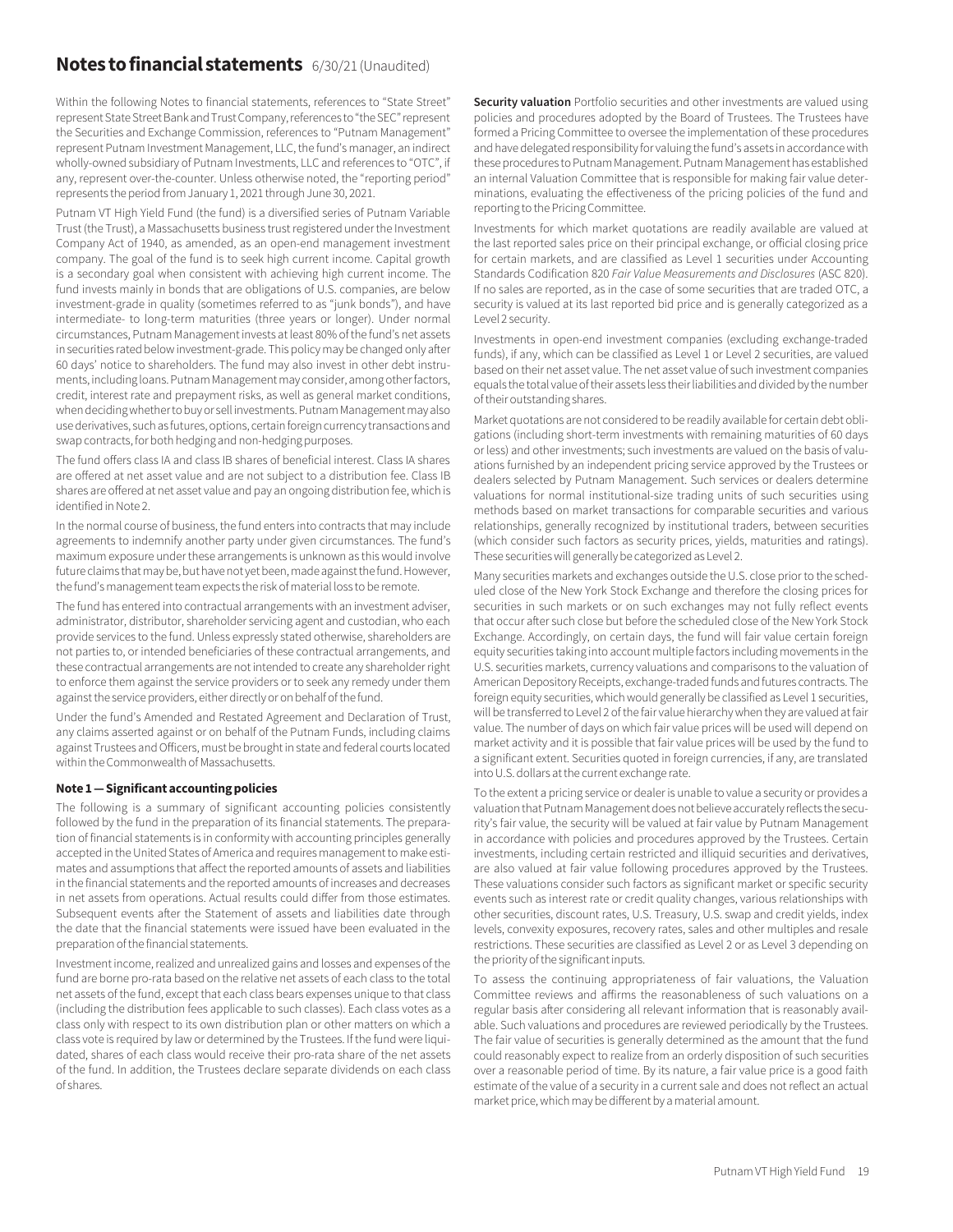# Notes to financial statements 6/30/21 (Unaudited)

Within the following Notes to financial statements, references to "State Street" represent State Street Bank and Trust Company, references to "the SEC" represent the Securities and Exchange Commission, references to "Putnam Management" represent Putnam Investment Management, LLC, the fund's manager, an indirect wholly-owned subsidiary of Putnam Investments, LLC and references to "OTC", if any, represent over-the-counter. Unless otherwise noted, the "reporting period" represents the period from January 1, 2021 through June 30, 2021.

Putnam VT High Yield Fund (the fund) is a diversified series of Putnam Variable Trust (the Trust), a Massachusetts business trust registered under the Investment Company Act of 1940, as amended, as an open-end management investment company. The goal of the fund is to seek high current income. Capital growth is a secondary goal when consistent with achieving high current income. The fund invests mainly in bonds that are obligations of U.S. companies, are below investment-grade in quality (sometimes referred to as "junk bonds"), and have intermediate- to long-term maturities (three years or longer). Under normal circumstances, Putnam Management invests at least 80% of the fund's net assets in securities rated below investment-grade. This policy may be changed only after 60 days' notice to shareholders. The fund may also invest in other debt instruments, including loans. Putnam Management may consider, among other factors, credit, interest rate and prepayment risks, as well as general market conditions, when deciding whether to buy or sell investments. Putnam Management may also use derivatives, such as futures, options, certain foreign currency transactions and swap contracts, for both hedging and non-hedging purposes.

The fund offers class IA and class IB shares of beneficial interest. Class IA shares are offered at net asset value and are not subject to a distribution fee. Class IB shares are offered at net asset value and pay an ongoing distribution fee, which is identified in Note 2.

In the normal course of business, the fund enters into contracts that may include agreements to indemnify another party under given circumstances. The fund's maximum exposure under these arrangements is unknown as this would involve future claims that may be, but have not yet been, made against the fund. However, the fund's management team expects the risk of material loss to be remote.

The fund has entered into contractual arrangements with an investment adviser, administrator, distributor, shareholder servicing agent and custodian, who each provide services to the fund. Unless expressly stated otherwise, shareholders are not parties to, or intended beneficiaries of these contractual arrangements, and these contractual arrangements are not intended to create any shareholder right to enforce them against the service providers or to seek any remedy under them against the service providers, either directly or on behalf of the fund.

Under the fund's Amended and Restated Agreement and Declaration of Trust, any claims asserted against or on behalf of the Putnam Funds, including claims against Trustees and Officers, must be brought in state and federal courts located within the Commonwealth of Massachusetts.

### Note 1 — Significant accounting policies

The following is a summary of significant accounting policies consistently followed by the fund in the preparation of its financial statements. The preparation of financial statements is in conformity with accounting principles generally accepted in the United States of America and requires management to make estimates and assumptions that affect the reported amounts of assets and liabilities in the financial statements and the reported amounts of increases and decreases in net assets from operations. Actual results could differ from those estimates. Subsequent events after the Statement of assets and liabilities date through the date that the financial statements were issued have been evaluated in the preparation of the financial statements.

Investment income, realized and unrealized gains and losses and expenses of the fund are borne pro-rata based on the relative net assets of each class to the total net assets of the fund, except that each class bears expenses unique to that class (including the distribution fees applicable to such classes). Each class votes as a class only with respect to its own distribution plan or other matters on which a class vote is required by law or determined by the Trustees. If the fund were liquidated, shares of each class would receive their pro-rata share of the net assets of the fund. In addition, the Trustees declare separate dividends on each class of shares.

**Security valuation** Portfolio securities and other investments are valued using policies and procedures adopted by the Board of Trustees. The Trustees have formed a Pricing Committee to oversee the implementation of these procedures and have delegated responsibility for valuing the fund's assets in accordance with these procedures to Putnam Management. Putnam Management has established an internal Valuation Committee that is responsible for making fair value determinations, evaluating the effectiveness of the pricing policies of the fund and reporting to the Pricing Committee.

Investments for which market quotations are readily available are valued at the last reported sales price on their principal exchange, or official closing price for certain markets, and are classified as Level 1 securities under Accounting Standards Codification 820 *Fair Value Measurements and Disclosures* (ASC 820). If no sales are reported, as in the case of some securities that are traded OTC, a security is valued at its last reported bid price and is generally categorized as a Level 2 security.

Investments in open-end investment companies (excluding exchange-traded funds), if any, which can be classified as Level 1 or Level 2 securities, are valued based on their net asset value. The net asset value of such investment companies equals the total value of their assets less their liabilities and divided by the number of their outstanding shares.

Market quotations are not considered to be readily available for certain debt obligations (including short-term investments with remaining maturities of 60 days or less) and other investments; such investments are valued on the basis of valuations furnished by an independent pricing service approved by the Trustees or dealers selected by Putnam Management. Such services or dealers determine valuations for normal institutional-size trading units of such securities using methods based on market transactions for comparable securities and various relationships, generally recognized by institutional traders, between securities (which consider such factors as security prices, yields, maturities and ratings). These securities will generally be categorized as Level 2.

Many securities markets and exchanges outside the U.S. close prior to the scheduled close of the New York Stock Exchange and therefore the closing prices for securities in such markets or on such exchanges may not fully reflect events that occur after such close but before the scheduled close of the New York Stock Exchange. Accordingly, on certain days, the fund will fair value certain foreign equity securities taking into account multiple factors including movements in the U.S. securities markets, currency valuations and comparisons to the valuation of American Depository Receipts, exchange-traded funds and futures contracts. The foreign equity securities, which would generally be classified as Level 1 securities, will be transferred to Level 2 of the fair value hierarchy when they are valued at fair value. The number of days on which fair value prices will be used will depend on market activity and it is possible that fair value prices will be used by the fund to a significant extent. Securities quoted in foreign currencies, if any, are translated into U.S. dollars at the current exchange rate.

To the extent a pricing service or dealer is unable to value a security or provides a valuation that Putnam Management does not believe accurately reflects the security's fair value, the security will be valued at fair value by Putnam Management in accordance with policies and procedures approved by the Trustees. Certain investments, including certain restricted and illiquid securities and derivatives, are also valued at fair value following procedures approved by the Trustees. These valuations consider such factors as significant market or specific security events such as interest rate or credit quality changes, various relationships with other securities, discount rates, U.S. Treasury, U.S. swap and credit yields, index levels, convexity exposures, recovery rates, sales and other multiples and resale restrictions. These securities are classified as Level 2 or as Level 3 depending on the priority of the significant inputs.

To assess the continuing appropriateness of fair valuations, the Valuation Committee reviews and affirms the reasonableness of such valuations on a regular basis after considering all relevant information that is reasonably available. Such valuations and procedures are reviewed periodically by the Trustees. The fair value of securities is generally determined as the amount that the fund could reasonably expect to realize from an orderly disposition of such securities over a reasonable period of time. By its nature, a fair value price is a good faith estimate of the value of a security in a current sale and does not reflect an actual market price, which may be different by a material amount.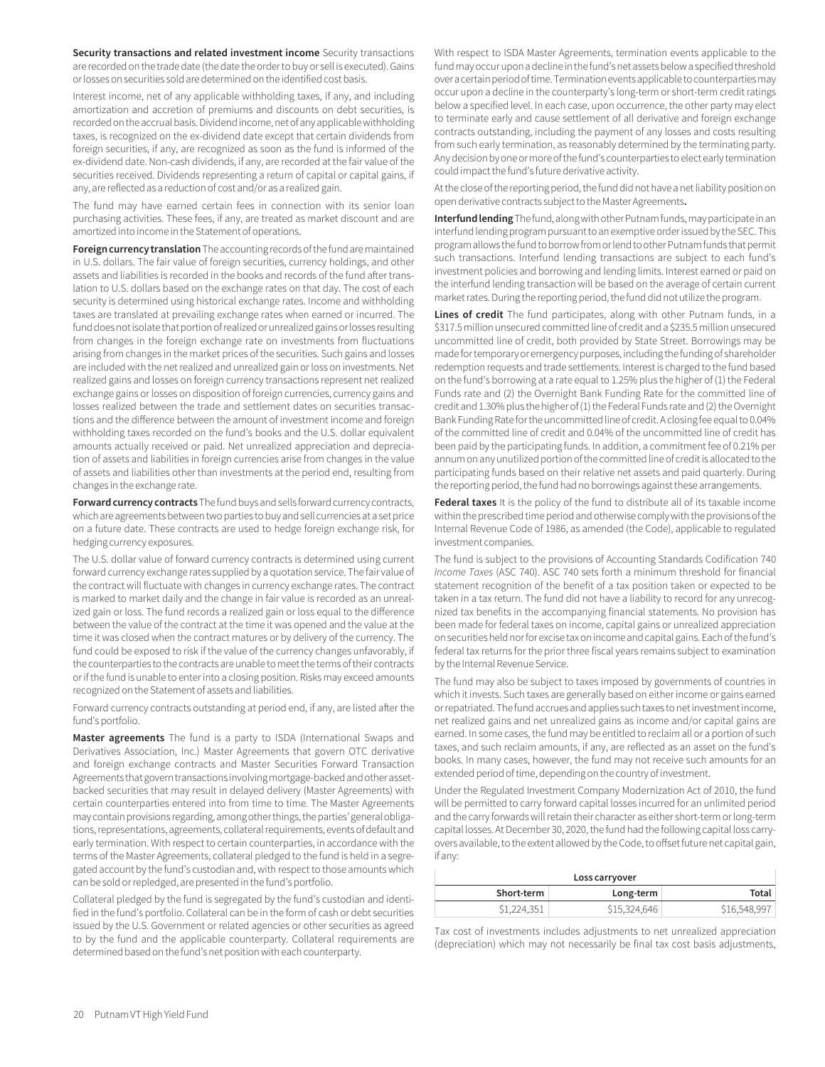**Security transactions and related investment income** Security transactions are recorded on the trade date (the date the order to buy or sell is executed). Gains or losses on securities sold are determined on the identified cost basis.

Interest income, net of any applicable withholding taxes, if any, and including amortization and accretion of premiums and discounts on debt securities, is recorded on the accrual basis. Dividend income, net of any applicable withholding taxes, is recognized on the ex-dividend date except that certain dividends from foreign securities, if any, are recognized as soon as the fund is informed of the ex-dividend date. Non-cash dividends, if any, are recorded at the fair value of the securities received. Dividends representing a return of capital or capital gains, if any, are reflected as a reduction of cost and/or as a realized gain.

The fund may have earned certain fees in connection with its senior loan purchasing activities. These fees, if any, are treated as market discount and are amortized into income in the Statement of operations.

**Foreign currency translation** The accounting records of the fund are maintained in U.S. dollars. The fair value of foreign securities, currency holdings, and other assets and liabilities is recorded in the books and records of the fund after translation to U.S. dollars based on the exchange rates on that day. The cost of each security is determined using historical exchange rates. Income and withholding taxes are translated at prevailing exchange rates when earned or incurred. The fund does not isolate that portion of realized or unrealized gains or losses resulting from changes in the foreign exchange rate on investments from fluctuations arising from changes in the market prices of the securities. Such gains and losses are included with the net realized and unrealized gain or loss on investments. Net realized gains and losses on foreign currency transactions represent net realized exchange gains or losses on disposition of foreign currencies, currency gains and losses realized between the trade and settlement dates on securities transactions and the difference between the amount of investment income and foreign withholding taxes recorded on the fund's books and the U.S. dollar equivalent amounts actually received or paid. Net unrealized appreciation and depreciation of assets and liabilities in foreign currencies arise from changes in the value of assets and liabilities other than investments at the period end, resulting from changes in the exchange rate.

**Forward currency contracts** The fund buys and sells forward currency contracts, which are agreements between two parties to buy and sell currencies at a set price on a future date. These contracts are used to hedge foreign exchange risk, for hedging currency exposures.

The U.S. dollar value of forward currency contracts is determined using current forward currency exchange rates supplied by a quotation service. The fair value of the contract will fluctuate with changes in currency exchange rates. The contract is marked to market daily and the change in fair value is recorded as an unrealized gain or loss. The fund records a realized gain or loss equal to the difference between the value of the contract at the time it was opened and the value at the time it was closed when the contract matures or by delivery of the currency. The fund could be exposed to risk if the value of the currency changes unfavorably, if the counterparties to the contracts are unable to meet the terms of their contracts or if the fund is unable to enter into a closing position. Risks may exceed amounts recognized on the Statement of assets and liabilities.

Forward currency contracts outstanding at period end, if any, are listed after the fund's portfolio.

**Master agreements** The fund is a party to ISDA (International Swaps and Derivatives Association, Inc.) Master Agreements that govern OTC derivative and foreign exchange contracts and Master Securities Forward Transaction Agreements that govern transactions involving mortgage-backed and other asset-backed securities that may result in delayed delivery (Master Agreements) with certain counterparties entered into from time to time. The Master Agreements may contain provisions regarding, among other things, the parties' general obligations, representations, agreements, collateral requirements, events of default and early termination. With respect to certain counterparties, in accordance with the terms of the Master Agreements, collateral pledged to the fund is held in a segregated account by the fund's custodian and, with respect to those amounts which can be sold or repledged, are presented in the fund's portfolio.

Collateral pledged by the fund is segregated by the fund's custodian and identified in the fund's portfolio. Collateral can be in the form of cash or debt securities issued by the U.S. Government or related agencies or other securities as agreed to by the fund and the applicable counterparty. Collateral requirements are determined based on the fund's net position with each counterparty.

With respect to ISDA Master Agreements, termination events applicable to the fund may occur upon a decline in the fund's net assets below a specified threshold over a certain period of time. Termination events applicable to counterparties may occur upon a decline in the counterparty's long-term or short-term credit ratings below a specified level. In each case, upon occurrence, the other party may elect to terminate early and cause settlement of all derivative and foreign exchange contracts outstanding, including the payment of any losses and costs resulting from such early termination, as reasonably determined by the terminating party. Any decision by one or more of the fund's counterparties to elect early termination could impact the fund's future derivative activity.

At the close of the reporting period, the fund did not have a net liability position on open derivative contracts subject to the Master Agreements**.**

**Interfund lending** The fund, along with other Putnam funds, may participate in an interfund lending program pursuant to an exemptive order issued by the SEC. This program allows the fund to borrow from or lend to other Putnam funds that permit such transactions. Interfund lending transactions are subject to each fund's investment policies and borrowing and lending limits. Interest earned or paid on the interfund lending transaction will be based on the average of certain current market rates. During the reporting period, the fund did not utilize the program.

**Lines of credit** The fund participates, along with other Putnam funds, in a \$317.5 million unsecured committed line of credit and a \$235.5 million unsecured uncommitted line of credit, both provided by State Street. Borrowings may be made for temporary or emergency purposes, including the funding of shareholder redemption requests and trade settlements. Interest is charged to the fund based on the fund's borrowing at a rate equal to 1.25% plus the higher of (1) the Federal Funds rate and (2) the Overnight Bank Funding Rate for the committed line of credit and 1.30% plus the higher of (1) the Federal Funds rate and (2) the Overnight Bank Funding Rate for the uncommitted line of credit. A closing fee equal to 0.04% of the committed line of credit and 0.04% of the uncommitted line of credit has been paid by the participating funds. In addition, a commitment fee of 0.21% per annum on any unutilized portion of the committed line of credit is allocated to the participating funds based on their relative net assets and paid quarterly. During the reporting period, the fund had no borrowings against these arrangements.

**Federal taxes** It is the policy of the fund to distribute all of its taxable income within the prescribed time period and otherwise comply with the provisions of the Internal Revenue Code of 1986, as amended (the Code), applicable to regulated investment companies.

The fund is subject to the provisions of Accounting Standards Codification 740 *Income Taxes* (ASC 740). ASC 740 sets forth a minimum threshold for financial statement recognition of the benefit of a tax position taken or expected to be taken in a tax return. The fund did not have a liability to record for any unrecognized tax benefits in the accompanying financial statements. No provision has been made for federal taxes on income, capital gains or unrealized appreciation on securities held nor for excise tax on income and capital gains. Each of the fund's federal tax returns for the prior three fiscal years remains subject to examination by the Internal Revenue Service.

The fund may also be subject to taxes imposed by governments of countries in which it invests. Such taxes are generally based on either income or gains earned or repatriated. The fund accrues and applies such taxes to net investment income, net realized gains and net unrealized gains as income and/or capital gains are earned. In some cases, the fund may be entitled to reclaim all or a portion of such taxes, and such reclaim amounts, if any, are reflected as an asset on the fund's books. In many cases, however, the fund may not receive such amounts for an extended period of time, depending on the country of investment.

Under the Regulated Investment Company Modernization Act of 2010, the fund will be permitted to carry forward capital losses incurred for an unlimited period and the carry forwards will retain their character as either short-term or long-term capital losses. At December 30, 2020, the fund had the following capital loss carryovers available, to the extent allowed by the Code, to offset future net capital gain, if any:

| Loss carryover | | |
|---|---|---|
| Short-term | Long-term | Total |
| \$1,224,351 | \$15,324,646 | \$16,548,997 |

Tax cost of investments includes adjustments to net unrealized appreciation (depreciation) which may not necessarily be final tax cost basis adjustments,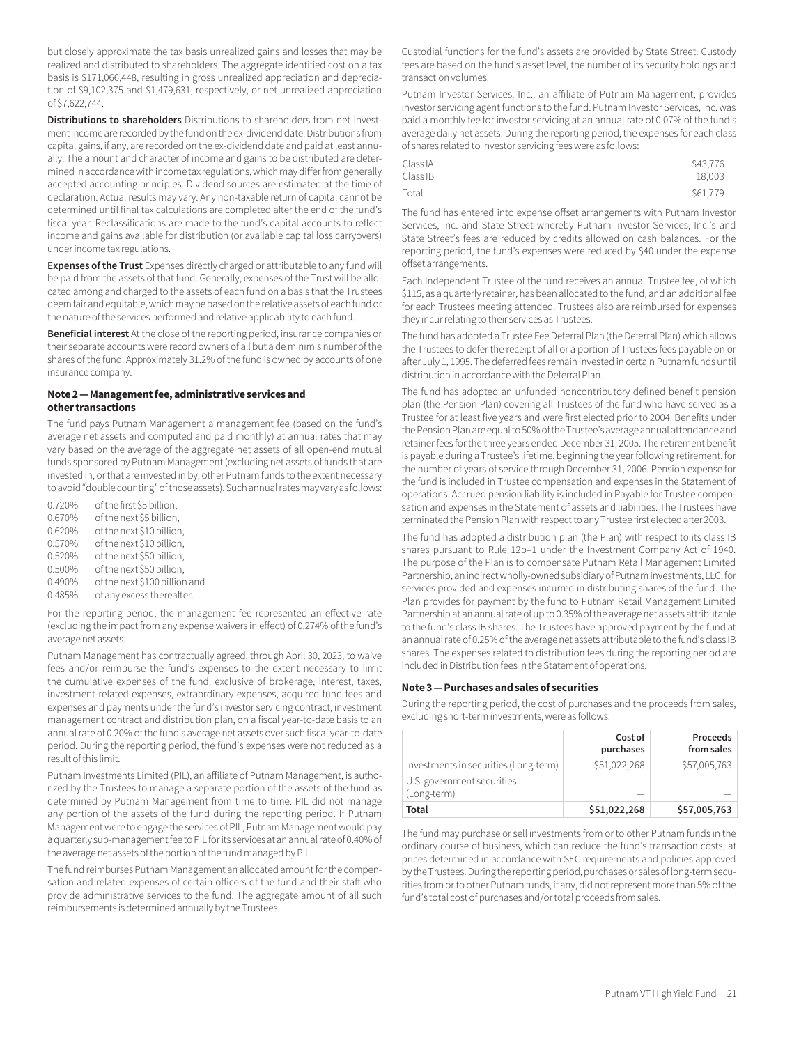but closely approximate the tax basis unrealized gains and losses that may be realized and distributed to shareholders. The aggregate identified cost on a tax basis is $171,066,448, resulting in gross unrealized appreciation and depreciation of $9,102,375 and $1,479,631, respectively, or net unrealized appreciation of $7,622,744.

**Distributions to shareholders** Distributions to shareholders from net investment income are recorded by the fund on the ex-dividend date. Distributions from capital gains, if any, are recorded on the ex-dividend date and paid at least annually. The amount and character of income and gains to be distributed are determined in accordance with income tax regulations, which may differ from generally accepted accounting principles. Dividend sources are estimated at the time of declaration. Actual results may vary. Any non-taxable return of capital cannot be determined until final tax calculations are completed after the end of the fund's fiscal year. Reclassifications are made to the fund's capital accounts to reflect income and gains available for distribution (or available capital loss carryovers) under income tax regulations.

**Expenses of the Trust** Expenses directly charged or attributable to any fund will be paid from the assets of that fund. Generally, expenses of the Trust will be allocated among and charged to the assets of each fund on a basis that the Trustees deem fair and equitable, which may be based on the relative assets of each fund or the nature of the services performed and relative applicability to each fund.

**Beneficial interest** At the close of the reporting period, insurance companies or their separate accounts were record owners of all but a de minimis number of the shares of the fund. Approximately 31.2% of the fund is owned by accounts of one insurance company.

### Note 2 — Management fee, administrative services and other transactions

The fund pays Putnam Management a management fee (based on the fund's average net assets and computed and paid monthly) at annual rates that may vary based on the average of the aggregate net assets of all open-end mutual funds sponsored by Putnam Management (excluding net assets of funds that are invested in, or that are invested in by, other Putnam funds to the extent necessary to avoid "double counting" of those assets). Such annual rates may vary as follows:

| | |
|---|---|
| 0.720% | of the first $5 billion, |
| 0.670% | of the next $5 billion, |
| 0.620% | of the next $10 billion, |
| 0.570% | of the next $10 billion, |
| 0.520% | of the next $50 billion, |
| 0.500% | of the next $50 billion, |
| 0.490% | of the next $100 billion and |
| 0.485% | of any excess thereafter. |

For the reporting period, the management fee represented an effective rate (excluding the impact from any expense waivers in effect) of 0.274% of the fund's average net assets.

Putnam Management has contractually agreed, through April 30, 2023, to waive fees and/or reimburse the fund's expenses to the extent necessary to limit the cumulative expenses of the fund, exclusive of brokerage, interest, taxes, investment-related expenses, extraordinary expenses, acquired fund fees and expenses and payments under the fund's investor servicing contract, investment management contract and distribution plan, on a fiscal year-to-date basis to an annual rate of 0.20% of the fund's average net assets over such fiscal year-to-date period. During the reporting period, the fund's expenses were not reduced as a result of this limit.

Putnam Investments Limited (PIL), an affiliate of Putnam Management, is authorized by the Trustees to manage a separate portion of the assets of the fund as determined by Putnam Management from time to time. PIL did not manage any portion of the assets of the fund during the reporting period. If Putnam Management were to engage the services of PIL, Putnam Management would pay a quarterly sub-management fee to PIL for its services at an annual rate of 0.40% of the average net assets of the portion of the fund managed by PIL.

The fund reimburses Putnam Management an allocated amount for the compensation and related expenses of certain officers of the fund and their staff who provide administrative services to the fund. The aggregate amount of all such reimbursements is determined annually by the Trustees.

Custodial functions for the fund's assets are provided by State Street. Custody fees are based on the fund's asset level, the number of its security holdings and transaction volumes.

Putnam Investor Services, Inc., an affiliate of Putnam Management, provides investor servicing agent functions to the fund. Putnam Investor Services, Inc. was paid a monthly fee for investor servicing at an annual rate of 0.07% of the fund's average daily net assets. During the reporting period, the expenses for each class of shares related to investor servicing fees were as follows:

| | |
|---|---|
| Class IA | $43,776 |
| Class IB | 18,003 |
| Total | $61,779 |

The fund has entered into expense offset arrangements with Putnam Investor Services, Inc. and State Street whereby Putnam Investor Services, Inc.'s and State Street's fees are reduced by credits allowed on cash balances. For the reporting period, the fund's expenses were reduced by $40 under the expense offset arrangements.

Each Independent Trustee of the fund receives an annual Trustee fee, of which $115, as a quarterly retainer, has been allocated to the fund, and an additional fee for each Trustees meeting attended. Trustees also are reimbursed for expenses they incur relating to their services as Trustees.

The fund has adopted a Trustee Fee Deferral Plan (the Deferral Plan) which allows the Trustees to defer the receipt of all or a portion of Trustees fees payable on or after July 1, 1995. The deferred fees remain invested in certain Putnam funds until distribution in accordance with the Deferral Plan.

The fund has adopted an unfunded noncontributory defined benefit pension plan (the Pension Plan) covering all Trustees of the fund who have served as a Trustee for at least five years and were first elected prior to 2004. Benefits under the Pension Plan are equal to 50% of the Trustee's average annual attendance and retainer fees for the three years ended December 31, 2005. The retirement benefit is payable during a Trustee's lifetime, beginning the year following retirement, for the number of years of service through December 31, 2006. Pension expense for the fund is included in Trustee compensation and expenses in the Statement of operations. Accrued pension liability is included in Payable for Trustee compensation and expenses in the Statement of assets and liabilities. The Trustees have terminated the Pension Plan with respect to any Trustee first elected after 2003.

The fund has adopted a distribution plan (the Plan) with respect to its class IB shares pursuant to Rule 12b–1 under the Investment Company Act of 1940. The purpose of the Plan is to compensate Putnam Retail Management Limited Partnership, an indirect wholly-owned subsidiary of Putnam Investments, LLC, for services provided and expenses incurred in distributing shares of the fund. The Plan provides for payment by the fund to Putnam Retail Management Limited Partnership at an annual rate of up to 0.35% of the average net assets attributable to the fund's class IB shares. The Trustees have approved payment by the fund at an annual rate of 0.25% of the average net assets attributable to the fund's class IB shares. The expenses related to distribution fees during the reporting period are included in Distribution fees in the Statement of operations.

### Note 3 — Purchases and sales of securities

During the reporting period, the cost of purchases and the proceeds from sales, excluding short-term investments, were as follows:

| | Cost of purchases | Proceeds from sales |
|---|---|---|
| Investments in securities (Long-term) | $51,022,268 | $57,005,763 |
| U.S. government securities (Long-term) | — | — |
| **Total** | **$51,022,268** | **$57,005,763** |

The fund may purchase or sell investments from or to other Putnam funds in the ordinary course of business, which can reduce the fund's transaction costs, at prices determined in accordance with SEC requirements and policies approved by the Trustees. During the reporting period, purchases or sales of long-term securities from or to other Putnam funds, if any, did not represent more than 5% of the fund's total cost of purchases and/or total proceeds from sales.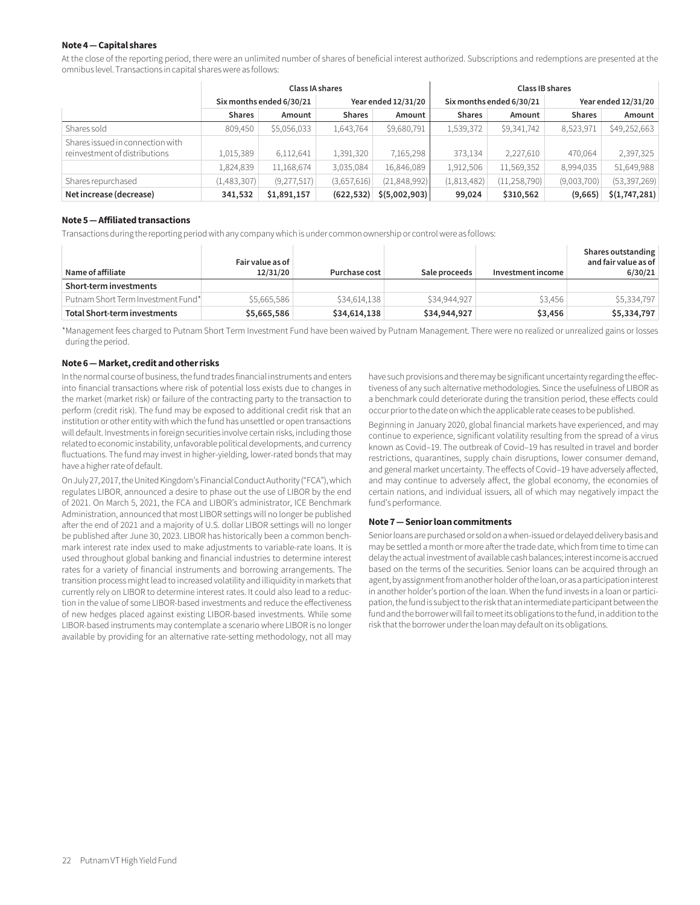### Note 4 — Capital shares

At the close of the reporting period, there were an unlimited number of shares of beneficial interest authorized. Subscriptions and redemptions are presented at the omnibus level. Transactions in capital shares were as follows:

| | Class IA shares | | | | Class IB shares | | | |
|---|---|---|---|---|---|---|---|---|
| | Six months ended 6/30/21 | | Year ended 12/31/20 | | Six months ended 6/30/21 | | Year ended 12/31/20 | |
| | Shares | Amount | Shares | Amount | Shares | Amount | Shares | Amount |
| Shares sold | 809,450 | $5,056,033 | 1,643,764 | $9,680,791 | 1,539,372 | $9,341,742 | 8,523,971 | $49,252,663 |
| Shares issued in connection with reinvestment of distributions | 1,015,389 | 6,112,641 | 1,391,320 | 7,165,298 | 373,134 | 2,227,610 | 470,064 | 2,397,325 |
| | 1,824,839 | 11,168,674 | 3,035,084 | 16,846,089 | 1,912,506 | 11,569,352 | 8,994,035 | 51,649,988 |
| Shares repurchased | (1,483,307) | (9,277,517) | (3,657,616) | (21,848,992) | (1,813,482) | (11,258,790) | (9,003,700) | (53,397,269) |
| **Net increase (decrease)** | **341,532** | **$1,891,157** | **(622,532)** | **$(5,002,903)** | **99,024** | **$310,562** | **(9,665)** | **$(1,747,281)** |

### Note 5 — Affiliated transactions

Transactions during the reporting period with any company which is under common ownership or control were as follows:

| Name of affiliate | Fair value as of 12/31/20 | Purchase cost | Sale proceeds | Investment income | Shares outstanding and fair value as of 6/30/21 |
|---|---|---|---|---|---|
| **Short-term investments** | | | | | |
| Putnam Short Term Investment Fund* | $5,665,586 | $34,614,138 | $34,944,927 | $3,456 | $5,334,797 |
| **Total Short-term investments** | **$5,665,586** | **$34,614,138** | **$34,944,927** | **$3,456** | **$5,334,797** |

*Management fees charged to Putnam Short Term Investment Fund have been waived by Putnam Management. There were no realized or unrealized gains or losses during the period.

### Note 6 — Market, credit and other risks

In the normal course of business, the fund trades financial instruments and enters into financial transactions where risk of potential loss exists due to changes in the market (market risk) or failure of the contracting party to the transaction to perform (credit risk). The fund may be exposed to additional credit risk that an institution or other entity with which the fund has unsettled or open transactions will default. Investments in foreign securities involve certain risks, including those related to economic instability, unfavorable political developments, and currency fluctuations. The fund may invest in higher-yielding, lower-rated bonds that may have a higher rate of default.

On July 27, 2017, the United Kingdom's Financial Conduct Authority ("FCA"), which regulates LIBOR, announced a desire to phase out the use of LIBOR by the end of 2021. On March 5, 2021, the FCA and LIBOR's administrator, ICE Benchmark Administration, announced that most LIBOR settings will no longer be published after the end of 2021 and a majority of U.S. dollar LIBOR settings will no longer be published after June 30, 2023. LIBOR has historically been a common benchmark interest rate index used to make adjustments to variable-rate loans. It is used throughout global banking and financial industries to determine interest rates for a variety of financial instruments and borrowing arrangements. The transition process might lead to increased volatility and illiquidity in markets that currently rely on LIBOR to determine interest rates. It could also lead to a reduction in the value of some LIBOR-based investments and reduce the effectiveness of new hedges placed against existing LIBOR-based investments. While some LIBOR-based instruments may contemplate a scenario where LIBOR is no longer available by providing for an alternative rate-setting methodology, not all may have such provisions and there may be significant uncertainty regarding the effectiveness of any such alternative methodologies. Since the usefulness of LIBOR as a benchmark could deteriorate during the transition period, these effects could occur prior to the date on which the applicable rate ceases to be published.

Beginning in January 2020, global financial markets have experienced, and may continue to experience, significant volatility resulting from the spread of a virus known as Covid–19. The outbreak of Covid–19 has resulted in travel and border restrictions, quarantines, supply chain disruptions, lower consumer demand, and general market uncertainty. The effects of Covid–19 have adversely affected, and may continue to adversely affect, the global economy, the economies of certain nations, and individual issuers, all of which may negatively impact the fund's performance.

### Note 7 — Senior loan commitments

Senior loans are purchased or sold on a when-issued or delayed delivery basis and may be settled a month or more after the trade date, which from time to time can delay the actual investment of available cash balances; interest income is accrued based on the terms of the securities. Senior loans can be acquired through an agent, by assignment from another holder of the loan, or as a participation interest in another holder's portion of the loan. When the fund invests in a loan or participation, the fund is subject to the risk that an intermediate participant between the fund and the borrower will fail to meet its obligations to the fund, in addition to the risk that the borrower under the loan may default on its obligations.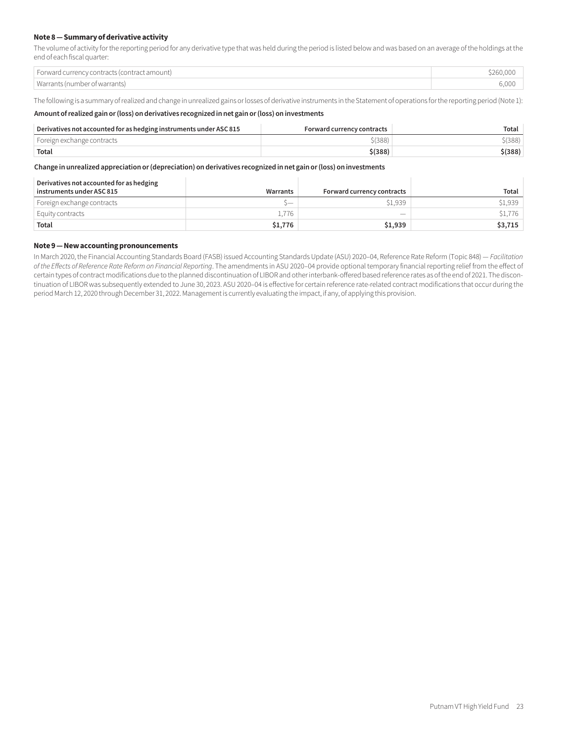### Note 8 — Summary of derivative activity

The volume of activity for the reporting period for any derivative type that was held during the period is listed below and was based on an average of the holdings at the end of each fiscal quarter:

| | |
|---|---|
| Forward currency contracts (contract amount) | $260,000 |
| Warrants (number of warrants) | 6,000 |

The following is a summary of realized and change in unrealized gains or losses of derivative instruments in the Statement of operations for the reporting period (Note 1):

**Amount of realized gain or (loss) on derivatives recognized in net gain or (loss) on investments**

| Derivatives not accounted for as hedging instruments under ASC 815 | Forward currency contracts | Total |
|---|---|---|
| Foreign exchange contracts | $(388) | $(388) |
| **Total** | **$(388)** | **$(388)** |

**Change in unrealized appreciation or (depreciation) on derivatives recognized in net gain or (loss) on investments**

| Derivatives not accounted for as hedging instruments under ASC 815 | Warrants | Forward currency contracts | Total |
|---|---|---|---|
| Foreign exchange contracts | $— | $1,939 | $1,939 |
| Equity contracts | 1,776 | — | $1,776 |
| **Total** | **$1,776** | **$1,939** | **$3,715** |

### Note 9 — New accounting pronouncements

In March 2020, the Financial Accounting Standards Board (FASB) issued Accounting Standards Update (ASU) 2020–04, Reference Rate Reform (Topic 848) — *Facilitation of the Effects of Reference Rate Reform on Financial Reporting*. The amendments in ASU 2020–04 provide optional temporary financial reporting relief from the effect of certain types of contract modifications due to the planned discontinuation of LIBOR and other interbank-offered based reference rates as of the end of 2021. The discontinuation of LIBOR was subsequently extended to June 30, 2023. ASU 2020–04 is effective for certain reference rate-related contract modifications that occur during the period March 12, 2020 through December 31, 2022. Management is currently evaluating the impact, if any, of applying this provision.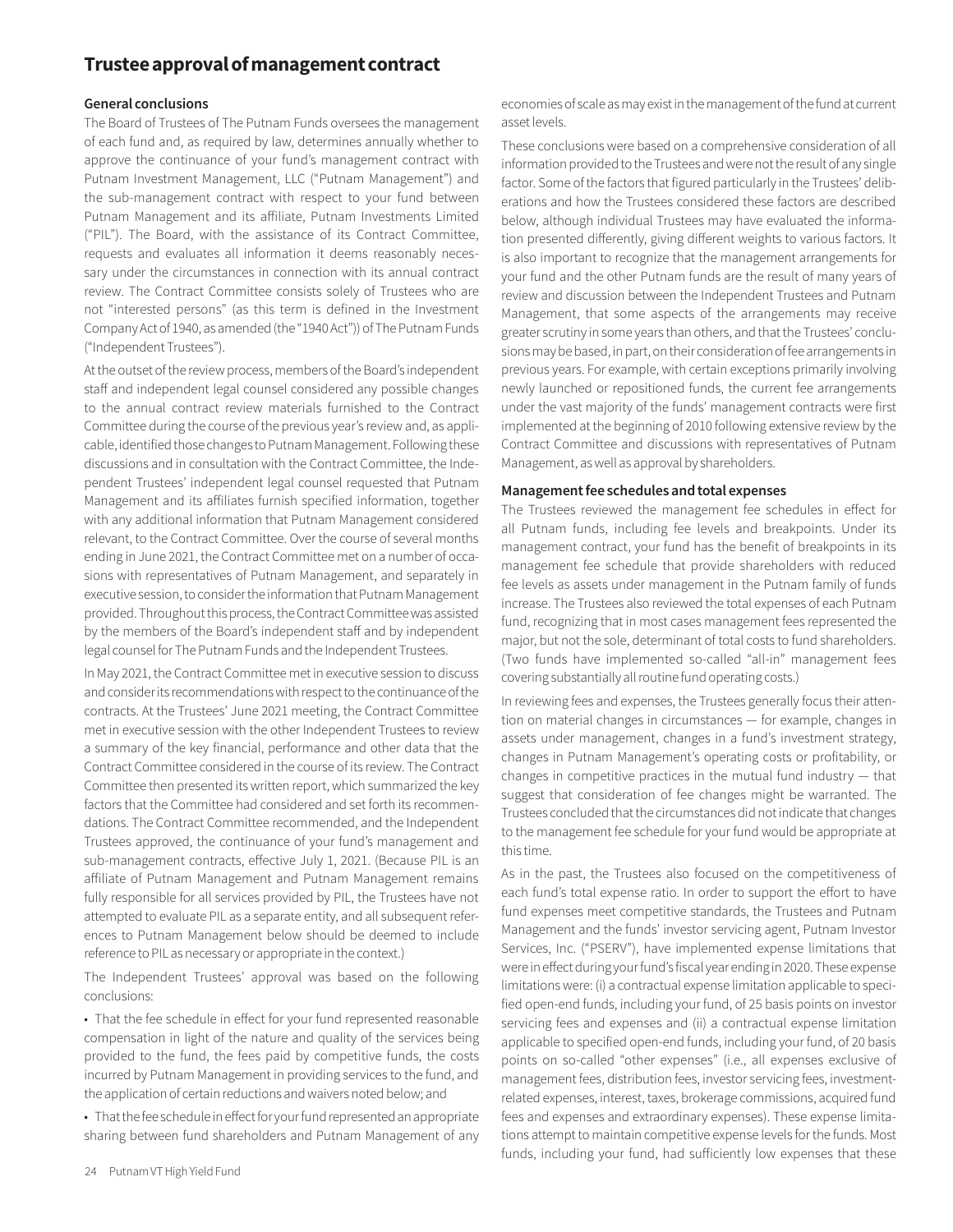## Trustee approval of management contract

### General conclusions

The Board of Trustees of The Putnam Funds oversees the management of each fund and, as required by law, determines annually whether to approve the continuance of your fund's management contract with Putnam Investment Management, LLC ("Putnam Management") and the sub-management contract with respect to your fund between Putnam Management and its affiliate, Putnam Investments Limited ("PIL"). The Board, with the assistance of its Contract Committee, requests and evaluates all information it deems reasonably necessary under the circumstances in connection with its annual contract review. The Contract Committee consists solely of Trustees who are not "interested persons" (as this term is defined in the Investment Company Act of 1940, as amended (the "1940 Act")) of The Putnam Funds ("Independent Trustees").

At the outset of the review process, members of the Board's independent staff and independent legal counsel considered any possible changes to the annual contract review materials furnished to the Contract Committee during the course of the previous year's review and, as applicable, identified those changes to Putnam Management. Following these discussions and in consultation with the Contract Committee, the Independent Trustees' independent legal counsel requested that Putnam Management and its affiliates furnish specified information, together with any additional information that Putnam Management considered relevant, to the Contract Committee. Over the course of several months ending in June 2021, the Contract Committee met on a number of occasions with representatives of Putnam Management, and separately in executive session, to consider the information that Putnam Management provided. Throughout this process, the Contract Committee was assisted by the members of the Board's independent staff and by independent legal counsel for The Putnam Funds and the Independent Trustees.

In May 2021, the Contract Committee met in executive session to discuss and consider its recommendations with respect to the continuance of the contracts. At the Trustees' June 2021 meeting, the Contract Committee met in executive session with the other Independent Trustees to review a summary of the key financial, performance and other data that the Contract Committee considered in the course of its review. The Contract Committee then presented its written report, which summarized the key factors that the Committee had considered and set forth its recommendations. The Contract Committee recommended, and the Independent Trustees approved, the continuance of your fund's management and sub-management contracts, effective July 1, 2021. (Because PIL is an affiliate of Putnam Management and Putnam Management remains fully responsible for all services provided by PIL, the Trustees have not attempted to evaluate PIL as a separate entity, and all subsequent references to Putnam Management below should be deemed to include reference to PIL as necessary or appropriate in the context.)

The Independent Trustees' approval was based on the following conclusions:

- That the fee schedule in effect for your fund represented reasonable compensation in light of the nature and quality of the services being provided to the fund, the fees paid by competitive funds, the costs incurred by Putnam Management in providing services to the fund, and the application of certain reductions and waivers noted below; and
- That the fee schedule in effect for your fund represented an appropriate sharing between fund shareholders and Putnam Management of any economies of scale as may exist in the management of the fund at current asset levels.

These conclusions were based on a comprehensive consideration of all information provided to the Trustees and were not the result of any single factor. Some of the factors that figured particularly in the Trustees' deliberations and how the Trustees considered these factors are described below, although individual Trustees may have evaluated the information presented differently, giving different weights to various factors. It is also important to recognize that the management arrangements for your fund and the other Putnam funds are the result of many years of review and discussion between the Independent Trustees and Putnam Management, that some aspects of the arrangements may receive greater scrutiny in some years than others, and that the Trustees' conclusions may be based, in part, on their consideration of fee arrangements in previous years. For example, with certain exceptions primarily involving newly launched or repositioned funds, the current fee arrangements under the vast majority of the funds' management contracts were first implemented at the beginning of 2010 following extensive review by the Contract Committee and discussions with representatives of Putnam Management, as well as approval by shareholders.

### Management fee schedules and total expenses

The Trustees reviewed the management fee schedules in effect for all Putnam funds, including fee levels and breakpoints. Under its management contract, your fund has the benefit of breakpoints in its management fee schedule that provide shareholders with reduced fee levels as assets under management in the Putnam family of funds increase. The Trustees also reviewed the total expenses of each Putnam fund, recognizing that in most cases management fees represented the major, but not the sole, determinant of total costs to fund shareholders. (Two funds have implemented so-called "all-in" management fees covering substantially all routine fund operating costs.)

In reviewing fees and expenses, the Trustees generally focus their attention on material changes in circumstances — for example, changes in assets under management, changes in a fund's investment strategy, changes in Putnam Management's operating costs or profitability, or changes in competitive practices in the mutual fund industry — that suggest that consideration of fee changes might be warranted. The Trustees concluded that the circumstances did not indicate that changes to the management fee schedule for your fund would be appropriate at this time.

As in the past, the Trustees also focused on the competitiveness of each fund's total expense ratio. In order to support the effort to have fund expenses meet competitive standards, the Trustees and Putnam Management and the funds' investor servicing agent, Putnam Investor Services, Inc. ("PSERV"), have implemented expense limitations that were in effect during your fund's fiscal year ending in 2020. These expense limitations were: (i) a contractual expense limitation applicable to specified open-end funds, including your fund, of 25 basis points on investor servicing fees and expenses and (ii) a contractual expense limitation applicable to specified open-end funds, including your fund, of 20 basis points on so-called "other expenses" (i.e., all expenses exclusive of management fees, distribution fees, investor servicing fees, investment-related expenses, interest, taxes, brokerage commissions, acquired fund fees and expenses and extraordinary expenses). These expense limitations attempt to maintain competitive expense levels for the funds. Most funds, including your fund, had sufficiently low expenses that these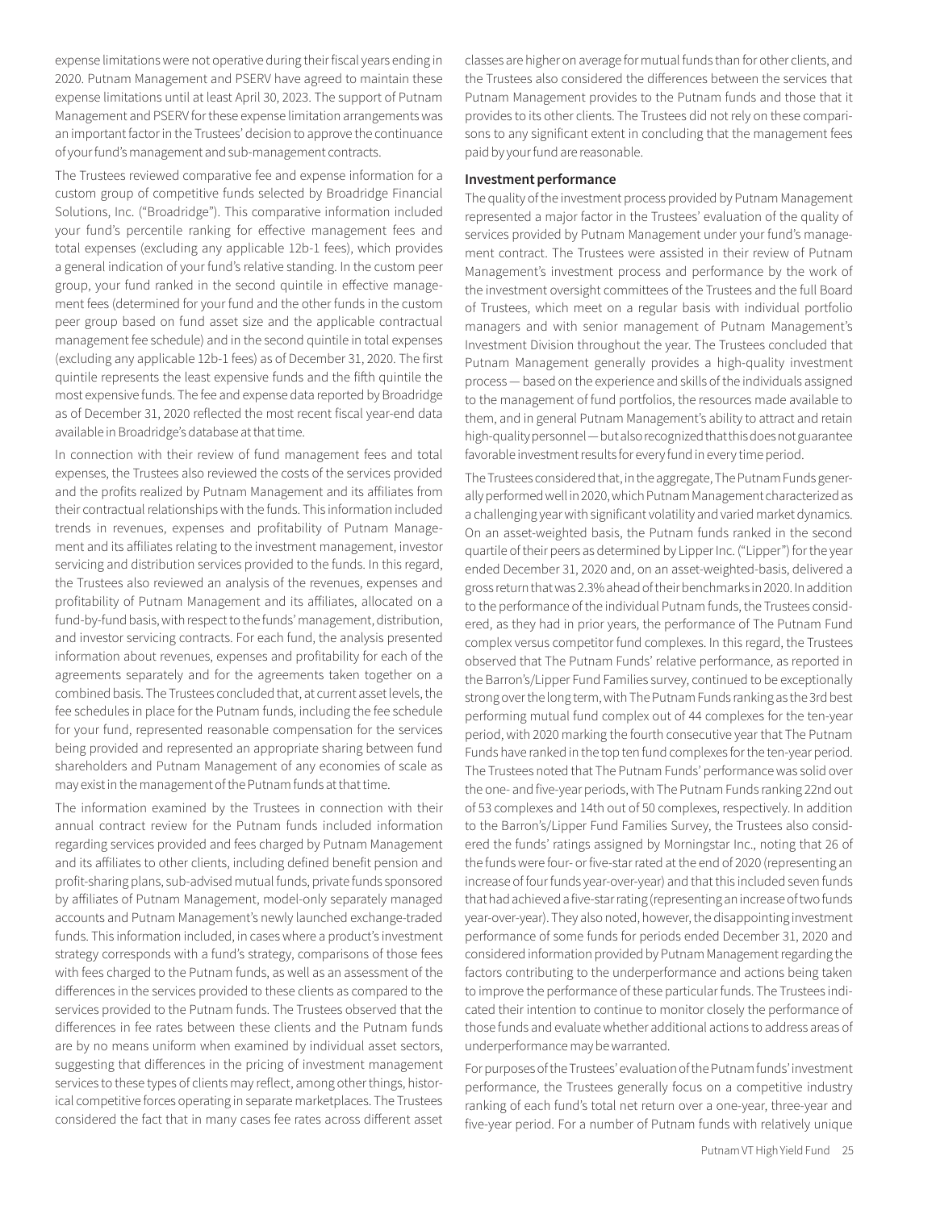expense limitations were not operative during their fiscal years ending in 2020. Putnam Management and PSERV have agreed to maintain these expense limitations until at least April 30, 2023. The support of Putnam Management and PSERV for these expense limitation arrangements was an important factor in the Trustees' decision to approve the continuance of your fund's management and sub-management contracts.

The Trustees reviewed comparative fee and expense information for a custom group of competitive funds selected by Broadridge Financial Solutions, Inc. ("Broadridge"). This comparative information included your fund's percentile ranking for effective management fees and total expenses (excluding any applicable 12b-1 fees), which provides a general indication of your fund's relative standing. In the custom peer group, your fund ranked in the second quintile in effective management fees (determined for your fund and the other funds in the custom peer group based on fund asset size and the applicable contractual management fee schedule) and in the second quintile in total expenses (excluding any applicable 12b-1 fees) as of December 31, 2020. The first quintile represents the least expensive funds and the fifth quintile the most expensive funds. The fee and expense data reported by Broadridge as of December 31, 2020 reflected the most recent fiscal year-end data available in Broadridge's database at that time.

In connection with their review of fund management fees and total expenses, the Trustees also reviewed the costs of the services provided and the profits realized by Putnam Management and its affiliates from their contractual relationships with the funds. This information included trends in revenues, expenses and profitability of Putnam Management and its affiliates relating to the investment management, investor servicing and distribution services provided to the funds. In this regard, the Trustees also reviewed an analysis of the revenues, expenses and profitability of Putnam Management and its affiliates, allocated on a fund-by-fund basis, with respect to the funds' management, distribution, and investor servicing contracts. For each fund, the analysis presented information about revenues, expenses and profitability for each of the agreements separately and for the agreements taken together on a combined basis. The Trustees concluded that, at current asset levels, the fee schedules in place for the Putnam funds, including the fee schedule for your fund, represented reasonable compensation for the services being provided and represented an appropriate sharing between fund shareholders and Putnam Management of any economies of scale as may exist in the management of the Putnam funds at that time.

The information examined by the Trustees in connection with their annual contract review for the Putnam funds included information regarding services provided and fees charged by Putnam Management and its affiliates to other clients, including defined benefit pension and profit-sharing plans, sub-advised mutual funds, private funds sponsored by affiliates of Putnam Management, model-only separately managed accounts and Putnam Management's newly launched exchange-traded funds. This information included, in cases where a product's investment strategy corresponds with a fund's strategy, comparisons of those fees with fees charged to the Putnam funds, as well as an assessment of the differences in the services provided to these clients as compared to the services provided to the Putnam funds. The Trustees observed that the differences in fee rates between these clients and the Putnam funds are by no means uniform when examined by individual asset sectors, suggesting that differences in the pricing of investment management services to these types of clients may reflect, among other things, historical competitive forces operating in separate marketplaces. The Trustees considered the fact that in many cases fee rates across different asset classes are higher on average for mutual funds than for other clients, and the Trustees also considered the differences between the services that Putnam Management provides to the Putnam funds and those that it provides to its other clients. The Trustees did not rely on these comparisons to any significant extent in concluding that the management fees paid by your fund are reasonable.

**Investment performance**

The quality of the investment process provided by Putnam Management represented a major factor in the Trustees' evaluation of the quality of services provided by Putnam Management under your fund's management contract. The Trustees were assisted in their review of Putnam Management's investment process and performance by the work of the investment oversight committees of the Trustees and the full Board of Trustees, which meet on a regular basis with individual portfolio managers and with senior management of Putnam Management's Investment Division throughout the year. The Trustees concluded that Putnam Management generally provides a high-quality investment process — based on the experience and skills of the individuals assigned to the management of fund portfolios, the resources made available to them, and in general Putnam Management's ability to attract and retain high-quality personnel — but also recognized that this does not guarantee favorable investment results for every fund in every time period.

The Trustees considered that, in the aggregate, The Putnam Funds generally performed well in 2020, which Putnam Management characterized as a challenging year with significant volatility and varied market dynamics. On an asset-weighted basis, the Putnam funds ranked in the second quartile of their peers as determined by Lipper Inc. ("Lipper") for the year ended December 31, 2020 and, on an asset-weighted-basis, delivered a gross return that was 2.3% ahead of their benchmarks in 2020. In addition to the performance of the individual Putnam funds, the Trustees considered, as they had in prior years, the performance of The Putnam Fund complex versus competitor fund complexes. In this regard, the Trustees observed that The Putnam Funds' relative performance, as reported in the Barron's/Lipper Fund Families survey, continued to be exceptionally strong over the long term, with The Putnam Funds ranking as the 3rd best performing mutual fund complex out of 44 complexes for the ten-year period, with 2020 marking the fourth consecutive year that The Putnam Funds have ranked in the top ten fund complexes for the ten-year period. The Trustees noted that The Putnam Funds' performance was solid over the one- and five-year periods, with The Putnam Funds ranking 22nd out of 53 complexes and 14th out of 50 complexes, respectively. In addition to the Barron's/Lipper Fund Families Survey, the Trustees also considered the funds' ratings assigned by Morningstar Inc., noting that 26 of the funds were four- or five-star rated at the end of 2020 (representing an increase of four funds year-over-year) and that this included seven funds that had achieved a five-star rating (representing an increase of two funds year-over-year). They also noted, however, the disappointing investment performance of some funds for periods ended December 31, 2020 and considered information provided by Putnam Management regarding the factors contributing to the underperformance and actions being taken to improve the performance of these particular funds. The Trustees indicated their intention to continue to monitor closely the performance of those funds and evaluate whether additional actions to address areas of underperformance may be warranted.

For purposes of the Trustees' evaluation of the Putnam funds' investment performance, the Trustees generally focus on a competitive industry ranking of each fund's total net return over a one-year, three-year and five-year period. For a number of Putnam funds with relatively unique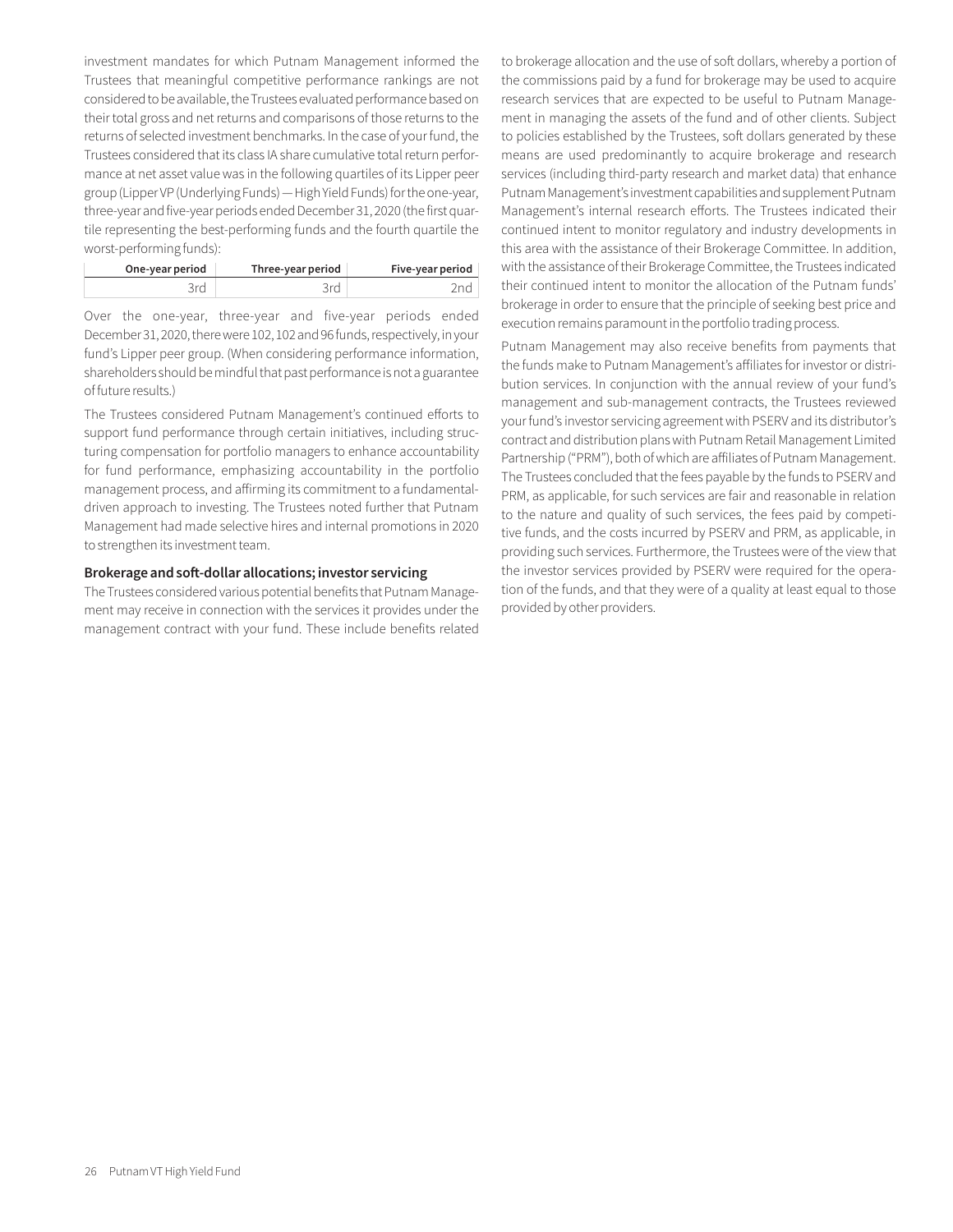investment mandates for which Putnam Management informed the Trustees that meaningful competitive performance rankings are not considered to be available, the Trustees evaluated performance based on their total gross and net returns and comparisons of those returns to the returns of selected investment benchmarks. In the case of your fund, the Trustees considered that its class IA share cumulative total return performance at net asset value was in the following quartiles of its Lipper peer group (Lipper VP (Underlying Funds) — High Yield Funds) for the one-year, three-year and five-year periods ended December 31, 2020 (the first quartile representing the best-performing funds and the fourth quartile the worst-performing funds):

| One-year period | Three-year period | Five-year period |
|---|---|---|
| 3rd | 3rd | 2nd |

Over the one-year, three-year and five-year periods ended December 31, 2020, there were 102, 102 and 96 funds, respectively, in your fund's Lipper peer group. (When considering performance information, shareholders should be mindful that past performance is not a guarantee of future results.)

The Trustees considered Putnam Management's continued efforts to support fund performance through certain initiatives, including structuring compensation for portfolio managers to enhance accountability for fund performance, emphasizing accountability in the portfolio management process, and affirming its commitment to a fundamental-driven approach to investing. The Trustees noted further that Putnam Management had made selective hires and internal promotions in 2020 to strengthen its investment team.

**Brokerage and soft-dollar allocations; investor servicing**

The Trustees considered various potential benefits that Putnam Management may receive in connection with the services it provides under the management contract with your fund. These include benefits related to brokerage allocation and the use of soft dollars, whereby a portion of the commissions paid by a fund for brokerage may be used to acquire research services that are expected to be useful to Putnam Management in managing the assets of the fund and of other clients. Subject to policies established by the Trustees, soft dollars generated by these means are used predominantly to acquire brokerage and research services (including third-party research and market data) that enhance Putnam Management's investment capabilities and supplement Putnam Management's internal research efforts. The Trustees indicated their continued intent to monitor regulatory and industry developments in this area with the assistance of their Brokerage Committee. In addition, with the assistance of their Brokerage Committee, the Trustees indicated their continued intent to monitor the allocation of the Putnam funds' brokerage in order to ensure that the principle of seeking best price and execution remains paramount in the portfolio trading process.

Putnam Management may also receive benefits from payments that the funds make to Putnam Management's affiliates for investor or distribution services. In conjunction with the annual review of your fund's management and sub-management contracts, the Trustees reviewed your fund's investor servicing agreement with PSERV and its distributor's contract and distribution plans with Putnam Retail Management Limited Partnership ("PRM"), both of which are affiliates of Putnam Management. The Trustees concluded that the fees payable by the funds to PSERV and PRM, as applicable, for such services are fair and reasonable in relation to the nature and quality of such services, the fees paid by competitive funds, and the costs incurred by PSERV and PRM, as applicable, in providing such services. Furthermore, the Trustees were of the view that the investor services provided by PSERV were required for the operation of the funds, and that they were of a quality at least equal to those provided by other providers.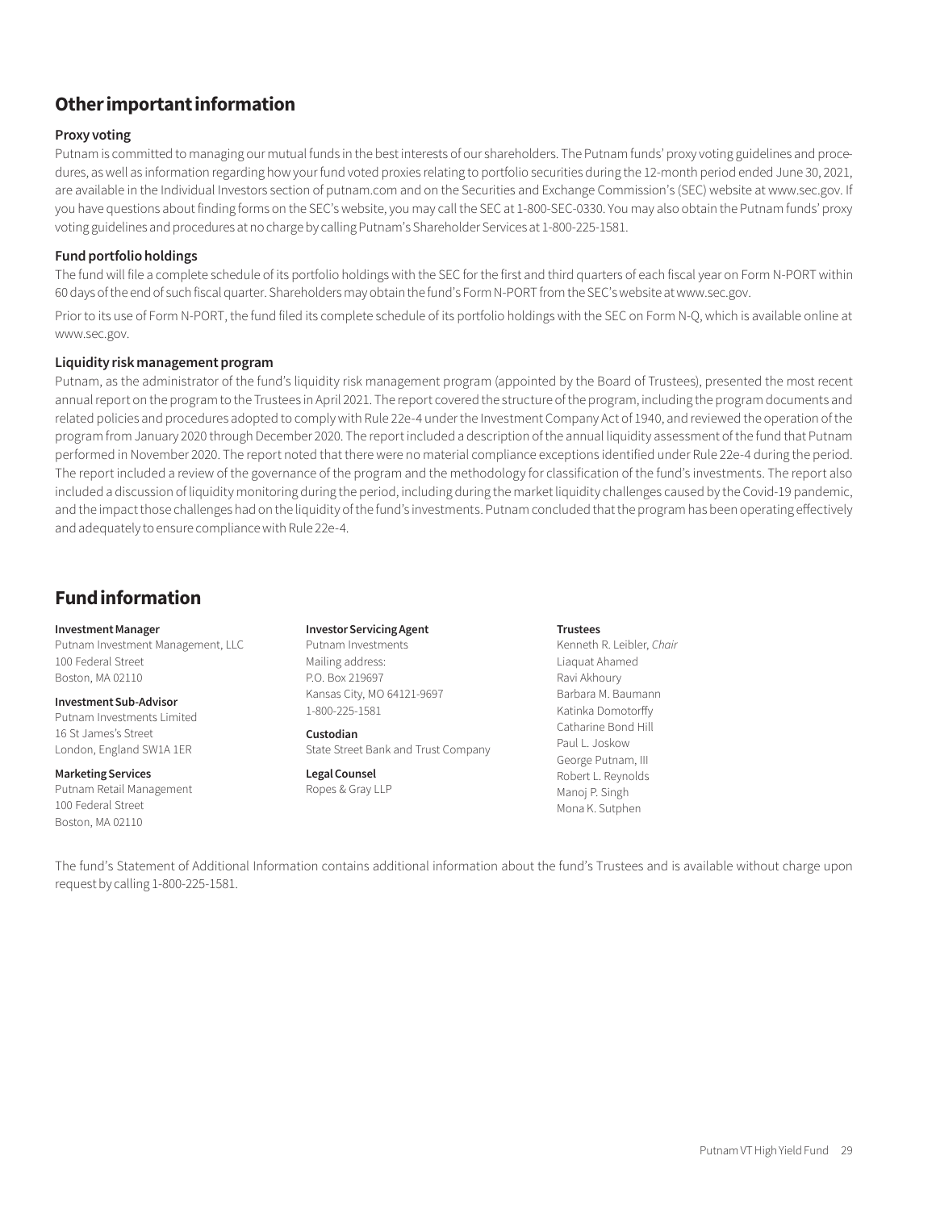## Other important information

### Proxy voting

Putnam is committed to managing our mutual funds in the best interests of our shareholders. The Putnam funds' proxy voting guidelines and procedures, as well as information regarding how your fund voted proxies relating to portfolio securities during the 12-month period ended June 30, 2021, are available in the Individual Investors section of putnam.com and on the Securities and Exchange Commission's (SEC) website at www.sec.gov. If you have questions about finding forms on the SEC's website, you may call the SEC at 1-800-SEC-0330. You may also obtain the Putnam funds' proxy voting guidelines and procedures at no charge by calling Putnam's Shareholder Services at 1-800-225-1581.

### Fund portfolio holdings

The fund will file a complete schedule of its portfolio holdings with the SEC for the first and third quarters of each fiscal year on Form N-PORT within 60 days of the end of such fiscal quarter. Shareholders may obtain the fund's Form N-PORT from the SEC's website at www.sec.gov.

Prior to its use of Form N-PORT, the fund filed its complete schedule of its portfolio holdings with the SEC on Form N-Q, which is available online at www.sec.gov.

### Liquidity risk management program

Putnam, as the administrator of the fund's liquidity risk management program (appointed by the Board of Trustees), presented the most recent annual report on the program to the Trustees in April 2021. The report covered the structure of the program, including the program documents and related policies and procedures adopted to comply with Rule 22e-4 under the Investment Company Act of 1940, and reviewed the operation of the program from January 2020 through December 2020. The report included a description of the annual liquidity assessment of the fund that Putnam performed in November 2020. The report noted that there were no material compliance exceptions identified under Rule 22e-4 during the period. The report included a review of the governance of the program and the methodology for classification of the fund's investments. The report also included a discussion of liquidity monitoring during the period, including during the market liquidity challenges caused by the Covid-19 pandemic, and the impact those challenges had on the liquidity of the fund's investments. Putnam concluded that the program has been operating effectively and adequately to ensure compliance with Rule 22e-4.

## Fund information

**Investment Manager**
Putnam Investment Management, LLC
100 Federal Street
Boston, MA 02110

**Investment Sub-Advisor**
Putnam Investments Limited
16 St James's Street
London, England SW1A 1ER

**Marketing Services**
Putnam Retail Management
100 Federal Street
Boston, MA 02110

**Investor Servicing Agent**
Putnam Investments
Mailing address:
P.O. Box 219697
Kansas City, MO 64121-9697
1-800-225-1581

**Custodian**
State Street Bank and Trust Company

**Legal Counsel**
Ropes & Gray LLP

**Trustees**
Kenneth R. Leibler, *Chair*
Liaquat Ahamed
Ravi Akhoury
Barbara M. Baumann
Katinka Domotorffy
Catharine Bond Hill
Paul L. Joskow
George Putnam, III
Robert L. Reynolds
Manoj P. Singh
Mona K. Sutphen

The fund's Statement of Additional Information contains additional information about the fund's Trustees and is available without charge upon request by calling 1-800-225-1581.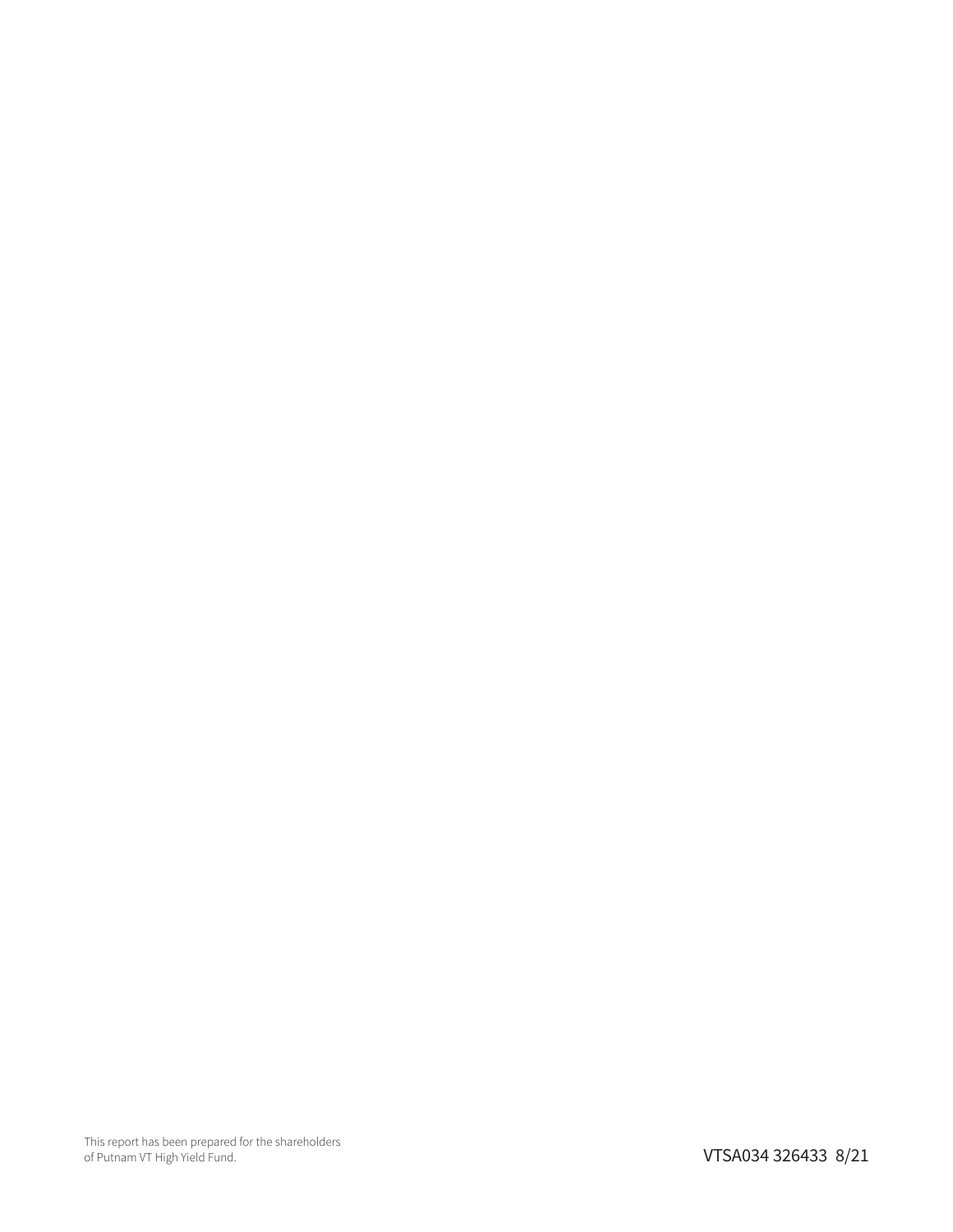This report has been prepared for the shareholders of Putnam VT High Yield Fund.

VTSA034 326433 8/21